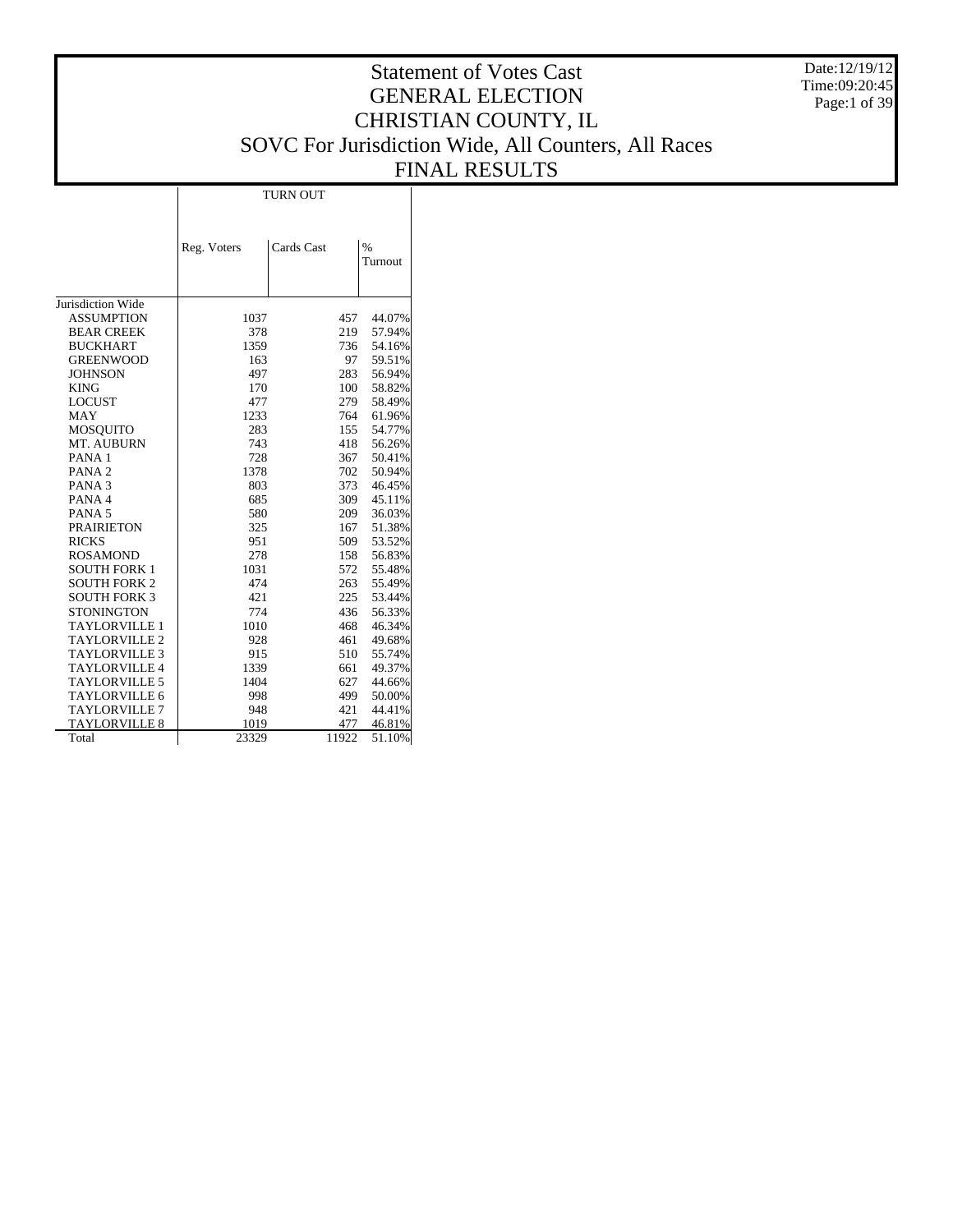# Statement of Votes Cast
# GENERAL ELECTION
# CHRISTIAN COUNTY, IL
# SOVC For Jurisdiction Wide, All Counters, All Races
# FINAL RESULTS

Date:12/19/12
Time:09:20:45

| | TURN OUT | | |
|---|---|---|---|
| | Reg. Voters | Cards Cast | % Turnout |
| Jurisdiction Wide | | | |
| ASSUMPTION | 1037 | 457 | 44.07% |
| BEAR CREEK | 378 | 219 | 57.94% |
| BUCKHART | 1359 | 736 | 54.16% |
| GREENWOOD | 163 | 97 | 59.51% |
| JOHNSON | 497 | 283 | 56.94% |
| KING | 170 | 100 | 58.82% |
| LOCUST | 477 | 279 | 58.49% |
| MAY | 1233 | 764 | 61.96% |
| MOSQUITO | 283 | 155 | 54.77% |
| MT. AUBURN | 743 | 418 | 56.26% |
| PANA 1 | 728 | 367 | 50.41% |
| PANA 2 | 1378 | 702 | 50.94% |
| PANA 3 | 803 | 373 | 46.45% |
| PANA 4 | 685 | 309 | 45.11% |
| PANA 5 | 580 | 209 | 36.03% |
| PRAIRIETON | 325 | 167 | 51.38% |
| RICKS | 951 | 509 | 53.52% |
| ROSAMOND | 278 | 158 | 56.83% |
| SOUTH FORK 1 | 1031 | 572 | 55.48% |
| SOUTH FORK 2 | 474 | 263 | 55.49% |
| SOUTH FORK 3 | 421 | 225 | 53.44% |
| STONINGTON | 774 | 436 | 56.33% |
| TAYLORVILLE 1 | 1010 | 468 | 46.34% |
| TAYLORVILLE 2 | 928 | 461 | 49.68% |
| TAYLORVILLE 3 | 915 | 510 | 55.74% |
| TAYLORVILLE 4 | 1339 | 661 | 49.37% |
| TAYLORVILLE 5 | 1404 | 627 | 44.66% |
| TAYLORVILLE 6 | 998 | 499 | 50.00% |
| TAYLORVILLE 7 | 948 | 421 | 44.41% |
| TAYLORVILLE 8 | 1019 | 477 | 46.81% |
| Total | 23329 | 11922 | 51.10% |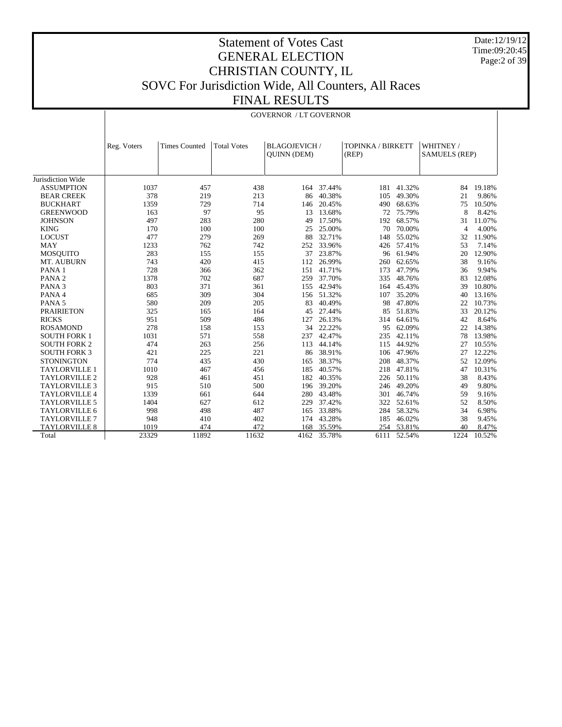# Statement of Votes Cast
# GENERAL ELECTION
# CHRISTIAN COUNTY, IL
# SOVC For Jurisdiction Wide, All Counters, All Races
# FINAL RESULTS

Date:12/19/12
Time:09:20:45

GOVERNOR / LT GOVERNOR

| | Reg. Voters | Times Counted | Total Votes | BLAGOJEVICH / QUINN (DEM) | | TOPINKA / BIRKETT (REP) | | WHITNEY / SAMUELS (REP) | |
|---|---|---|---|---|---|---|---|---|---|
| Jurisdiction Wide | | | | | | | | | |
| ASSUMPTION | 1037 | 457 | 438 | 164 | 37.44% | 181 | 41.32% | 84 | 19.18% |
| BEAR CREEK | 378 | 219 | 213 | 86 | 40.38% | 105 | 49.30% | 21 | 9.86% |
| BUCKHART | 1359 | 729 | 714 | 146 | 20.45% | 490 | 68.63% | 75 | 10.50% |
| GREENWOOD | 163 | 97 | 95 | 13 | 13.68% | 72 | 75.79% | 8 | 8.42% |
| JOHNSON | 497 | 283 | 280 | 49 | 17.50% | 192 | 68.57% | 31 | 11.07% |
| KING | 170 | 100 | 100 | 25 | 25.00% | 70 | 70.00% | 4 | 4.00% |
| LOCUST | 477 | 279 | 269 | 88 | 32.71% | 148 | 55.02% | 32 | 11.90% |
| MAY | 1233 | 762 | 742 | 252 | 33.96% | 426 | 57.41% | 53 | 7.14% |
| MOSQUITO | 283 | 155 | 155 | 37 | 23.87% | 96 | 61.94% | 20 | 12.90% |
| MT. AUBURN | 743 | 420 | 415 | 112 | 26.99% | 260 | 62.65% | 38 | 9.16% |
| PANA 1 | 728 | 366 | 362 | 151 | 41.71% | 173 | 47.79% | 36 | 9.94% |
| PANA 2 | 1378 | 702 | 687 | 259 | 37.70% | 335 | 48.76% | 83 | 12.08% |
| PANA 3 | 803 | 371 | 361 | 155 | 42.94% | 164 | 45.43% | 39 | 10.80% |
| PANA 4 | 685 | 309 | 304 | 156 | 51.32% | 107 | 35.20% | 40 | 13.16% |
| PANA 5 | 580 | 209 | 205 | 83 | 40.49% | 98 | 47.80% | 22 | 10.73% |
| PRAIRIETON | 325 | 165 | 164 | 45 | 27.44% | 85 | 51.83% | 33 | 20.12% |
| RICKS | 951 | 509 | 486 | 127 | 26.13% | 314 | 64.61% | 42 | 8.64% |
| ROSAMOND | 278 | 158 | 153 | 34 | 22.22% | 95 | 62.09% | 22 | 14.38% |
| SOUTH FORK 1 | 1031 | 571 | 558 | 237 | 42.47% | 235 | 42.11% | 78 | 13.98% |
| SOUTH FORK 2 | 474 | 263 | 256 | 113 | 44.14% | 115 | 44.92% | 27 | 10.55% |
| SOUTH FORK 3 | 421 | 225 | 221 | 86 | 38.91% | 106 | 47.96% | 27 | 12.22% |
| STONINGTON | 774 | 435 | 430 | 165 | 38.37% | 208 | 48.37% | 52 | 12.09% |
| TAYLORVILLE 1 | 1010 | 467 | 456 | 185 | 40.57% | 218 | 47.81% | 47 | 10.31% |
| TAYLORVILLE 2 | 928 | 461 | 451 | 182 | 40.35% | 226 | 50.11% | 38 | 8.43% |
| TAYLORVILLE 3 | 915 | 510 | 500 | 196 | 39.20% | 246 | 49.20% | 49 | 9.80% |
| TAYLORVILLE 4 | 1339 | 661 | 644 | 280 | 43.48% | 301 | 46.74% | 59 | 9.16% |
| TAYLORVILLE 5 | 1404 | 627 | 612 | 229 | 37.42% | 322 | 52.61% | 52 | 8.50% |
| TAYLORVILLE 6 | 998 | 498 | 487 | 165 | 33.88% | 284 | 58.32% | 34 | 6.98% |
| TAYLORVILLE 7 | 948 | 410 | 402 | 174 | 43.28% | 185 | 46.02% | 38 | 9.45% |
| TAYLORVILLE 8 | 1019 | 474 | 472 | 168 | 35.59% | 254 | 53.81% | 40 | 8.47% |
| Total | 23329 | 11892 | 11632 | 4162 | 35.78% | 6111 | 52.54% | 1224 | 10.52% |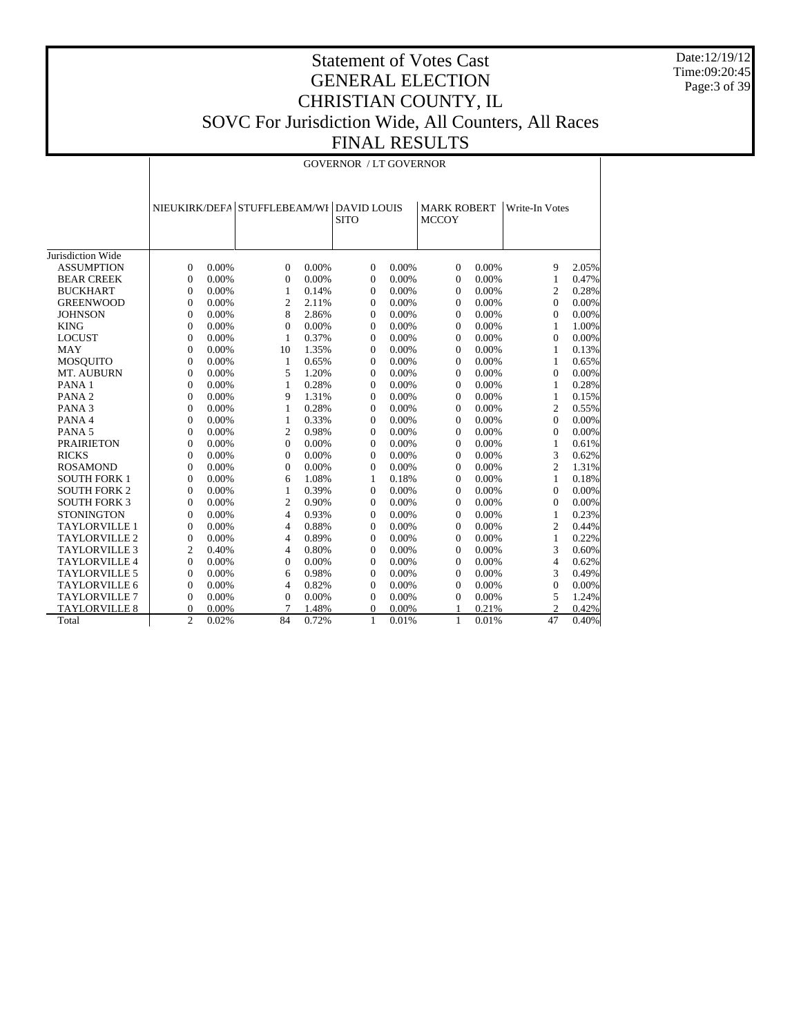# Statement of Votes Cast
# GENERAL ELECTION
# CHRISTIAN COUNTY, IL
# SOVC For Jurisdiction Wide, All Counters, All Races
# FINAL RESULTS

Date:12/19/12
Time:09:20:45

| | GOVERNOR / LT GOVERNOR | | | | | | | | | |
|---|---|---|---|---|---|---|---|---|---|---|
| | NIEUKIRK/DEFA | | STUFFLEBEAM/WI | | DAVID LOUIS SITO | | MARK ROBERT MCCOY | | Write-In Votes | |
| Jurisdiction Wide | | | | | | | | | | |
| ASSUMPTION | 0 | 0.00% | 0 | 0.00% | 0 | 0.00% | 0 | 0.00% | 9 | 2.05% |
| BEAR CREEK | 0 | 0.00% | 0 | 0.00% | 0 | 0.00% | 0 | 0.00% | 1 | 0.47% |
| BUCKHART | 0 | 0.00% | 1 | 0.14% | 0 | 0.00% | 0 | 0.00% | 2 | 0.28% |
| GREENWOOD | 0 | 0.00% | 2 | 2.11% | 0 | 0.00% | 0 | 0.00% | 0 | 0.00% |
| JOHNSON | 0 | 0.00% | 8 | 2.86% | 0 | 0.00% | 0 | 0.00% | 0 | 0.00% |
| KING | 0 | 0.00% | 0 | 0.00% | 0 | 0.00% | 0 | 0.00% | 1 | 1.00% |
| LOCUST | 0 | 0.00% | 1 | 0.37% | 0 | 0.00% | 0 | 0.00% | 0 | 0.00% |
| MAY | 0 | 0.00% | 10 | 1.35% | 0 | 0.00% | 0 | 0.00% | 1 | 0.13% |
| MOSQUITO | 0 | 0.00% | 1 | 0.65% | 0 | 0.00% | 0 | 0.00% | 1 | 0.65% |
| MT. AUBURN | 0 | 0.00% | 5 | 1.20% | 0 | 0.00% | 0 | 0.00% | 0 | 0.00% |
| PANA 1 | 0 | 0.00% | 1 | 0.28% | 0 | 0.00% | 0 | 0.00% | 1 | 0.28% |
| PANA 2 | 0 | 0.00% | 9 | 1.31% | 0 | 0.00% | 0 | 0.00% | 1 | 0.15% |
| PANA 3 | 0 | 0.00% | 1 | 0.28% | 0 | 0.00% | 0 | 0.00% | 2 | 0.55% |
| PANA 4 | 0 | 0.00% | 1 | 0.33% | 0 | 0.00% | 0 | 0.00% | 0 | 0.00% |
| PANA 5 | 0 | 0.00% | 2 | 0.98% | 0 | 0.00% | 0 | 0.00% | 0 | 0.00% |
| PRAIRIETON | 0 | 0.00% | 0 | 0.00% | 0 | 0.00% | 0 | 0.00% | 1 | 0.61% |
| RICKS | 0 | 0.00% | 0 | 0.00% | 0 | 0.00% | 0 | 0.00% | 3 | 0.62% |
| ROSAMOND | 0 | 0.00% | 0 | 0.00% | 0 | 0.00% | 0 | 0.00% | 2 | 1.31% |
| SOUTH FORK 1 | 0 | 0.00% | 6 | 1.08% | 1 | 0.18% | 0 | 0.00% | 1 | 0.18% |
| SOUTH FORK 2 | 0 | 0.00% | 1 | 0.39% | 0 | 0.00% | 0 | 0.00% | 0 | 0.00% |
| SOUTH FORK 3 | 0 | 0.00% | 2 | 0.90% | 0 | 0.00% | 0 | 0.00% | 0 | 0.00% |
| STONINGTON | 0 | 0.00% | 4 | 0.93% | 0 | 0.00% | 0 | 0.00% | 1 | 0.23% |
| TAYLORVILLE 1 | 0 | 0.00% | 4 | 0.88% | 0 | 0.00% | 0 | 0.00% | 2 | 0.44% |
| TAYLORVILLE 2 | 0 | 0.00% | 4 | 0.89% | 0 | 0.00% | 0 | 0.00% | 1 | 0.22% |
| TAYLORVILLE 3 | 2 | 0.40% | 4 | 0.80% | 0 | 0.00% | 0 | 0.00% | 3 | 0.60% |
| TAYLORVILLE 4 | 0 | 0.00% | 0 | 0.00% | 0 | 0.00% | 0 | 0.00% | 4 | 0.62% |
| TAYLORVILLE 5 | 0 | 0.00% | 6 | 0.98% | 0 | 0.00% | 0 | 0.00% | 3 | 0.49% |
| TAYLORVILLE 6 | 0 | 0.00% | 4 | 0.82% | 0 | 0.00% | 0 | 0.00% | 0 | 0.00% |
| TAYLORVILLE 7 | 0 | 0.00% | 0 | 0.00% | 0 | 0.00% | 0 | 0.00% | 5 | 1.24% |
| TAYLORVILLE 8 | 0 | 0.00% | 7 | 1.48% | 0 | 0.00% | 1 | 0.21% | 2 | 0.42% |
| Total | 2 | 0.02% | 84 | 0.72% | 1 | 0.01% | 1 | 0.01% | 47 | 0.40% |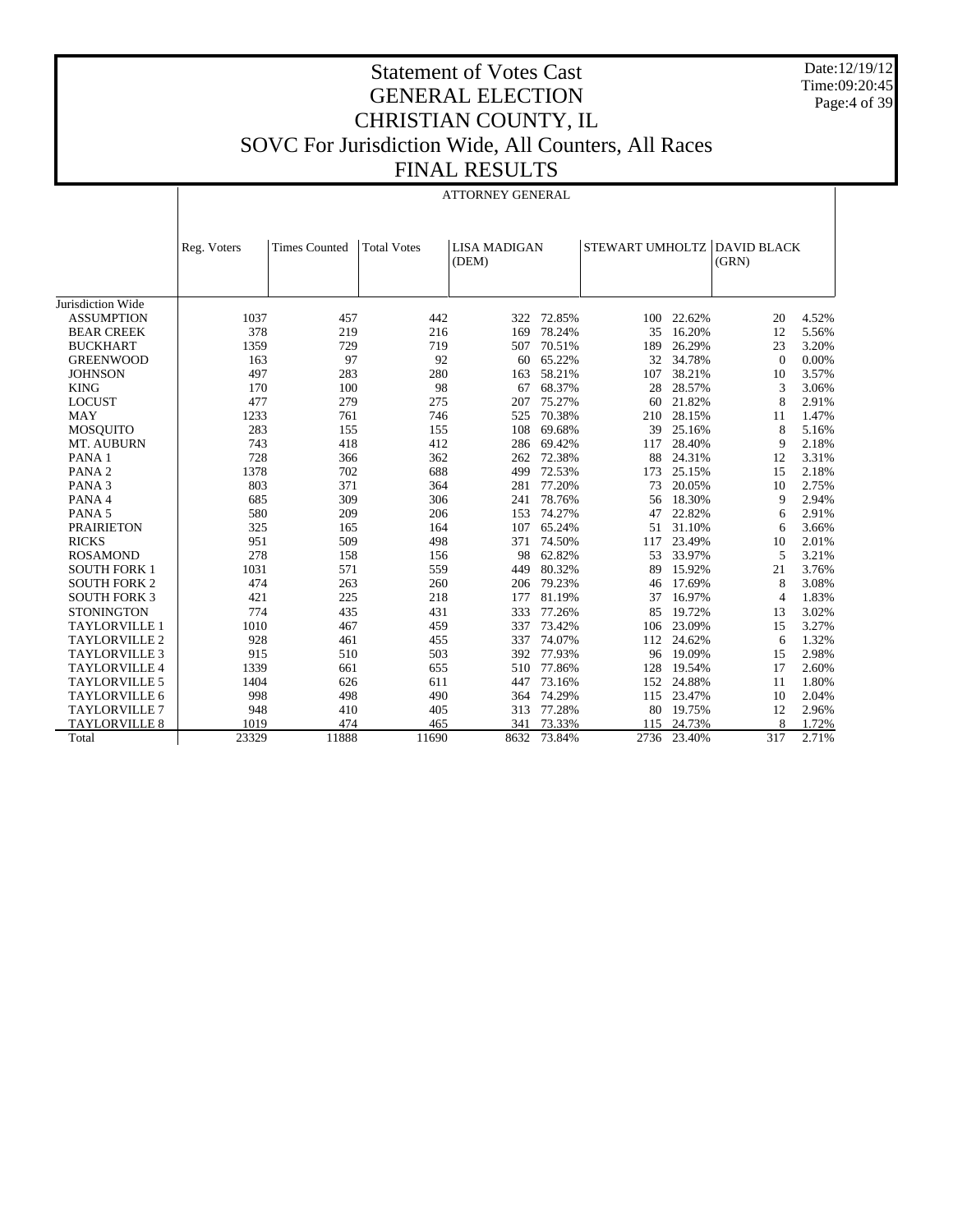# Statement of Votes Cast
# GENERAL ELECTION
# CHRISTIAN COUNTY, IL
# SOVC For Jurisdiction Wide, All Counters, All Races
# FINAL RESULTS

Date:12/19/12
Time:09:20:45

ATTORNEY GENERAL

| | Reg. Voters | Times Counted | Total Votes | LISA MADIGAN (DEM) | | STEWART UMHOLTZ | | DAVID BLACK (GRN) | |
|---|---|---|---|---|---|---|---|---|---|
| Jurisdiction Wide | | | | | | | | | |
| ASSUMPTION | 1037 | 457 | 442 | 322 | 72.85% | 100 | 22.62% | 20 | 4.52% |
| BEAR CREEK | 378 | 219 | 216 | 169 | 78.24% | 35 | 16.20% | 12 | 5.56% |
| BUCKHART | 1359 | 729 | 719 | 507 | 70.51% | 189 | 26.29% | 23 | 3.20% |
| GREENWOOD | 163 | 97 | 92 | 60 | 65.22% | 32 | 34.78% | 0 | 0.00% |
| JOHNSON | 497 | 283 | 280 | 163 | 58.21% | 107 | 38.21% | 10 | 3.57% |
| KING | 170 | 100 | 98 | 67 | 68.37% | 28 | 28.57% | 3 | 3.06% |
| LOCUST | 477 | 279 | 275 | 207 | 75.27% | 60 | 21.82% | 8 | 2.91% |
| MAY | 1233 | 761 | 746 | 525 | 70.38% | 210 | 28.15% | 11 | 1.47% |
| MOSQUITO | 283 | 155 | 155 | 108 | 69.68% | 39 | 25.16% | 8 | 5.16% |
| MT. AUBURN | 743 | 418 | 412 | 286 | 69.42% | 117 | 28.40% | 9 | 2.18% |
| PANA 1 | 728 | 366 | 362 | 262 | 72.38% | 88 | 24.31% | 12 | 3.31% |
| PANA 2 | 1378 | 702 | 688 | 499 | 72.53% | 173 | 25.15% | 15 | 2.18% |
| PANA 3 | 803 | 371 | 364 | 281 | 77.20% | 73 | 20.05% | 10 | 2.75% |
| PANA 4 | 685 | 309 | 306 | 241 | 78.76% | 56 | 18.30% | 9 | 2.94% |
| PANA 5 | 580 | 209 | 206 | 153 | 74.27% | 47 | 22.82% | 6 | 2.91% |
| PRAIRIETON | 325 | 165 | 164 | 107 | 65.24% | 51 | 31.10% | 6 | 3.66% |
| RICKS | 951 | 509 | 498 | 371 | 74.50% | 117 | 23.49% | 10 | 2.01% |
| ROSAMOND | 278 | 158 | 156 | 98 | 62.82% | 53 | 33.97% | 5 | 3.21% |
| SOUTH FORK 1 | 1031 | 571 | 559 | 449 | 80.32% | 89 | 15.92% | 21 | 3.76% |
| SOUTH FORK 2 | 474 | 263 | 260 | 206 | 79.23% | 46 | 17.69% | 8 | 3.08% |
| SOUTH FORK 3 | 421 | 225 | 218 | 177 | 81.19% | 37 | 16.97% | 4 | 1.83% |
| STONINGTON | 774 | 435 | 431 | 333 | 77.26% | 85 | 19.72% | 13 | 3.02% |
| TAYLORVILLE 1 | 1010 | 467 | 459 | 337 | 73.42% | 106 | 23.09% | 15 | 3.27% |
| TAYLORVILLE 2 | 928 | 461 | 455 | 337 | 74.07% | 112 | 24.62% | 6 | 1.32% |
| TAYLORVILLE 3 | 915 | 510 | 503 | 392 | 77.93% | 96 | 19.09% | 15 | 2.98% |
| TAYLORVILLE 4 | 1339 | 661 | 655 | 510 | 77.86% | 128 | 19.54% | 17 | 2.60% |
| TAYLORVILLE 5 | 1404 | 626 | 611 | 447 | 73.16% | 152 | 24.88% | 11 | 1.80% |
| TAYLORVILLE 6 | 998 | 498 | 490 | 364 | 74.29% | 115 | 23.47% | 10 | 2.04% |
| TAYLORVILLE 7 | 948 | 410 | 405 | 313 | 77.28% | 80 | 19.75% | 12 | 2.96% |
| TAYLORVILLE 8 | 1019 | 474 | 465 | 341 | 73.33% | 115 | 24.73% | 8 | 1.72% |
| Total | 23329 | 11888 | 11690 | 8632 | 73.84% | 2736 | 23.40% | 317 | 2.71% |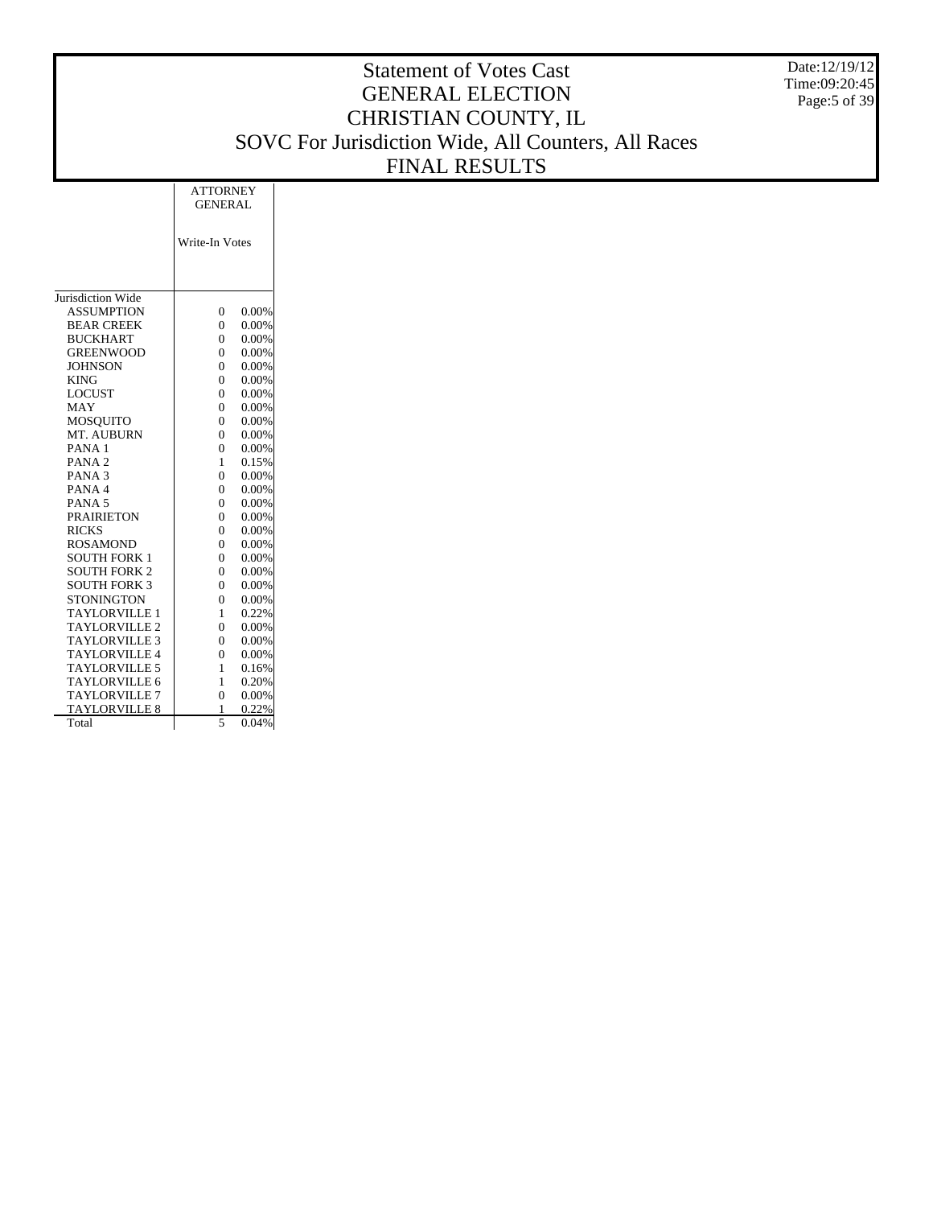# Statement of Votes Cast
# GENERAL ELECTION
# CHRISTIAN COUNTY, IL
# SOVC For Jurisdiction Wide, All Counters, All Races
# FINAL RESULTS

Date:12/19/12
Time:09:20:45

| | ATTORNEY GENERAL | |
|---|---|---|
| | Write-In Votes | |
| Jurisdiction Wide | | |
| ASSUMPTION | 0 | 0.00% |
| BEAR CREEK | 0 | 0.00% |
| BUCKHART | 0 | 0.00% |
| GREENWOOD | 0 | 0.00% |
| JOHNSON | 0 | 0.00% |
| KING | 0 | 0.00% |
| LOCUST | 0 | 0.00% |
| MAY | 0 | 0.00% |
| MOSQUITO | 0 | 0.00% |
| MT. AUBURN | 0 | 0.00% |
| PANA 1 | 0 | 0.00% |
| PANA 2 | 1 | 0.15% |
| PANA 3 | 0 | 0.00% |
| PANA 4 | 0 | 0.00% |
| PANA 5 | 0 | 0.00% |
| PRAIRIETON | 0 | 0.00% |
| RICKS | 0 | 0.00% |
| ROSAMOND | 0 | 0.00% |
| SOUTH FORK 1 | 0 | 0.00% |
| SOUTH FORK 2 | 0 | 0.00% |
| SOUTH FORK 3 | 0 | 0.00% |
| STONINGTON | 0 | 0.00% |
| TAYLORVILLE 1 | 1 | 0.22% |
| TAYLORVILLE 2 | 0 | 0.00% |
| TAYLORVILLE 3 | 0 | 0.00% |
| TAYLORVILLE 4 | 0 | 0.00% |
| TAYLORVILLE 5 | 1 | 0.16% |
| TAYLORVILLE 6 | 1 | 0.20% |
| TAYLORVILLE 7 | 0 | 0.00% |
| TAYLORVILLE 8 | 1 | 0.22% |
| Total | 5 | 0.04% |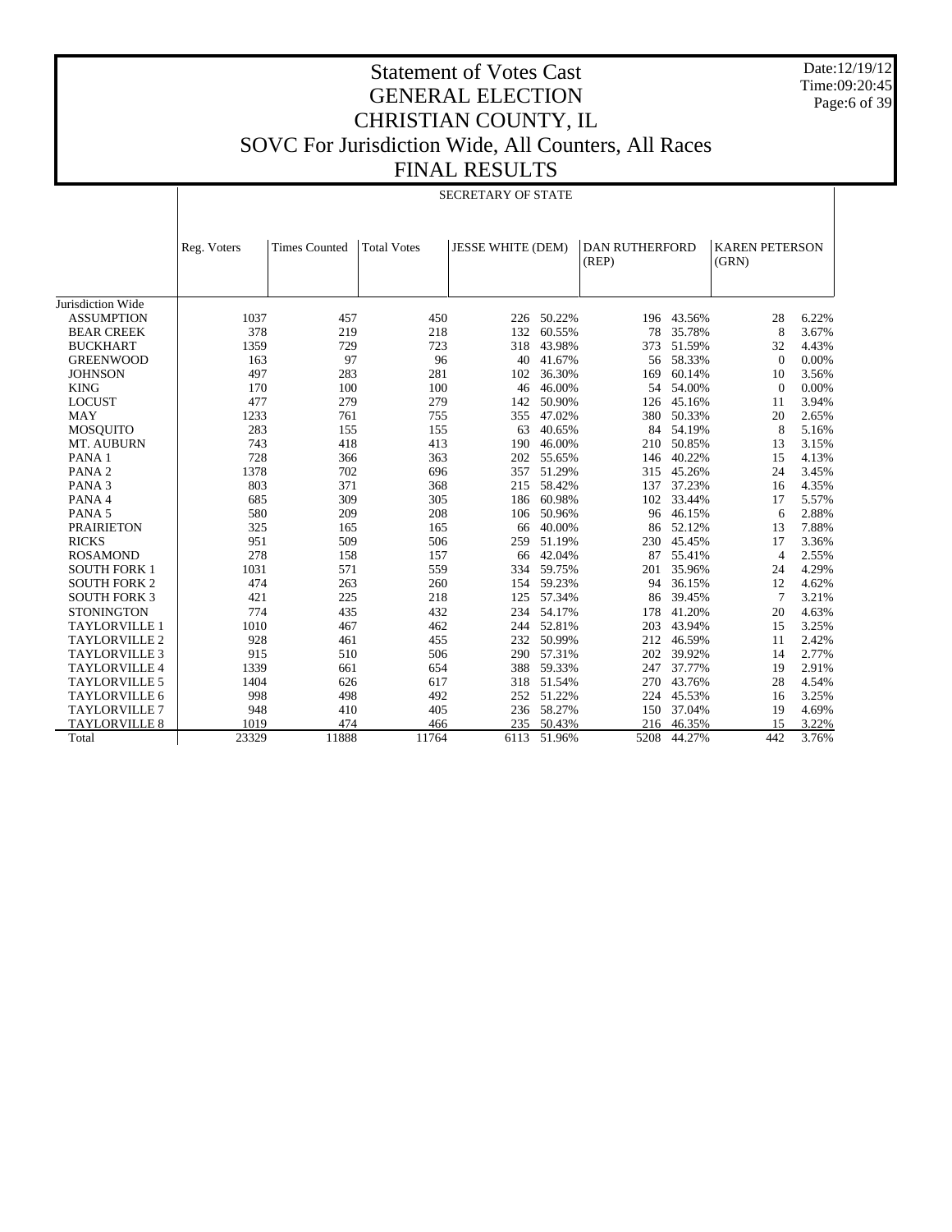# Statement of Votes Cast
# GENERAL ELECTION
# CHRISTIAN COUNTY, IL
# SOVC For Jurisdiction Wide, All Counters, All Races
# FINAL RESULTS

Date:12/19/12
Time:09:20:45

SECRETARY OF STATE

| | Reg. Voters | Times Counted | Total Votes | JESSE WHITE (DEM) | | DAN RUTHERFORD (REP) | | KAREN PETERSON (GRN) | |
|---|---|---|---|---|---|---|---|---|---|
| Jurisdiction Wide | | | | | | | | | |
| ASSUMPTION | 1037 | 457 | 450 | 226 | 50.22% | 196 | 43.56% | 28 | 6.22% |
| BEAR CREEK | 378 | 219 | 218 | 132 | 60.55% | 78 | 35.78% | 8 | 3.67% |
| BUCKHART | 1359 | 729 | 723 | 318 | 43.98% | 373 | 51.59% | 32 | 4.43% |
| GREENWOOD | 163 | 97 | 96 | 40 | 41.67% | 56 | 58.33% | 0 | 0.00% |
| JOHNSON | 497 | 283 | 281 | 102 | 36.30% | 169 | 60.14% | 10 | 3.56% |
| KING | 170 | 100 | 100 | 46 | 46.00% | 54 | 54.00% | 0 | 0.00% |
| LOCUST | 477 | 279 | 279 | 142 | 50.90% | 126 | 45.16% | 11 | 3.94% |
| MAY | 1233 | 761 | 755 | 355 | 47.02% | 380 | 50.33% | 20 | 2.65% |
| MOSQUITO | 283 | 155 | 155 | 63 | 40.65% | 84 | 54.19% | 8 | 5.16% |
| MT. AUBURN | 743 | 418 | 413 | 190 | 46.00% | 210 | 50.85% | 13 | 3.15% |
| PANA 1 | 728 | 366 | 363 | 202 | 55.65% | 146 | 40.22% | 15 | 4.13% |
| PANA 2 | 1378 | 702 | 696 | 357 | 51.29% | 315 | 45.26% | 24 | 3.45% |
| PANA 3 | 803 | 371 | 368 | 215 | 58.42% | 137 | 37.23% | 16 | 4.35% |
| PANA 4 | 685 | 309 | 305 | 186 | 60.98% | 102 | 33.44% | 17 | 5.57% |
| PANA 5 | 580 | 209 | 208 | 106 | 50.96% | 96 | 46.15% | 6 | 2.88% |
| PRAIRIETON | 325 | 165 | 165 | 66 | 40.00% | 86 | 52.12% | 13 | 7.88% |
| RICKS | 951 | 509 | 506 | 259 | 51.19% | 230 | 45.45% | 17 | 3.36% |
| ROSAMOND | 278 | 158 | 157 | 66 | 42.04% | 87 | 55.41% | 4 | 2.55% |
| SOUTH FORK 1 | 1031 | 571 | 559 | 334 | 59.75% | 201 | 35.96% | 24 | 4.29% |
| SOUTH FORK 2 | 474 | 263 | 260 | 154 | 59.23% | 94 | 36.15% | 12 | 4.62% |
| SOUTH FORK 3 | 421 | 225 | 218 | 125 | 57.34% | 86 | 39.45% | 7 | 3.21% |
| STONINGTON | 774 | 435 | 432 | 234 | 54.17% | 178 | 41.20% | 20 | 4.63% |
| TAYLORVILLE 1 | 1010 | 467 | 462 | 244 | 52.81% | 203 | 43.94% | 15 | 3.25% |
| TAYLORVILLE 2 | 928 | 461 | 455 | 232 | 50.99% | 212 | 46.59% | 11 | 2.42% |
| TAYLORVILLE 3 | 915 | 510 | 506 | 290 | 57.31% | 202 | 39.92% | 14 | 2.77% |
| TAYLORVILLE 4 | 1339 | 661 | 654 | 388 | 59.33% | 247 | 37.77% | 19 | 2.91% |
| TAYLORVILLE 5 | 1404 | 626 | 617 | 318 | 51.54% | 270 | 43.76% | 28 | 4.54% |
| TAYLORVILLE 6 | 998 | 498 | 492 | 252 | 51.22% | 224 | 45.53% | 16 | 3.25% |
| TAYLORVILLE 7 | 948 | 410 | 405 | 236 | 58.27% | 150 | 37.04% | 19 | 4.69% |
| TAYLORVILLE 8 | 1019 | 474 | 466 | 235 | 50.43% | 216 | 46.35% | 15 | 3.22% |
| Total | 23329 | 11888 | 11764 | 6113 | 51.96% | 5208 | 44.27% | 442 | 3.76% |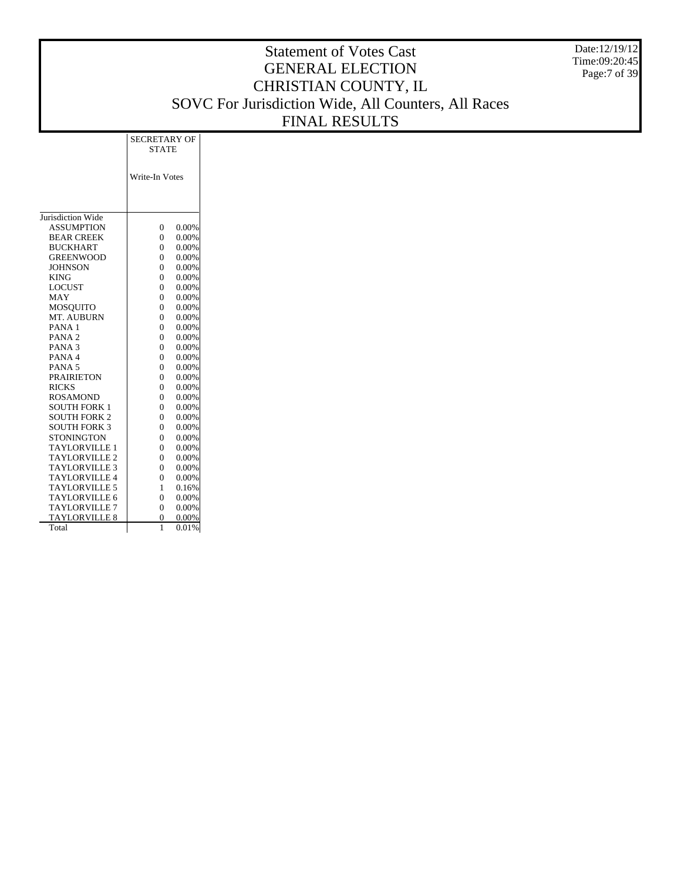# Statement of Votes Cast
# GENERAL ELECTION
# CHRISTIAN COUNTY, IL
# SOVC For Jurisdiction Wide, All Counters, All Races
# FINAL RESULTS

Date:12/19/12
Time:09:20:45

| | SECRETARY OF STATE | |
|---|---|---|
| | Write-In Votes | |
| Jurisdiction Wide | | |
| ASSUMPTION | 0 | 0.00% |
| BEAR CREEK | 0 | 0.00% |
| BUCKHART | 0 | 0.00% |
| GREENWOOD | 0 | 0.00% |
| JOHNSON | 0 | 0.00% |
| KING | 0 | 0.00% |
| LOCUST | 0 | 0.00% |
| MAY | 0 | 0.00% |
| MOSQUITO | 0 | 0.00% |
| MT. AUBURN | 0 | 0.00% |
| PANA 1 | 0 | 0.00% |
| PANA 2 | 0 | 0.00% |
| PANA 3 | 0 | 0.00% |
| PANA 4 | 0 | 0.00% |
| PANA 5 | 0 | 0.00% |
| PRAIRIETON | 0 | 0.00% |
| RICKS | 0 | 0.00% |
| ROSAMOND | 0 | 0.00% |
| SOUTH FORK 1 | 0 | 0.00% |
| SOUTH FORK 2 | 0 | 0.00% |
| SOUTH FORK 3 | 0 | 0.00% |
| STONINGTON | 0 | 0.00% |
| TAYLORVILLE 1 | 0 | 0.00% |
| TAYLORVILLE 2 | 0 | 0.00% |
| TAYLORVILLE 3 | 0 | 0.00% |
| TAYLORVILLE 4 | 0 | 0.00% |
| TAYLORVILLE 5 | 1 | 0.16% |
| TAYLORVILLE 6 | 0 | 0.00% |
| TAYLORVILLE 7 | 0 | 0.00% |
| TAYLORVILLE 8 | 0 | 0.00% |
| Total | 1 | 0.01% |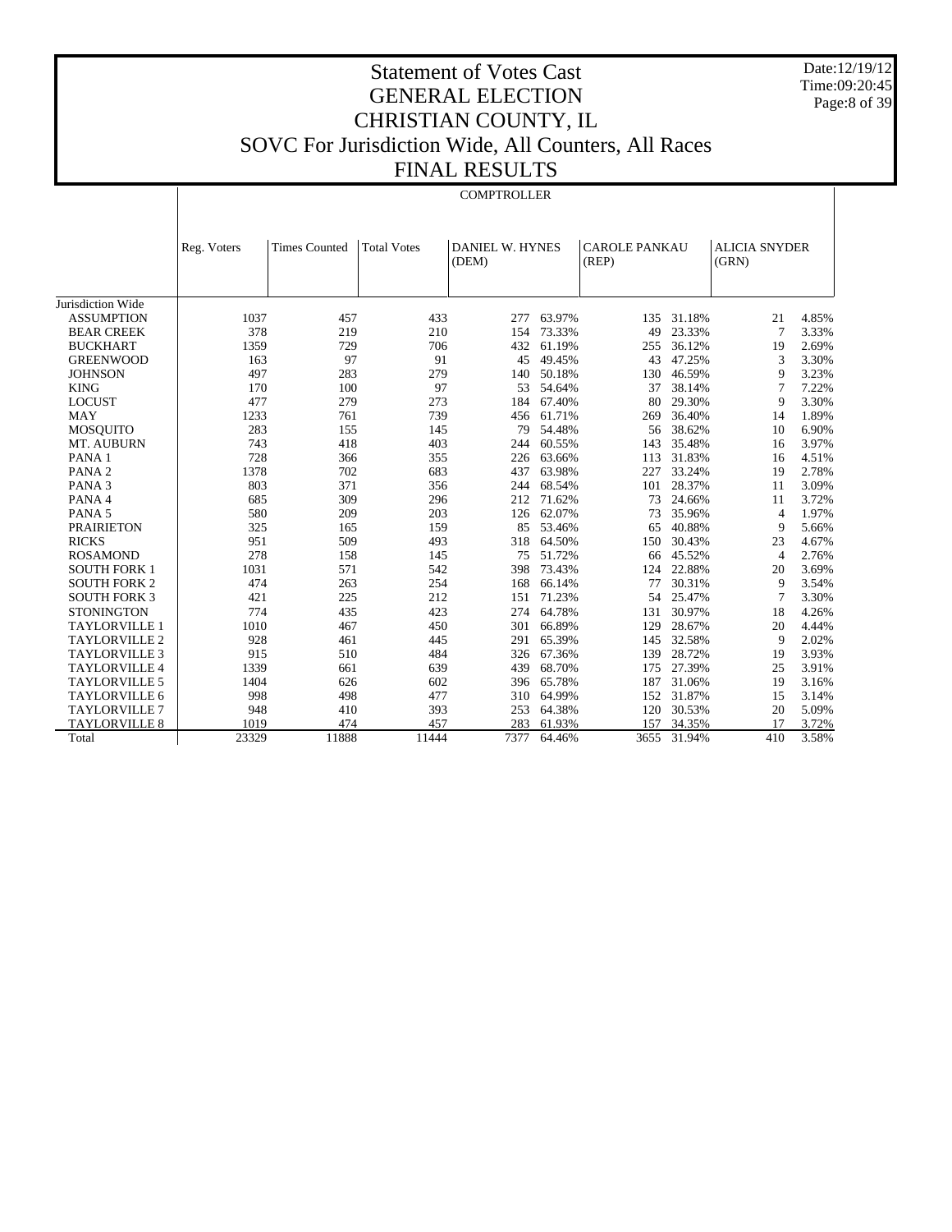# Statement of Votes Cast
# GENERAL ELECTION
# CHRISTIAN COUNTY, IL
# SOVC For Jurisdiction Wide, All Counters, All Races
# FINAL RESULTS

Date:12/19/12
Time:09:20:45

COMPTROLLER

| | Reg. Voters | Times Counted | Total Votes | DANIEL W. HYNES (DEM) | | CAROLE PANKAU (REP) | | ALICIA SNYDER (GRN) | |
|---|---|---|---|---|---|---|---|---|---|
| Jurisdiction Wide | | | | | | | | | |
| ASSUMPTION | 1037 | 457 | 433 | 277 | 63.97% | 135 | 31.18% | 21 | 4.85% |
| BEAR CREEK | 378 | 219 | 210 | 154 | 73.33% | 49 | 23.33% | 7 | 3.33% |
| BUCKHART | 1359 | 729 | 706 | 432 | 61.19% | 255 | 36.12% | 19 | 2.69% |
| GREENWOOD | 163 | 97 | 91 | 45 | 49.45% | 43 | 47.25% | 3 | 3.30% |
| JOHNSON | 497 | 283 | 279 | 140 | 50.18% | 130 | 46.59% | 9 | 3.23% |
| KING | 170 | 100 | 97 | 53 | 54.64% | 37 | 38.14% | 7 | 7.22% |
| LOCUST | 477 | 279 | 273 | 184 | 67.40% | 80 | 29.30% | 9 | 3.30% |
| MAY | 1233 | 761 | 739 | 456 | 61.71% | 269 | 36.40% | 14 | 1.89% |
| MOSQUITO | 283 | 155 | 145 | 79 | 54.48% | 56 | 38.62% | 10 | 6.90% |
| MT. AUBURN | 743 | 418 | 403 | 244 | 60.55% | 143 | 35.48% | 16 | 3.97% |
| PANA 1 | 728 | 366 | 355 | 226 | 63.66% | 113 | 31.83% | 16 | 4.51% |
| PANA 2 | 1378 | 702 | 683 | 437 | 63.98% | 227 | 33.24% | 19 | 2.78% |
| PANA 3 | 803 | 371 | 356 | 244 | 68.54% | 101 | 28.37% | 11 | 3.09% |
| PANA 4 | 685 | 309 | 296 | 212 | 71.62% | 73 | 24.66% | 11 | 3.72% |
| PANA 5 | 580 | 209 | 203 | 126 | 62.07% | 73 | 35.96% | 4 | 1.97% |
| PRAIRIETON | 325 | 165 | 159 | 85 | 53.46% | 65 | 40.88% | 9 | 5.66% |
| RICKS | 951 | 509 | 493 | 318 | 64.50% | 150 | 30.43% | 23 | 4.67% |
| ROSAMOND | 278 | 158 | 145 | 75 | 51.72% | 66 | 45.52% | 4 | 2.76% |
| SOUTH FORK 1 | 1031 | 571 | 542 | 398 | 73.43% | 124 | 22.88% | 20 | 3.69% |
| SOUTH FORK 2 | 474 | 263 | 254 | 168 | 66.14% | 77 | 30.31% | 9 | 3.54% |
| SOUTH FORK 3 | 421 | 225 | 212 | 151 | 71.23% | 54 | 25.47% | 7 | 3.30% |
| STONINGTON | 774 | 435 | 423 | 274 | 64.78% | 131 | 30.97% | 18 | 4.26% |
| TAYLORVILLE 1 | 1010 | 467 | 450 | 301 | 66.89% | 129 | 28.67% | 20 | 4.44% |
| TAYLORVILLE 2 | 928 | 461 | 445 | 291 | 65.39% | 145 | 32.58% | 9 | 2.02% |
| TAYLORVILLE 3 | 915 | 510 | 484 | 326 | 67.36% | 139 | 28.72% | 19 | 3.93% |
| TAYLORVILLE 4 | 1339 | 661 | 639 | 439 | 68.70% | 175 | 27.39% | 25 | 3.91% |
| TAYLORVILLE 5 | 1404 | 626 | 602 | 396 | 65.78% | 187 | 31.06% | 19 | 3.16% |
| TAYLORVILLE 6 | 998 | 498 | 477 | 310 | 64.99% | 152 | 31.87% | 15 | 3.14% |
| TAYLORVILLE 7 | 948 | 410 | 393 | 253 | 64.38% | 120 | 30.53% | 20 | 5.09% |
| TAYLORVILLE 8 | 1019 | 474 | 457 | 283 | 61.93% | 157 | 34.35% | 17 | 3.72% |
| Total | 23329 | 11888 | 11444 | 7377 | 64.46% | 3655 | 31.94% | 410 | 3.58% |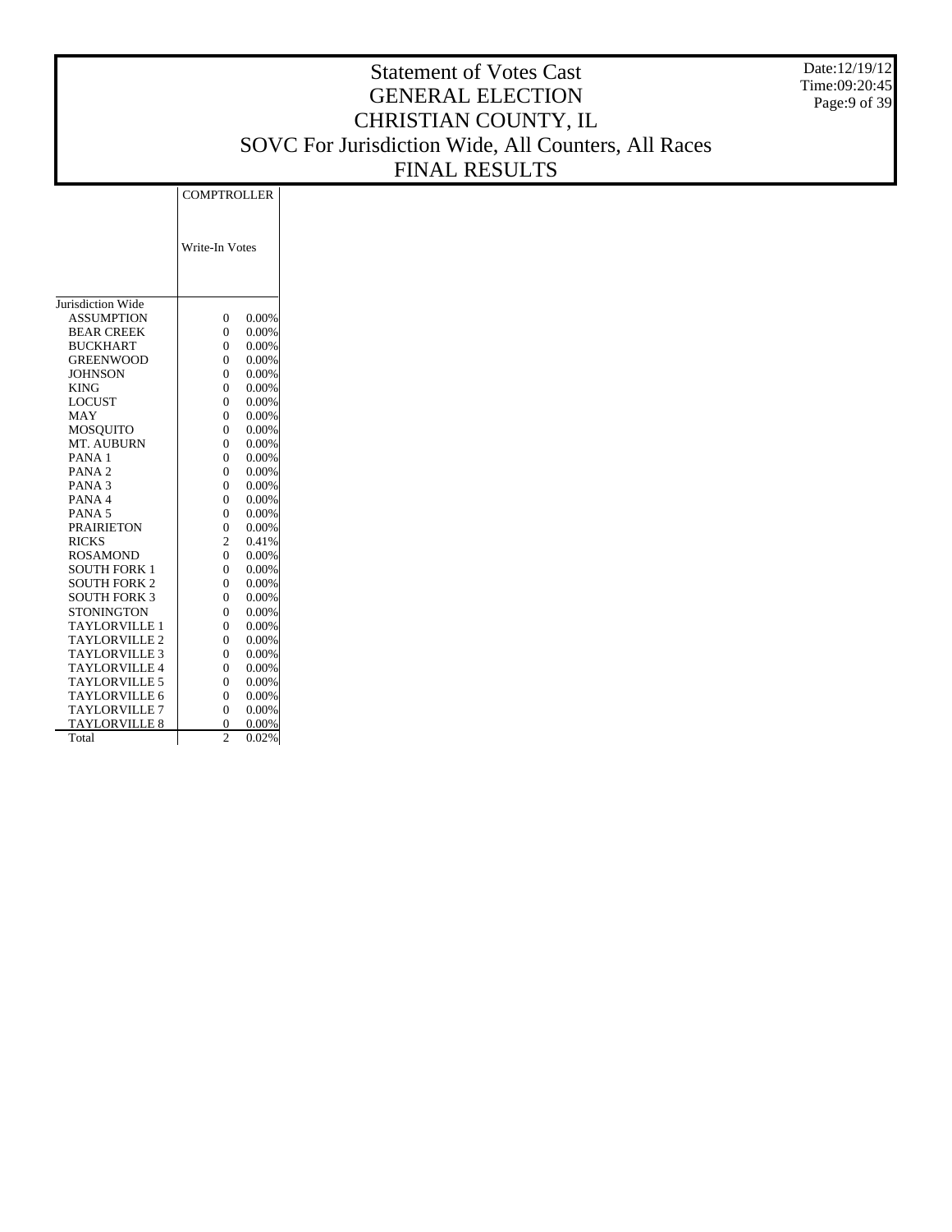# Statement of Votes Cast
# GENERAL ELECTION
# CHRISTIAN COUNTY, IL
# SOVC For Jurisdiction Wide, All Counters, All Races
# FINAL RESULTS

Date:12/19/12
Time:09:20:45

| | COMPTROLLER | |
|---|---|---|
| | Write-In Votes | |
| Jurisdiction Wide | | |
| ASSUMPTION | 0 | 0.00% |
| BEAR CREEK | 0 | 0.00% |
| BUCKHART | 0 | 0.00% |
| GREENWOOD | 0 | 0.00% |
| JOHNSON | 0 | 0.00% |
| KING | 0 | 0.00% |
| LOCUST | 0 | 0.00% |
| MAY | 0 | 0.00% |
| MOSQUITO | 0 | 0.00% |
| MT. AUBURN | 0 | 0.00% |
| PANA 1 | 0 | 0.00% |
| PANA 2 | 0 | 0.00% |
| PANA 3 | 0 | 0.00% |
| PANA 4 | 0 | 0.00% |
| PANA 5 | 0 | 0.00% |
| PRAIRIETON | 0 | 0.00% |
| RICKS | 2 | 0.41% |
| ROSAMOND | 0 | 0.00% |
| SOUTH FORK 1 | 0 | 0.00% |
| SOUTH FORK 2 | 0 | 0.00% |
| SOUTH FORK 3 | 0 | 0.00% |
| STONINGTON | 0 | 0.00% |
| TAYLORVILLE 1 | 0 | 0.00% |
| TAYLORVILLE 2 | 0 | 0.00% |
| TAYLORVILLE 3 | 0 | 0.00% |
| TAYLORVILLE 4 | 0 | 0.00% |
| TAYLORVILLE 5 | 0 | 0.00% |
| TAYLORVILLE 6 | 0 | 0.00% |
| TAYLORVILLE 7 | 0 | 0.00% |
| TAYLORVILLE 8 | 0 | 0.00% |
| Total | 2 | 0.02% |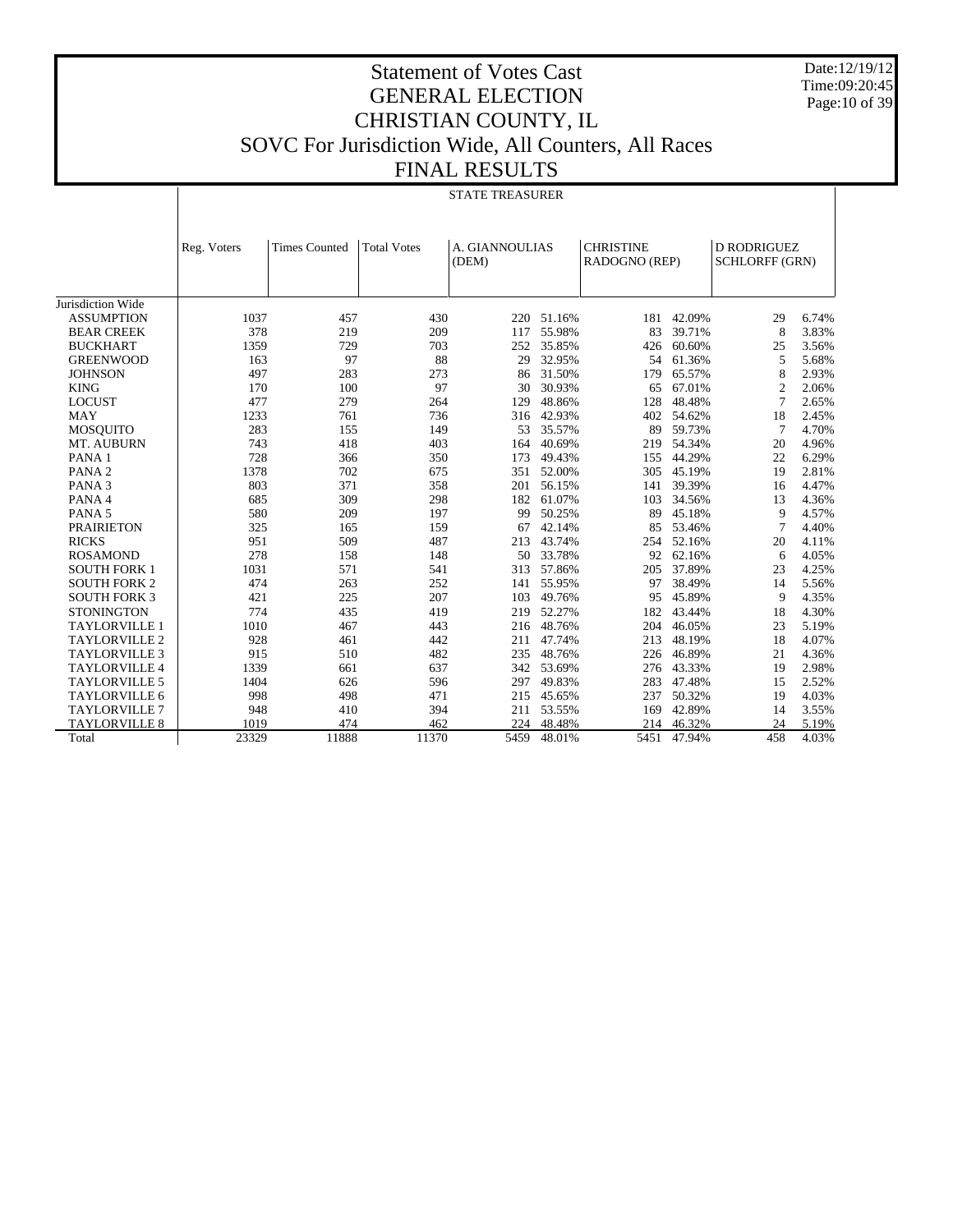# Statement of Votes Cast
# GENERAL ELECTION
# CHRISTIAN COUNTY, IL
# SOVC For Jurisdiction Wide, All Counters, All Races
# FINAL RESULTS

Date:12/19/12
Time:09:20:45

## STATE TREASURER

| | Reg. Voters | Times Counted | Total Votes | A. GIANNOULIAS (DEM) | | CHRISTINE RADOGNO (REP) | | D RODRIGUEZ SCHLORFF (GRN) | |
|---|---|---|---|---|---|---|---|---|---|
| Jurisdiction Wide | | | | | | | | | |
| ASSUMPTION | 1037 | 457 | 430 | 220 | 51.16% | 181 | 42.09% | 29 | 6.74% |
| BEAR CREEK | 378 | 219 | 209 | 117 | 55.98% | 83 | 39.71% | 8 | 3.83% |
| BUCKHART | 1359 | 729 | 703 | 252 | 35.85% | 426 | 60.60% | 25 | 3.56% |
| GREENWOOD | 163 | 97 | 88 | 29 | 32.95% | 54 | 61.36% | 5 | 5.68% |
| JOHNSON | 497 | 283 | 273 | 86 | 31.50% | 179 | 65.57% | 8 | 2.93% |
| KING | 170 | 100 | 97 | 30 | 30.93% | 65 | 67.01% | 2 | 2.06% |
| LOCUST | 477 | 279 | 264 | 129 | 48.86% | 128 | 48.48% | 7 | 2.65% |
| MAY | 1233 | 761 | 736 | 316 | 42.93% | 402 | 54.62% | 18 | 2.45% |
| MOSQUITO | 283 | 155 | 149 | 53 | 35.57% | 89 | 59.73% | 7 | 4.70% |
| MT. AUBURN | 743 | 418 | 403 | 164 | 40.69% | 219 | 54.34% | 20 | 4.96% |
| PANA 1 | 728 | 366 | 350 | 173 | 49.43% | 155 | 44.29% | 22 | 6.29% |
| PANA 2 | 1378 | 702 | 675 | 351 | 52.00% | 305 | 45.19% | 19 | 2.81% |
| PANA 3 | 803 | 371 | 358 | 201 | 56.15% | 141 | 39.39% | 16 | 4.47% |
| PANA 4 | 685 | 309 | 298 | 182 | 61.07% | 103 | 34.56% | 13 | 4.36% |
| PANA 5 | 580 | 209 | 197 | 99 | 50.25% | 89 | 45.18% | 9 | 4.57% |
| PRAIRIETON | 325 | 165 | 159 | 67 | 42.14% | 85 | 53.46% | 7 | 4.40% |
| RICKS | 951 | 509 | 487 | 213 | 43.74% | 254 | 52.16% | 20 | 4.11% |
| ROSAMOND | 278 | 158 | 148 | 50 | 33.78% | 92 | 62.16% | 6 | 4.05% |
| SOUTH FORK 1 | 1031 | 571 | 541 | 313 | 57.86% | 205 | 37.89% | 23 | 4.25% |
| SOUTH FORK 2 | 474 | 263 | 252 | 141 | 55.95% | 97 | 38.49% | 14 | 5.56% |
| SOUTH FORK 3 | 421 | 225 | 207 | 103 | 49.76% | 95 | 45.89% | 9 | 4.35% |
| STONINGTON | 774 | 435 | 419 | 219 | 52.27% | 182 | 43.44% | 18 | 4.30% |
| TAYLORVILLE 1 | 1010 | 467 | 443 | 216 | 48.76% | 204 | 46.05% | 23 | 5.19% |
| TAYLORVILLE 2 | 928 | 461 | 442 | 211 | 47.74% | 213 | 48.19% | 18 | 4.07% |
| TAYLORVILLE 3 | 915 | 510 | 482 | 235 | 48.76% | 226 | 46.89% | 21 | 4.36% |
| TAYLORVILLE 4 | 1339 | 661 | 637 | 342 | 53.69% | 276 | 43.33% | 19 | 2.98% |
| TAYLORVILLE 5 | 1404 | 626 | 596 | 297 | 49.83% | 283 | 47.48% | 15 | 2.52% |
| TAYLORVILLE 6 | 998 | 498 | 471 | 215 | 45.65% | 237 | 50.32% | 19 | 4.03% |
| TAYLORVILLE 7 | 948 | 410 | 394 | 211 | 53.55% | 169 | 42.89% | 14 | 3.55% |
| TAYLORVILLE 8 | 1019 | 474 | 462 | 224 | 48.48% | 214 | 46.32% | 24 | 5.19% |
| Total | 23329 | 11888 | 11370 | 5459 | 48.01% | 5451 | 47.94% | 458 | 4.03% |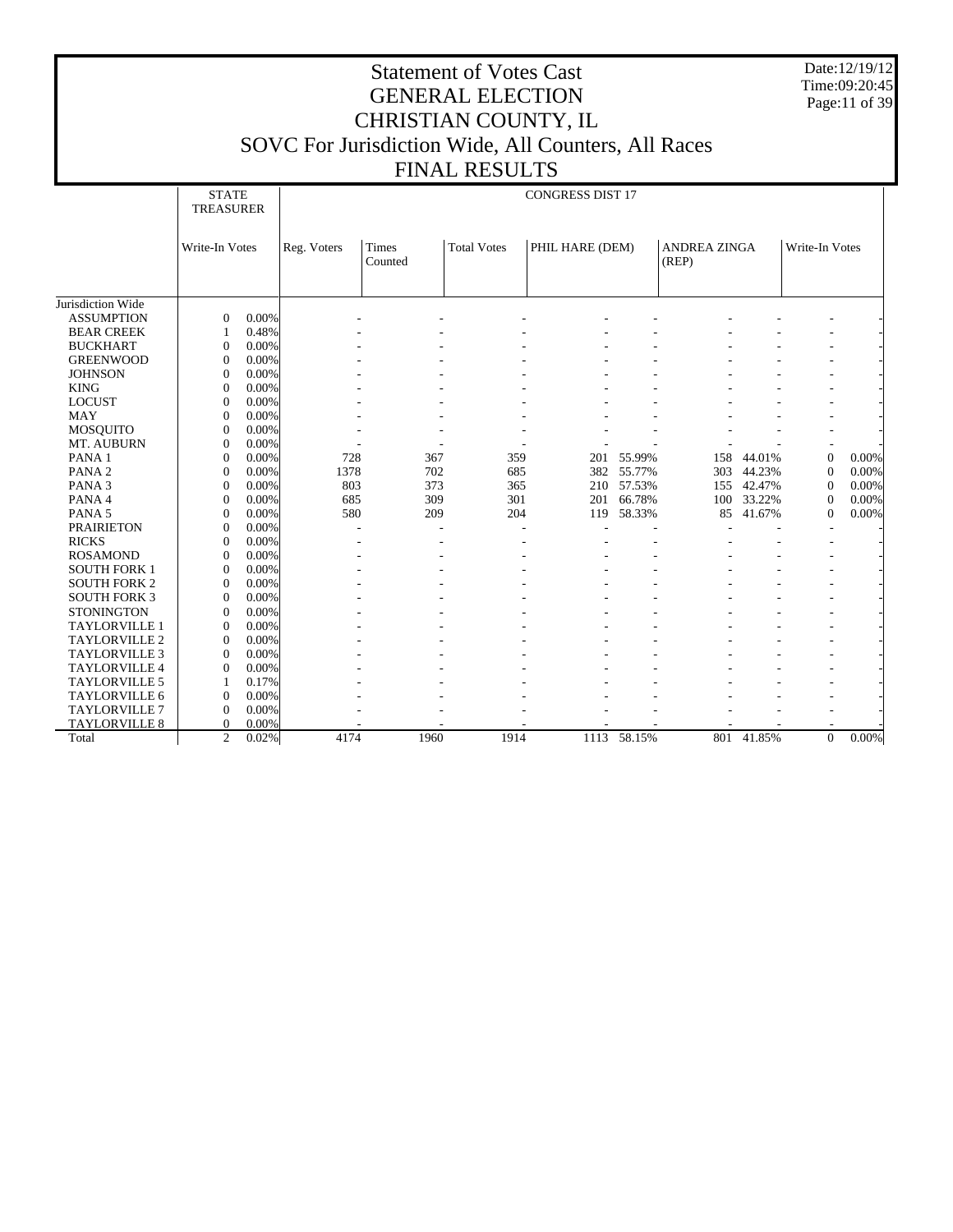# Statement of Votes Cast
# GENERAL ELECTION
# CHRISTIAN COUNTY, IL
# SOVC For Jurisdiction Wide, All Counters, All Races
# FINAL RESULTS

Date:12/19/12
Time:09:20:45

| | STATE TREASURER | | CONGRESS DIST 17 | | | | | | | | | |
|---|---|---|---|---|---|---|---|---|---|---|---|---|
| | Write-In Votes | | Reg. Voters | Times Counted | Total Votes | PHIL HARE (DEM) | | ANDREA ZINGA (REP) | | Write-In Votes | | |
| Jurisdiction Wide | | | | | | | | | | | | |
| ASSUMPTION | 0 | 0.00% | - | - | - | - | - | - | - | - | - | |
| BEAR CREEK | 1 | 0.48% | - | - | - | - | - | - | - | - | - | |
| BUCKHART | 0 | 0.00% | - | - | - | - | - | - | - | - | - | |
| GREENWOOD | 0 | 0.00% | - | - | - | - | - | - | - | - | - | |
| JOHNSON | 0 | 0.00% | - | - | - | - | - | - | - | - | - | |
| KING | 0 | 0.00% | - | - | - | - | - | - | - | - | - | |
| LOCUST | 0 | 0.00% | - | - | - | - | - | - | - | - | - | |
| MAY | 0 | 0.00% | - | - | - | - | - | - | - | - | - | |
| MOSQUITO | 0 | 0.00% | - | - | - | - | - | - | - | - | - | |
| MT. AUBURN | 0 | 0.00% | - | - | - | - | - | - | - | - | - | |
| PANA 1 | 0 | 0.00% | 728 | 367 | 359 | 201 | 55.99% | 158 | 44.01% | 0 | 0.00% | |
| PANA 2 | 0 | 0.00% | 1378 | 702 | 685 | 382 | 55.77% | 303 | 44.23% | 0 | 0.00% | |
| PANA 3 | 0 | 0.00% | 803 | 373 | 365 | 210 | 57.53% | 155 | 42.47% | 0 | 0.00% | |
| PANA 4 | 0 | 0.00% | 685 | 309 | 301 | 201 | 66.78% | 100 | 33.22% | 0 | 0.00% | |
| PANA 5 | 0 | 0.00% | 580 | 209 | 204 | 119 | 58.33% | 85 | 41.67% | 0 | 0.00% | |
| PRAIRIETON | 0 | 0.00% | - | - | - | - | - | - | - | - | - | |
| RICKS | 0 | 0.00% | - | - | - | - | - | - | - | - | - | |
| ROSAMOND | 0 | 0.00% | - | - | - | - | - | - | - | - | - | |
| SOUTH FORK 1 | 0 | 0.00% | - | - | - | - | - | - | - | - | - | |
| SOUTH FORK 2 | 0 | 0.00% | - | - | - | - | - | - | - | - | - | |
| SOUTH FORK 3 | 0 | 0.00% | - | - | - | - | - | - | - | - | - | |
| STONINGTON | 0 | 0.00% | - | - | - | - | - | - | - | - | - | |
| TAYLORVILLE 1 | 0 | 0.00% | - | - | - | - | - | - | - | - | - | |
| TAYLORVILLE 2 | 0 | 0.00% | - | - | - | - | - | - | - | - | - | |
| TAYLORVILLE 3 | 0 | 0.00% | - | - | - | - | - | - | - | - | - | |
| TAYLORVILLE 4 | 0 | 0.00% | - | - | - | - | - | - | - | - | - | |
| TAYLORVILLE 5 | 1 | 0.17% | - | - | - | - | - | - | - | - | - | |
| TAYLORVILLE 6 | 0 | 0.00% | - | - | - | - | - | - | - | - | - | |
| TAYLORVILLE 7 | 0 | 0.00% | - | - | - | - | - | - | - | - | - | |
| TAYLORVILLE 8 | 0 | 0.00% | - | - | - | - | - | - | - | - | - | |
| Total | 2 | 0.02% | 4174 | 1960 | 1914 | 1113 | 58.15% | 801 | 41.85% | 0 | 0.00% | |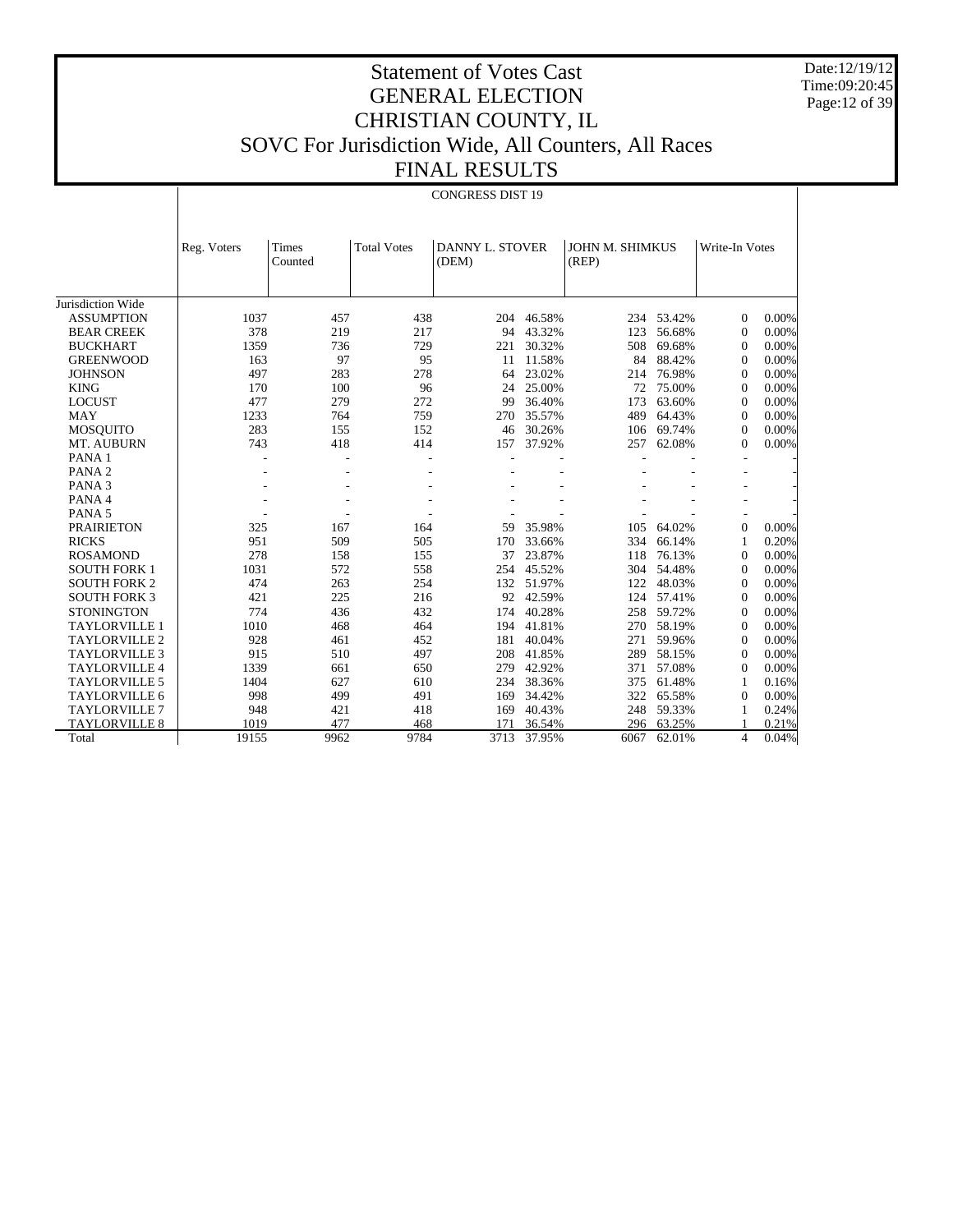# Statement of Votes Cast
# GENERAL ELECTION
# CHRISTIAN COUNTY, IL
# SOVC For Jurisdiction Wide, All Counters, All Races
# FINAL RESULTS

Date:12/19/12
Time:09:20:45

CONGRESS DIST 19

| | Reg. Voters | Times Counted | Total Votes | DANNY L. STOVER (DEM) | | JOHN M. SHIMKUS (REP) | | Write-In Votes | |
|---|---|---|---|---|---|---|---|---|---|
| Jurisdiction Wide | | | | | | | | | |
| ASSUMPTION | 1037 | 457 | 438 | 204 | 46.58% | 234 | 53.42% | 0 | 0.00% |
| BEAR CREEK | 378 | 219 | 217 | 94 | 43.32% | 123 | 56.68% | 0 | 0.00% |
| BUCKHART | 1359 | 736 | 729 | 221 | 30.32% | 508 | 69.68% | 0 | 0.00% |
| GREENWOOD | 163 | 97 | 95 | 11 | 11.58% | 84 | 88.42% | 0 | 0.00% |
| JOHNSON | 497 | 283 | 278 | 64 | 23.02% | 214 | 76.98% | 0 | 0.00% |
| KING | 170 | 100 | 96 | 24 | 25.00% | 72 | 75.00% | 0 | 0.00% |
| LOCUST | 477 | 279 | 272 | 99 | 36.40% | 173 | 63.60% | 0 | 0.00% |
| MAY | 1233 | 764 | 759 | 270 | 35.57% | 489 | 64.43% | 0 | 0.00% |
| MOSQUITO | 283 | 155 | 152 | 46 | 30.26% | 106 | 69.74% | 0 | 0.00% |
| MT. AUBURN | 743 | 418 | 414 | 157 | 37.92% | 257 | 62.08% | 0 | 0.00% |
| PANA 1 | - | - | - | - | - | - | - | - | - |
| PANA 2 | - | - | - | - | - | - | - | - | - |
| PANA 3 | - | - | - | - | - | - | - | - | - |
| PANA 4 | - | - | - | - | - | - | - | - | - |
| PANA 5 | - | - | - | - | - | - | - | - | - |
| PRAIRIETON | 325 | 167 | 164 | 59 | 35.98% | 105 | 64.02% | 0 | 0.00% |
| RICKS | 951 | 509 | 505 | 170 | 33.66% | 334 | 66.14% | 1 | 0.20% |
| ROSAMOND | 278 | 158 | 155 | 37 | 23.87% | 118 | 76.13% | 0 | 0.00% |
| SOUTH FORK 1 | 1031 | 572 | 558 | 254 | 45.52% | 304 | 54.48% | 0 | 0.00% |
| SOUTH FORK 2 | 474 | 263 | 254 | 132 | 51.97% | 122 | 48.03% | 0 | 0.00% |
| SOUTH FORK 3 | 421 | 225 | 216 | 92 | 42.59% | 124 | 57.41% | 0 | 0.00% |
| STONINGTON | 774 | 436 | 432 | 174 | 40.28% | 258 | 59.72% | 0 | 0.00% |
| TAYLORVILLE 1 | 1010 | 468 | 464 | 194 | 41.81% | 270 | 58.19% | 0 | 0.00% |
| TAYLORVILLE 2 | 928 | 461 | 452 | 181 | 40.04% | 271 | 59.96% | 0 | 0.00% |
| TAYLORVILLE 3 | 915 | 510 | 497 | 208 | 41.85% | 289 | 58.15% | 0 | 0.00% |
| TAYLORVILLE 4 | 1339 | 661 | 650 | 279 | 42.92% | 371 | 57.08% | 0 | 0.00% |
| TAYLORVILLE 5 | 1404 | 627 | 610 | 234 | 38.36% | 375 | 61.48% | 1 | 0.16% |
| TAYLORVILLE 6 | 998 | 499 | 491 | 169 | 34.42% | 322 | 65.58% | 0 | 0.00% |
| TAYLORVILLE 7 | 948 | 421 | 418 | 169 | 40.43% | 248 | 59.33% | 1 | 0.24% |
| TAYLORVILLE 8 | 1019 | 477 | 468 | 171 | 36.54% | 296 | 63.25% | 1 | 0.21% |
| Total | 19155 | 9962 | 9784 | 3713 | 37.95% | 6067 | 62.01% | 4 | 0.04% |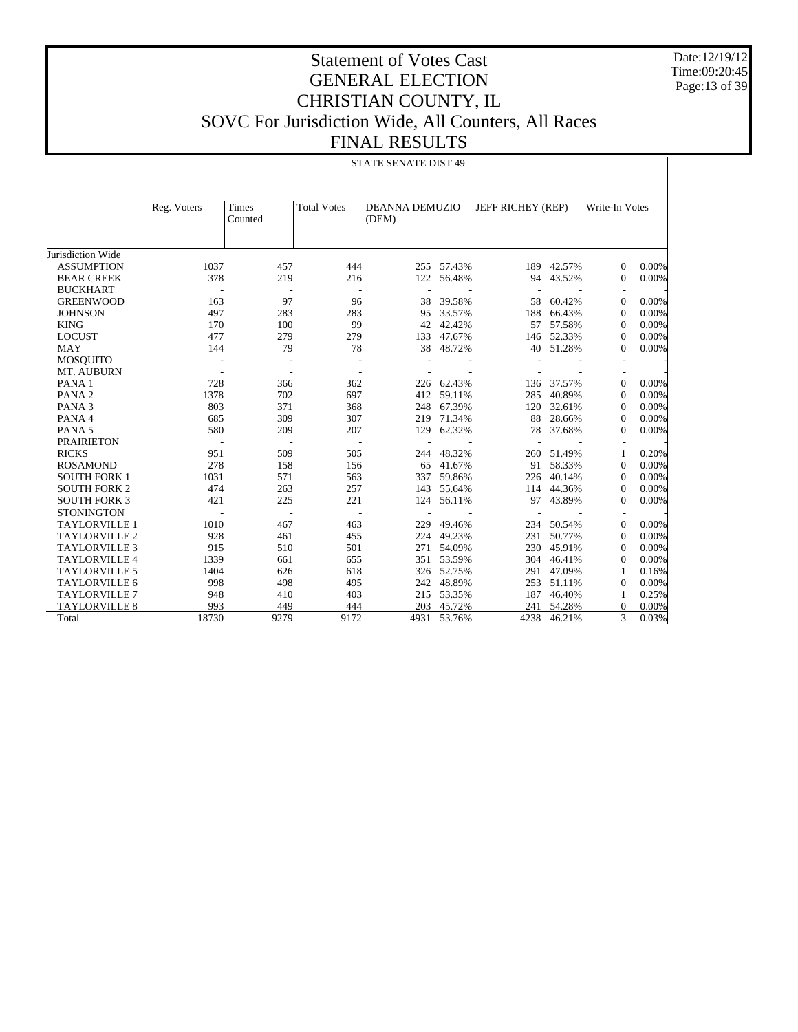# Statement of Votes Cast
# GENERAL ELECTION
# CHRISTIAN COUNTY, IL
# SOVC For Jurisdiction Wide, All Counters, All Races
# FINAL RESULTS

Date:12/19/12
Time:09:20:45

STATE SENATE DIST 49

| | Reg. Voters | Times Counted | Total Votes | DEANNA DEMUZIO (DEM) | | JEFF RICHEY (REP) | | Write-In Votes | |
|---|---|---|---|---|---|---|---|---|---|
| Jurisdiction Wide | | | | | | | | | |
| ASSUMPTION | 1037 | 457 | 444 | 255 | 57.43% | 189 | 42.57% | 0 | 0.00% |
| BEAR CREEK | 378 | 219 | 216 | 122 | 56.48% | 94 | 43.52% | 0 | 0.00% |
| BUCKHART | - | - | - | - | - | - | - | - | - |
| GREENWOOD | 163 | 97 | 96 | 38 | 39.58% | 58 | 60.42% | 0 | 0.00% |
| JOHNSON | 497 | 283 | 283 | 95 | 33.57% | 188 | 66.43% | 0 | 0.00% |
| KING | 170 | 100 | 99 | 42 | 42.42% | 57 | 57.58% | 0 | 0.00% |
| LOCUST | 477 | 279 | 279 | 133 | 47.67% | 146 | 52.33% | 0 | 0.00% |
| MAY | 144 | 79 | 78 | 38 | 48.72% | 40 | 51.28% | 0 | 0.00% |
| MOSQUITO | - | - | - | - | - | - | - | - | - |
| MT. AUBURN | - | - | - | - | - | - | - | - | - |
| PANA 1 | 728 | 366 | 362 | 226 | 62.43% | 136 | 37.57% | 0 | 0.00% |
| PANA 2 | 1378 | 702 | 697 | 412 | 59.11% | 285 | 40.89% | 0 | 0.00% |
| PANA 3 | 803 | 371 | 368 | 248 | 67.39% | 120 | 32.61% | 0 | 0.00% |
| PANA 4 | 685 | 309 | 307 | 219 | 71.34% | 88 | 28.66% | 0 | 0.00% |
| PANA 5 | 580 | 209 | 207 | 129 | 62.32% | 78 | 37.68% | 0 | 0.00% |
| PRAIRIETON | - | - | - | - | - | - | - | - | - |
| RICKS | 951 | 509 | 505 | 244 | 48.32% | 260 | 51.49% | 1 | 0.20% |
| ROSAMOND | 278 | 158 | 156 | 65 | 41.67% | 91 | 58.33% | 0 | 0.00% |
| SOUTH FORK 1 | 1031 | 571 | 563 | 337 | 59.86% | 226 | 40.14% | 0 | 0.00% |
| SOUTH FORK 2 | 474 | 263 | 257 | 143 | 55.64% | 114 | 44.36% | 0 | 0.00% |
| SOUTH FORK 3 | 421 | 225 | 221 | 124 | 56.11% | 97 | 43.89% | 0 | 0.00% |
| STONINGTON | - | - | - | - | - | - | - | - | - |
| TAYLORVILLE 1 | 1010 | 467 | 463 | 229 | 49.46% | 234 | 50.54% | 0 | 0.00% |
| TAYLORVILLE 2 | 928 | 461 | 455 | 224 | 49.23% | 231 | 50.77% | 0 | 0.00% |
| TAYLORVILLE 3 | 915 | 510 | 501 | 271 | 54.09% | 230 | 45.91% | 0 | 0.00% |
| TAYLORVILLE 4 | 1339 | 661 | 655 | 351 | 53.59% | 304 | 46.41% | 0 | 0.00% |
| TAYLORVILLE 5 | 1404 | 626 | 618 | 326 | 52.75% | 291 | 47.09% | 1 | 0.16% |
| TAYLORVILLE 6 | 998 | 498 | 495 | 242 | 48.89% | 253 | 51.11% | 0 | 0.00% |
| TAYLORVILLE 7 | 948 | 410 | 403 | 215 | 53.35% | 187 | 46.40% | 1 | 0.25% |
| TAYLORVILLE 8 | 993 | 449 | 444 | 203 | 45.72% | 241 | 54.28% | 0 | 0.00% |
| Total | 18730 | 9279 | 9172 | 4931 | 53.76% | 4238 | 46.21% | 3 | 0.03% |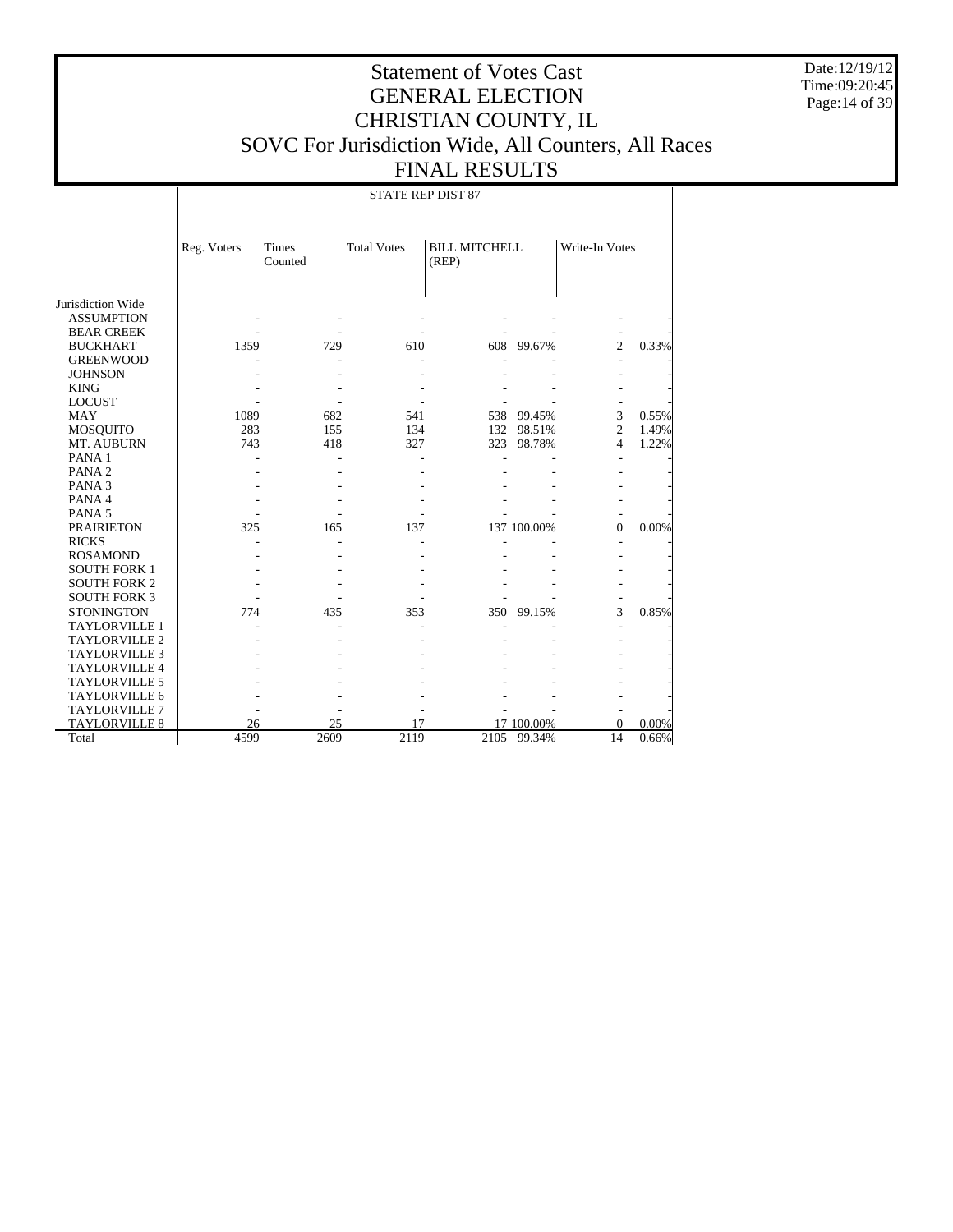# Statement of Votes Cast
# GENERAL ELECTION
# CHRISTIAN COUNTY, IL
# SOVC For Jurisdiction Wide, All Counters, All Races
# FINAL RESULTS

Date:12/19/12
Time:09:20:45

| | STATE REP DIST 87 | | | | | | |
|---|---|---|---|---|---|---|---|
| | Reg. Voters | Times Counted | Total Votes | BILL MITCHELL (REP) | | Write-In Votes | |
| Jurisdiction Wide | | | | | | | |
| ASSUMPTION | - | - | - | - | - | - | - |
| BEAR CREEK | - | - | - | - | - | - | - |
| BUCKHART | 1359 | 729 | 610 | 608 | 99.67% | 2 | 0.33% |
| GREENWOOD | - | - | - | - | - | - | - |
| JOHNSON | - | - | - | - | - | - | - |
| KING | - | - | - | - | - | - | - |
| LOCUST | - | - | - | - | - | - | - |
| MAY | 1089 | 682 | 541 | 538 | 99.45% | 3 | 0.55% |
| MOSQUITO | 283 | 155 | 134 | 132 | 98.51% | 2 | 1.49% |
| MT. AUBURN | 743 | 418 | 327 | 323 | 98.78% | 4 | 1.22% |
| PANA 1 | - | - | - | - | - | - | - |
| PANA 2 | - | - | - | - | - | - | - |
| PANA 3 | - | - | - | - | - | - | - |
| PANA 4 | - | - | - | - | - | - | - |
| PANA 5 | - | - | - | - | - | - | - |
| PRAIRIETON | 325 | 165 | 137 | 137 | 100.00% | 0 | 0.00% |
| RICKS | - | - | - | - | - | - | - |
| ROSAMOND | - | - | - | - | - | - | - |
| SOUTH FORK 1 | - | - | - | - | - | - | - |
| SOUTH FORK 2 | - | - | - | - | - | - | - |
| SOUTH FORK 3 | - | - | - | - | - | - | - |
| STONINGTON | 774 | 435 | 353 | 350 | 99.15% | 3 | 0.85% |
| TAYLORVILLE 1 | - | - | - | - | - | - | - |
| TAYLORVILLE 2 | - | - | - | - | - | - | - |
| TAYLORVILLE 3 | - | - | - | - | - | - | - |
| TAYLORVILLE 4 | - | - | - | - | - | - | - |
| TAYLORVILLE 5 | - | - | - | - | - | - | - |
| TAYLORVILLE 6 | - | - | - | - | - | - | - |
| TAYLORVILLE 7 | - | - | - | - | - | - | - |
| TAYLORVILLE 8 | 26 | 25 | 17 | 17 | 100.00% | 0 | 0.00% |
| Total | 4599 | 2609 | 2119 | 2105 | 99.34% | 14 | 0.66% |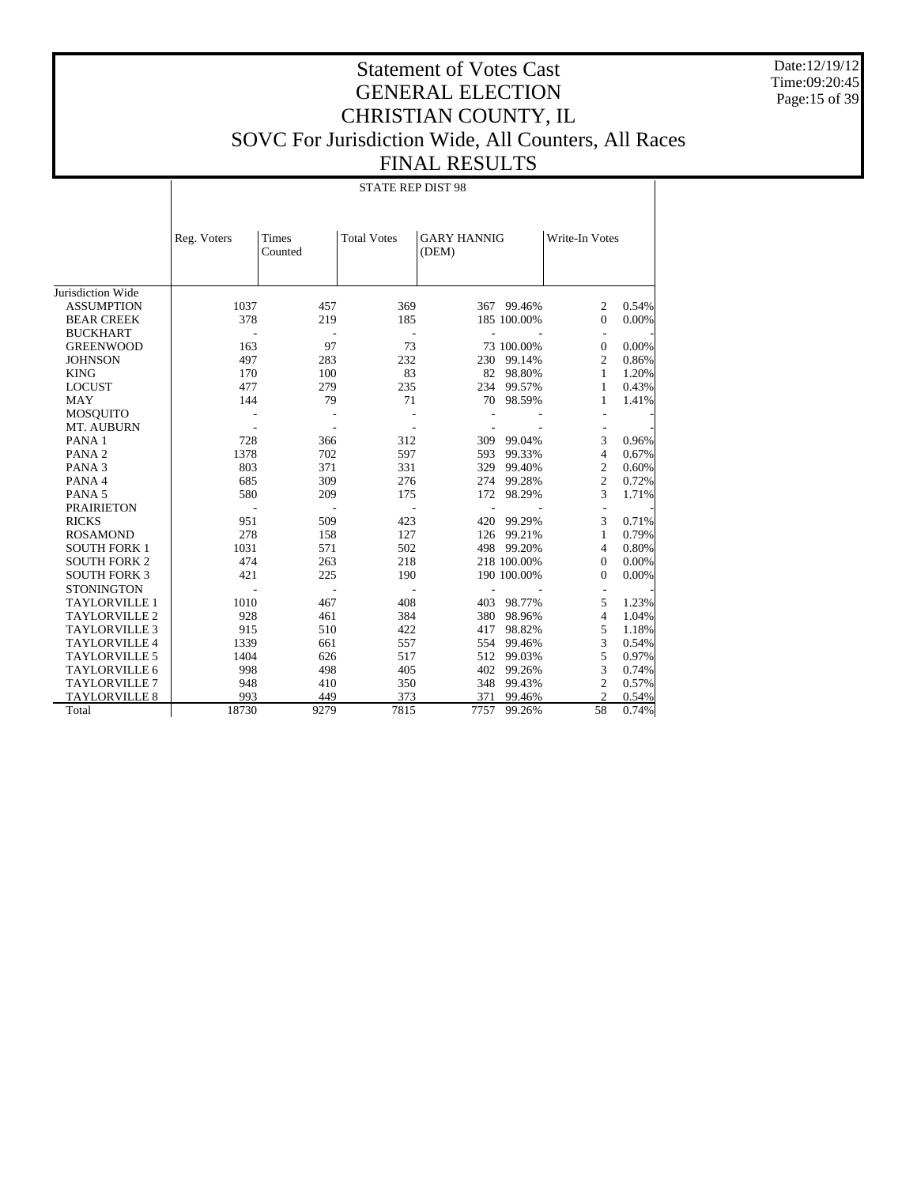# Statement of Votes Cast
# GENERAL ELECTION
# CHRISTIAN COUNTY, IL
# SOVC For Jurisdiction Wide, All Counters, All Races
# FINAL RESULTS

Date:12/19/12
Time:09:20:45

| | STATE REP DIST 98 | | | | | | |
|---|---|---|---|---|---|---|---|
| | Reg. Voters | Times Counted | Total Votes | GARY HANNIG (DEM) | | Write-In Votes | |
| Jurisdiction Wide | | | | | | | |
| ASSUMPTION | 1037 | 457 | 369 | 367 | 99.46% | 2 | 0.54% |
| BEAR CREEK | 378 | 219 | 185 | 185 | 100.00% | 0 | 0.00% |
| BUCKHART | - | - | - | - | - | - | - |
| GREENWOOD | 163 | 97 | 73 | 73 | 100.00% | 0 | 0.00% |
| JOHNSON | 497 | 283 | 232 | 230 | 99.14% | 2 | 0.86% |
| KING | 170 | 100 | 83 | 82 | 98.80% | 1 | 1.20% |
| LOCUST | 477 | 279 | 235 | 234 | 99.57% | 1 | 0.43% |
| MAY | 144 | 79 | 71 | 70 | 98.59% | 1 | 1.41% |
| MOSQUITO | - | - | - | - | - | - | - |
| MT. AUBURN | - | - | - | - | - | - | - |
| PANA 1 | 728 | 366 | 312 | 309 | 99.04% | 3 | 0.96% |
| PANA 2 | 1378 | 702 | 597 | 593 | 99.33% | 4 | 0.67% |
| PANA 3 | 803 | 371 | 331 | 329 | 99.40% | 2 | 0.60% |
| PANA 4 | 685 | 309 | 276 | 274 | 99.28% | 2 | 0.72% |
| PANA 5 | 580 | 209 | 175 | 172 | 98.29% | 3 | 1.71% |
| PRAIRIETON | - | - | - | - | - | - | - |
| RICKS | 951 | 509 | 423 | 420 | 99.29% | 3 | 0.71% |
| ROSAMOND | 278 | 158 | 127 | 126 | 99.21% | 1 | 0.79% |
| SOUTH FORK 1 | 1031 | 571 | 502 | 498 | 99.20% | 4 | 0.80% |
| SOUTH FORK 2 | 474 | 263 | 218 | 218 | 100.00% | 0 | 0.00% |
| SOUTH FORK 3 | 421 | 225 | 190 | 190 | 100.00% | 0 | 0.00% |
| STONINGTON | - | - | - | - | - | - | - |
| TAYLORVILLE 1 | 1010 | 467 | 408 | 403 | 98.77% | 5 | 1.23% |
| TAYLORVILLE 2 | 928 | 461 | 384 | 380 | 98.96% | 4 | 1.04% |
| TAYLORVILLE 3 | 915 | 510 | 422 | 417 | 98.82% | 5 | 1.18% |
| TAYLORVILLE 4 | 1339 | 661 | 557 | 554 | 99.46% | 3 | 0.54% |
| TAYLORVILLE 5 | 1404 | 626 | 517 | 512 | 99.03% | 5 | 0.97% |
| TAYLORVILLE 6 | 998 | 498 | 405 | 402 | 99.26% | 3 | 0.74% |
| TAYLORVILLE 7 | 948 | 410 | 350 | 348 | 99.43% | 2 | 0.57% |
| TAYLORVILLE 8 | 993 | 449 | 373 | 371 | 99.46% | 2 | 0.54% |
| Total | 18730 | 9279 | 7815 | 7757 | 99.26% | 58 | 0.74% |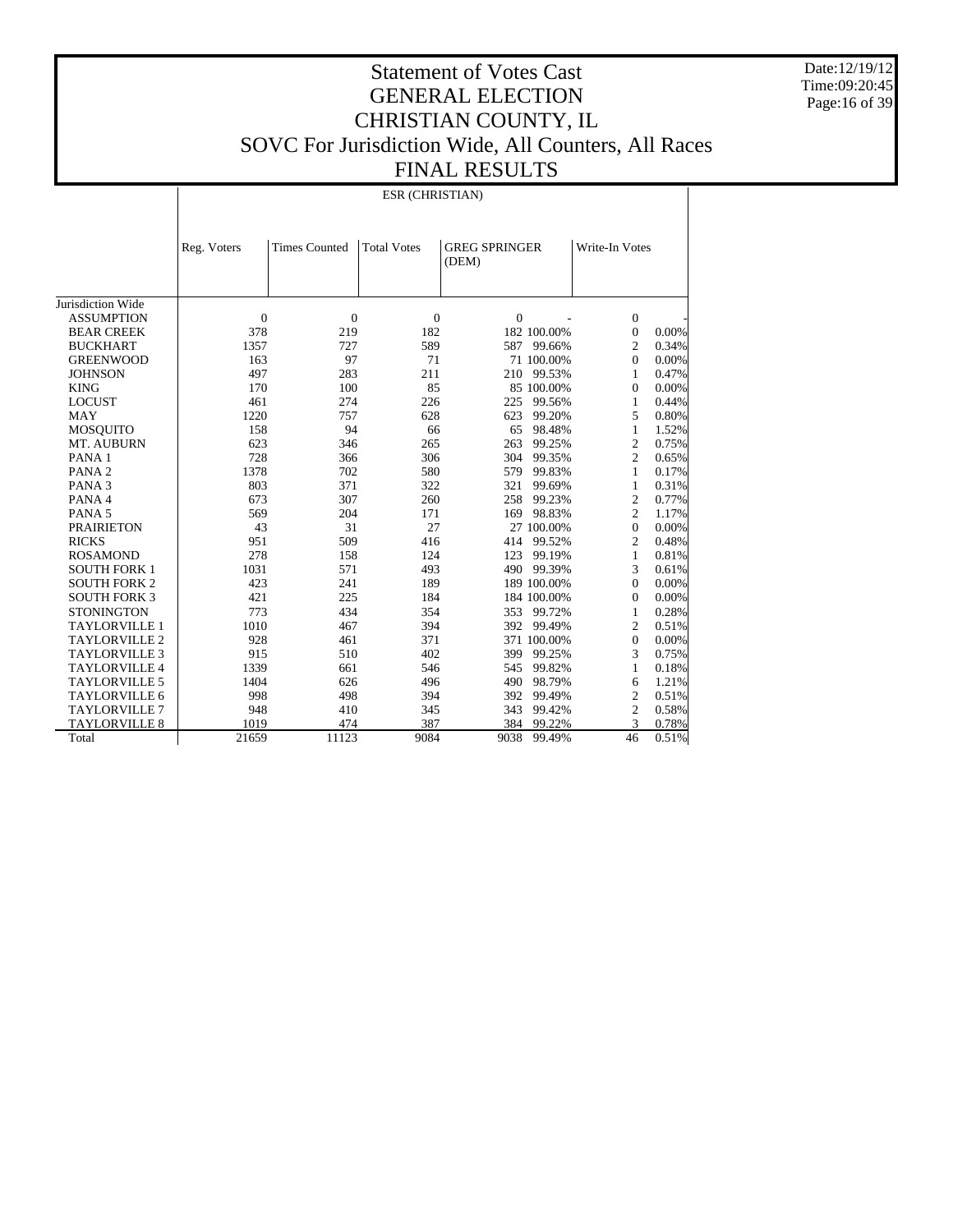# Statement of Votes Cast
# GENERAL ELECTION
# CHRISTIAN COUNTY, IL
# SOVC For Jurisdiction Wide, All Counters, All Races
# FINAL RESULTS

Date:12/19/12
Time:09:20:45

ESR (CHRISTIAN)

| | Reg. Voters | Times Counted | Total Votes | GREG SPRINGER (DEM) | | Write-In Votes | |
|---|---|---|---|---|---|---|---|
| Jurisdiction Wide | | | | | | | |
| ASSUMPTION | 0 | 0 | 0 | 0 | - | 0 | - |
| BEAR CREEK | 378 | 219 | 182 | 182 | 100.00% | 0 | 0.00% |
| BUCKHART | 1357 | 727 | 589 | 587 | 99.66% | 2 | 0.34% |
| GREENWOOD | 163 | 97 | 71 | 71 | 100.00% | 0 | 0.00% |
| JOHNSON | 497 | 283 | 211 | 210 | 99.53% | 1 | 0.47% |
| KING | 170 | 100 | 85 | 85 | 100.00% | 0 | 0.00% |
| LOCUST | 461 | 274 | 226 | 225 | 99.56% | 1 | 0.44% |
| MAY | 1220 | 757 | 628 | 623 | 99.20% | 5 | 0.80% |
| MOSQUITO | 158 | 94 | 66 | 65 | 98.48% | 1 | 1.52% |
| MT. AUBURN | 623 | 346 | 265 | 263 | 99.25% | 2 | 0.75% |
| PANA 1 | 728 | 366 | 306 | 304 | 99.35% | 2 | 0.65% |
| PANA 2 | 1378 | 702 | 580 | 579 | 99.83% | 1 | 0.17% |
| PANA 3 | 803 | 371 | 322 | 321 | 99.69% | 1 | 0.31% |
| PANA 4 | 673 | 307 | 260 | 258 | 99.23% | 2 | 0.77% |
| PANA 5 | 569 | 204 | 171 | 169 | 98.83% | 2 | 1.17% |
| PRAIRIETON | 43 | 31 | 27 | 27 | 100.00% | 0 | 0.00% |
| RICKS | 951 | 509 | 416 | 414 | 99.52% | 2 | 0.48% |
| ROSAMOND | 278 | 158 | 124 | 123 | 99.19% | 1 | 0.81% |
| SOUTH FORK 1 | 1031 | 571 | 493 | 490 | 99.39% | 3 | 0.61% |
| SOUTH FORK 2 | 423 | 241 | 189 | 189 | 100.00% | 0 | 0.00% |
| SOUTH FORK 3 | 421 | 225 | 184 | 184 | 100.00% | 0 | 0.00% |
| STONINGTON | 773 | 434 | 354 | 353 | 99.72% | 1 | 0.28% |
| TAYLORVILLE 1 | 1010 | 467 | 394 | 392 | 99.49% | 2 | 0.51% |
| TAYLORVILLE 2 | 928 | 461 | 371 | 371 | 100.00% | 0 | 0.00% |
| TAYLORVILLE 3 | 915 | 510 | 402 | 399 | 99.25% | 3 | 0.75% |
| TAYLORVILLE 4 | 1339 | 661 | 546 | 545 | 99.82% | 1 | 0.18% |
| TAYLORVILLE 5 | 1404 | 626 | 496 | 490 | 98.79% | 6 | 1.21% |
| TAYLORVILLE 6 | 998 | 498 | 394 | 392 | 99.49% | 2 | 0.51% |
| TAYLORVILLE 7 | 948 | 410 | 345 | 343 | 99.42% | 2 | 0.58% |
| TAYLORVILLE 8 | 1019 | 474 | 387 | 384 | 99.22% | 3 | 0.78% |
| Total | 21659 | 11123 | 9084 | 9038 | 99.49% | 46 | 0.51% |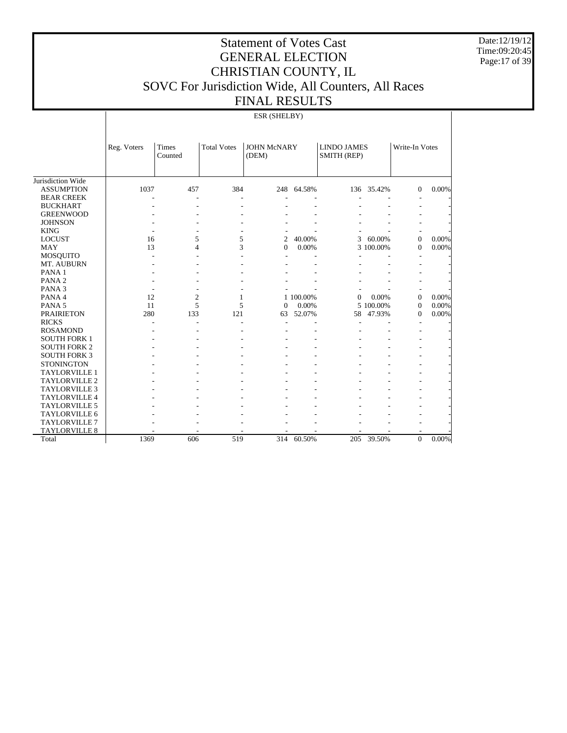# Statement of Votes Cast
# GENERAL ELECTION
# CHRISTIAN COUNTY, IL
# SOVC For Jurisdiction Wide, All Counters, All Races
# FINAL RESULTS

Date:12/19/12
Time:09:20:45

ESR (SHELBY)

| | Reg. Voters | Times Counted | Total Votes | JOHN McNARY (DEM) | | LINDO JAMES SMITH (REP) | | Write-In Votes | |
|---|---|---|---|---|---|---|---|---|---|
| Jurisdiction Wide | | | | | | | | | |
| ASSUMPTION | 1037 | 457 | 384 | 248 | 64.58% | 136 | 35.42% | 0 | 0.00% |
| BEAR CREEK | - | - | - | - | - | - | - | - | - |
| BUCKHART | - | - | - | - | - | - | - | - | - |
| GREENWOOD | - | - | - | - | - | - | - | - | - |
| JOHNSON | - | - | - | - | - | - | - | - | - |
| KING | - | - | - | - | - | - | - | - | - |
| LOCUST | 16 | 5 | 5 | 2 | 40.00% | 3 | 60.00% | 0 | 0.00% |
| MAY | 13 | 4 | 3 | 0 | 0.00% | 3 | 100.00% | 0 | 0.00% |
| MOSQUITO | - | - | - | - | - | - | - | - | - |
| MT. AUBURN | - | - | - | - | - | - | - | - | - |
| PANA 1 | - | - | - | - | - | - | - | - | - |
| PANA 2 | - | - | - | - | - | - | - | - | - |
| PANA 3 | - | - | - | - | - | - | - | - | - |
| PANA 4 | 12 | 2 | 1 | 1 | 100.00% | 0 | 0.00% | 0 | 0.00% |
| PANA 5 | 11 | 5 | 5 | 0 | 0.00% | 5 | 100.00% | 0 | 0.00% |
| PRAIRIETON | 280 | 133 | 121 | 63 | 52.07% | 58 | 47.93% | 0 | 0.00% |
| RICKS | - | - | - | - | - | - | - | - | - |
| ROSAMOND | - | - | - | - | - | - | - | - | - |
| SOUTH FORK 1 | - | - | - | - | - | - | - | - | - |
| SOUTH FORK 2 | - | - | - | - | - | - | - | - | - |
| SOUTH FORK 3 | - | - | - | - | - | - | - | - | - |
| STONINGTON | - | - | - | - | - | - | - | - | - |
| TAYLORVILLE 1 | - | - | - | - | - | - | - | - | - |
| TAYLORVILLE 2 | - | - | - | - | - | - | - | - | - |
| TAYLORVILLE 3 | - | - | - | - | - | - | - | - | - |
| TAYLORVILLE 4 | - | - | - | - | - | - | - | - | - |
| TAYLORVILLE 5 | - | - | - | - | - | - | - | - | - |
| TAYLORVILLE 6 | - | - | - | - | - | - | - | - | - |
| TAYLORVILLE 7 | - | - | - | - | - | - | - | - | - |
| TAYLORVILLE 8 | - | - | - | - | - | - | - | - | - |
| Total | 1369 | 606 | 519 | 314 | 60.50% | 205 | 39.50% | 0 | 0.00% |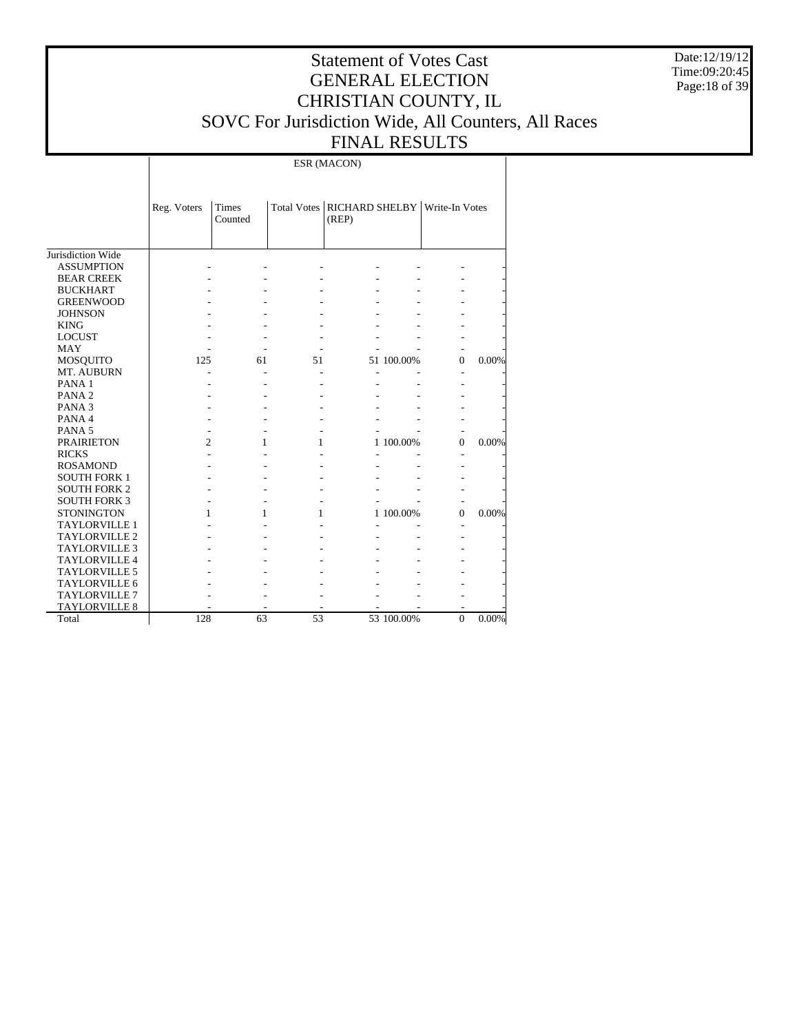# Statement of Votes Cast
# GENERAL ELECTION
# CHRISTIAN COUNTY, IL
# SOVC For Jurisdiction Wide, All Counters, All Races
# FINAL RESULTS

Date:12/19/12
Time:09:20:45

| | ESR (MACON) | | | | | | |
|---|---|---|---|---|---|---|---|
| | Reg. Voters | Times Counted | Total Votes | RICHARD SHELBY (REP) | | Write-In Votes | |
| Jurisdiction Wide | | | | | | | |
| ASSUMPTION | - | - | - | - | - | - | - |
| BEAR CREEK | - | - | - | - | - | - | - |
| BUCKHART | - | - | - | - | - | - | - |
| GREENWOOD | - | - | - | - | - | - | - |
| JOHNSON | - | - | - | - | - | - | - |
| KING | - | - | - | - | - | - | - |
| LOCUST | - | - | - | - | - | - | - |
| MAY | - | - | - | - | - | - | - |
| MOSQUITO | 125 | 61 | 51 | 51 | 100.00% | 0 | 0.00% |
| MT. AUBURN | - | - | - | - | - | - | - |
| PANA 1 | - | - | - | - | - | - | - |
| PANA 2 | - | - | - | - | - | - | - |
| PANA 3 | - | - | - | - | - | - | - |
| PANA 4 | - | - | - | - | - | - | - |
| PANA 5 | - | - | - | - | - | - | - |
| PRAIRIETON | 2 | 1 | 1 | 1 | 100.00% | 0 | 0.00% |
| RICKS | - | - | - | - | - | - | - |
| ROSAMOND | - | - | - | - | - | - | - |
| SOUTH FORK 1 | - | - | - | - | - | - | - |
| SOUTH FORK 2 | - | - | - | - | - | - | - |
| SOUTH FORK 3 | - | - | - | - | - | - | - |
| STONINGTON | 1 | 1 | 1 | 1 | 100.00% | 0 | 0.00% |
| TAYLORVILLE 1 | - | - | - | - | - | - | - |
| TAYLORVILLE 2 | - | - | - | - | - | - | - |
| TAYLORVILLE 3 | - | - | - | - | - | - | - |
| TAYLORVILLE 4 | - | - | - | - | - | - | - |
| TAYLORVILLE 5 | - | - | - | - | - | - | - |
| TAYLORVILLE 6 | - | - | - | - | - | - | - |
| TAYLORVILLE 7 | - | - | - | - | - | - | - |
| TAYLORVILLE 8 | - | - | - | - | - | - | - |
| Total | 128 | 63 | 53 | 53 | 100.00% | 0 | 0.00% |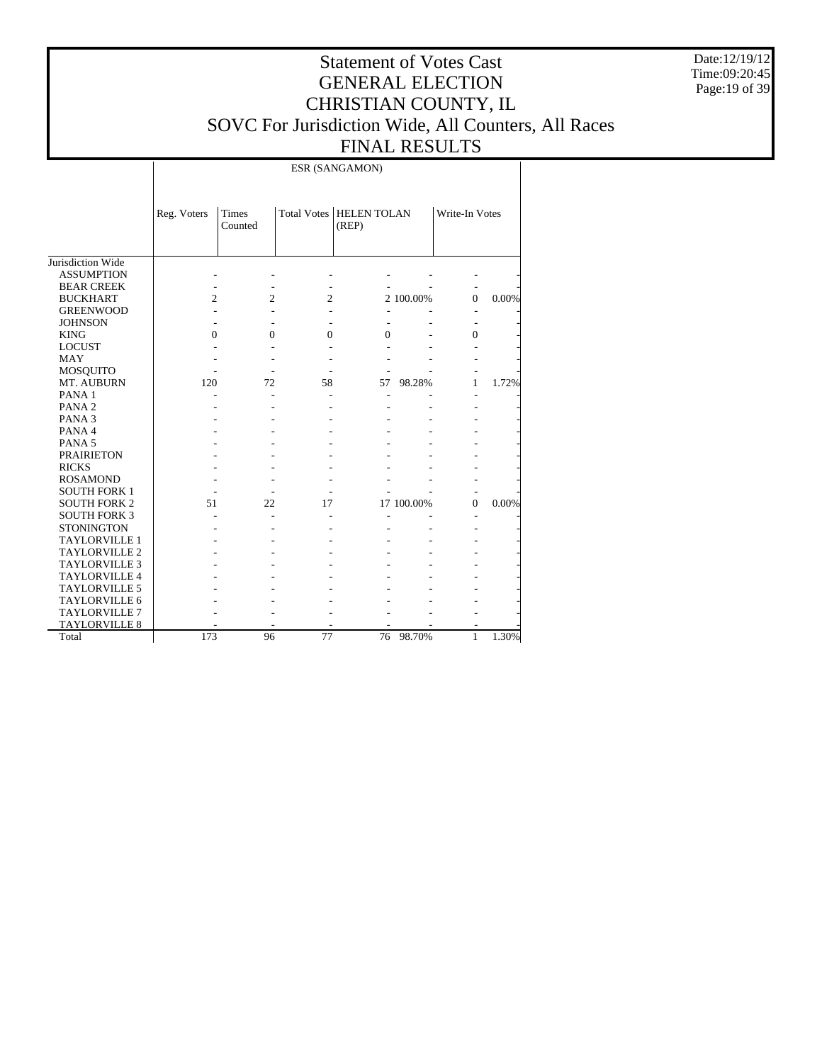# Statement of Votes Cast
# GENERAL ELECTION
# CHRISTIAN COUNTY, IL
# SOVC For Jurisdiction Wide, All Counters, All Races
# FINAL RESULTS

Date:12/19/12
Time:09:20:45

| | ESR (SANGAMON) | | | | | | |
|---|---|---|---|---|---|---|---|
| | Reg. Voters | Times Counted | Total Votes | HELEN TOLAN (REP) | | Write-In Votes | |
| Jurisdiction Wide | | | | | | | |
| ASSUMPTION | - | - | - | - | - | - | - |
| BEAR CREEK | - | - | - | - | - | - | - |
| BUCKHART | 2 | 2 | 2 | 2 | 100.00% | 0 | 0.00% |
| GREENWOOD | - | - | - | - | - | - | - |
| JOHNSON | - | - | - | - | - | - | - |
| KING | 0 | 0 | 0 | 0 | - | 0 | - |
| LOCUST | - | - | - | - | - | - | - |
| MAY | - | - | - | - | - | - | - |
| MOSQUITO | - | - | - | - | - | - | - |
| MT. AUBURN | 120 | 72 | 58 | 57 | 98.28% | 1 | 1.72% |
| PANA 1 | - | - | - | - | - | - | - |
| PANA 2 | - | - | - | - | - | - | - |
| PANA 3 | - | - | - | - | - | - | - |
| PANA 4 | - | - | - | - | - | - | - |
| PANA 5 | - | - | - | - | - | - | - |
| PRAIRIETON | - | - | - | - | - | - | - |
| RICKS | - | - | - | - | - | - | - |
| ROSAMOND | - | - | - | - | - | - | - |
| SOUTH FORK 1 | - | - | - | - | - | - | - |
| SOUTH FORK 2 | 51 | 22 | 17 | 17 | 100.00% | 0 | 0.00% |
| SOUTH FORK 3 | - | - | - | - | - | - | - |
| STONINGTON | - | - | - | - | - | - | - |
| TAYLORVILLE 1 | - | - | - | - | - | - | - |
| TAYLORVILLE 2 | - | - | - | - | - | - | - |
| TAYLORVILLE 3 | - | - | - | - | - | - | - |
| TAYLORVILLE 4 | - | - | - | - | - | - | - |
| TAYLORVILLE 5 | - | - | - | - | - | - | - |
| TAYLORVILLE 6 | - | - | - | - | - | - | - |
| TAYLORVILLE 7 | - | - | - | - | - | - | - |
| TAYLORVILLE 8 | - | - | - | - | - | - | - |
| Total | 173 | 96 | 77 | 76 | 98.70% | 1 | 1.30% |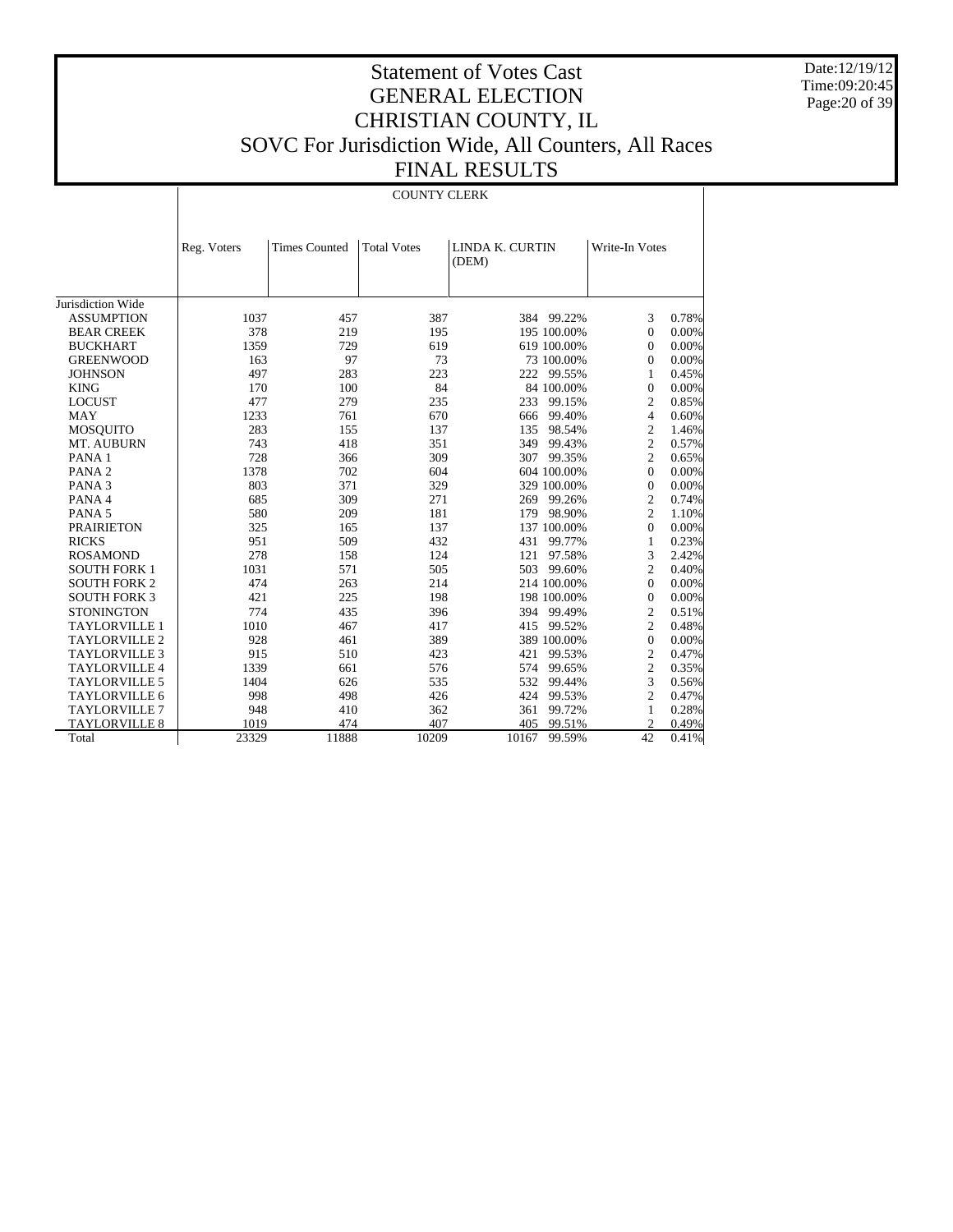# Statement of Votes Cast
# GENERAL ELECTION
# CHRISTIAN COUNTY, IL
# SOVC For Jurisdiction Wide, All Counters, All Races
# FINAL RESULTS

Date:12/19/12
Time:09:20:45

## COUNTY CLERK

| | Reg. Voters | Times Counted | Total Votes | LINDA K. CURTIN (DEM) | | Write-In Votes | |
|---|---|---|---|---|---|---|---|
| Jurisdiction Wide | | | | | | | |
| ASSUMPTION | 1037 | 457 | 387 | 384 | 99.22% | 3 | 0.78% |
| BEAR CREEK | 378 | 219 | 195 | 195 | 100.00% | 0 | 0.00% |
| BUCKHART | 1359 | 729 | 619 | 619 | 100.00% | 0 | 0.00% |
| GREENWOOD | 163 | 97 | 73 | 73 | 100.00% | 0 | 0.00% |
| JOHNSON | 497 | 283 | 223 | 222 | 99.55% | 1 | 0.45% |
| KING | 170 | 100 | 84 | 84 | 100.00% | 0 | 0.00% |
| LOCUST | 477 | 279 | 235 | 233 | 99.15% | 2 | 0.85% |
| MAY | 1233 | 761 | 670 | 666 | 99.40% | 4 | 0.60% |
| MOSQUITO | 283 | 155 | 137 | 135 | 98.54% | 2 | 1.46% |
| MT. AUBURN | 743 | 418 | 351 | 349 | 99.43% | 2 | 0.57% |
| PANA 1 | 728 | 366 | 309 | 307 | 99.35% | 2 | 0.65% |
| PANA 2 | 1378 | 702 | 604 | 604 | 100.00% | 0 | 0.00% |
| PANA 3 | 803 | 371 | 329 | 329 | 100.00% | 0 | 0.00% |
| PANA 4 | 685 | 309 | 271 | 269 | 99.26% | 2 | 0.74% |
| PANA 5 | 580 | 209 | 181 | 179 | 98.90% | 2 | 1.10% |
| PRAIRIETON | 325 | 165 | 137 | 137 | 100.00% | 0 | 0.00% |
| RICKS | 951 | 509 | 432 | 431 | 99.77% | 1 | 0.23% |
| ROSAMOND | 278 | 158 | 124 | 121 | 97.58% | 3 | 2.42% |
| SOUTH FORK 1 | 1031 | 571 | 505 | 503 | 99.60% | 2 | 0.40% |
| SOUTH FORK 2 | 474 | 263 | 214 | 214 | 100.00% | 0 | 0.00% |
| SOUTH FORK 3 | 421 | 225 | 198 | 198 | 100.00% | 0 | 0.00% |
| STONINGTON | 774 | 435 | 396 | 394 | 99.49% | 2 | 0.51% |
| TAYLORVILLE 1 | 1010 | 467 | 417 | 415 | 99.52% | 2 | 0.48% |
| TAYLORVILLE 2 | 928 | 461 | 389 | 389 | 100.00% | 0 | 0.00% |
| TAYLORVILLE 3 | 915 | 510 | 423 | 421 | 99.53% | 2 | 0.47% |
| TAYLORVILLE 4 | 1339 | 661 | 576 | 574 | 99.65% | 2 | 0.35% |
| TAYLORVILLE 5 | 1404 | 626 | 535 | 532 | 99.44% | 3 | 0.56% |
| TAYLORVILLE 6 | 998 | 498 | 426 | 424 | 99.53% | 2 | 0.47% |
| TAYLORVILLE 7 | 948 | 410 | 362 | 361 | 99.72% | 1 | 0.28% |
| TAYLORVILLE 8 | 1019 | 474 | 407 | 405 | 99.51% | 2 | 0.49% |
| Total | 23329 | 11888 | 10209 | 10167 | 99.59% | 42 | 0.41% |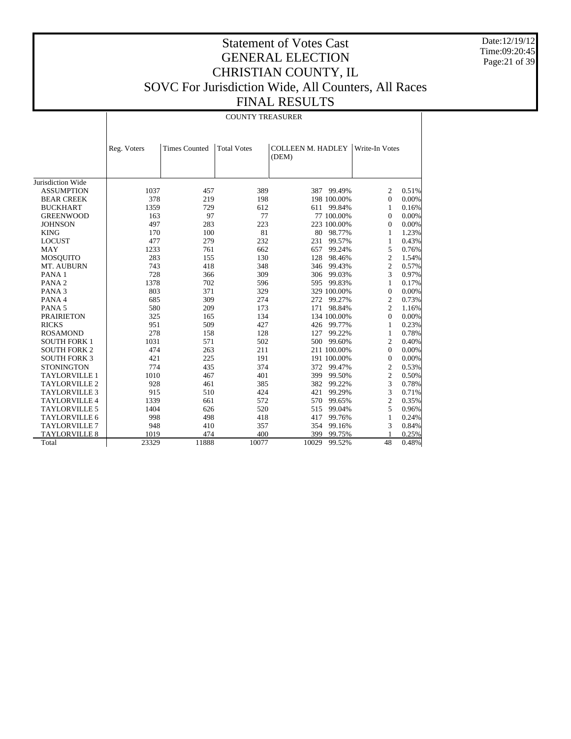# Statement of Votes Cast
# GENERAL ELECTION
# CHRISTIAN COUNTY, IL
# SOVC For Jurisdiction Wide, All Counters, All Races
# FINAL RESULTS

Date:12/19/12
Time:09:20:45

| | COUNTY TREASURER | | | | | | |
|---|---|---|---|---|---|---|---|
| | Reg. Voters | Times Counted | Total Votes | COLLEEN M. HADLEY (DEM) | | Write-In Votes | |
| Jurisdiction Wide | | | | | | | |
| ASSUMPTION | 1037 | 457 | 389 | 387 | 99.49% | 2 | 0.51% |
| BEAR CREEK | 378 | 219 | 198 | 198 | 100.00% | 0 | 0.00% |
| BUCKHART | 1359 | 729 | 612 | 611 | 99.84% | 1 | 0.16% |
| GREENWOOD | 163 | 97 | 77 | 77 | 100.00% | 0 | 0.00% |
| JOHNSON | 497 | 283 | 223 | 223 | 100.00% | 0 | 0.00% |
| KING | 170 | 100 | 81 | 80 | 98.77% | 1 | 1.23% |
| LOCUST | 477 | 279 | 232 | 231 | 99.57% | 1 | 0.43% |
| MAY | 1233 | 761 | 662 | 657 | 99.24% | 5 | 0.76% |
| MOSQUITO | 283 | 155 | 130 | 128 | 98.46% | 2 | 1.54% |
| MT. AUBURN | 743 | 418 | 348 | 346 | 99.43% | 2 | 0.57% |
| PANA 1 | 728 | 366 | 309 | 306 | 99.03% | 3 | 0.97% |
| PANA 2 | 1378 | 702 | 596 | 595 | 99.83% | 1 | 0.17% |
| PANA 3 | 803 | 371 | 329 | 329 | 100.00% | 0 | 0.00% |
| PANA 4 | 685 | 309 | 274 | 272 | 99.27% | 2 | 0.73% |
| PANA 5 | 580 | 209 | 173 | 171 | 98.84% | 2 | 1.16% |
| PRAIRIETON | 325 | 165 | 134 | 134 | 100.00% | 0 | 0.00% |
| RICKS | 951 | 509 | 427 | 426 | 99.77% | 1 | 0.23% |
| ROSAMOND | 278 | 158 | 128 | 127 | 99.22% | 1 | 0.78% |
| SOUTH FORK 1 | 1031 | 571 | 502 | 500 | 99.60% | 2 | 0.40% |
| SOUTH FORK 2 | 474 | 263 | 211 | 211 | 100.00% | 0 | 0.00% |
| SOUTH FORK 3 | 421 | 225 | 191 | 191 | 100.00% | 0 | 0.00% |
| STONINGTON | 774 | 435 | 374 | 372 | 99.47% | 2 | 0.53% |
| TAYLORVILLE 1 | 1010 | 467 | 401 | 399 | 99.50% | 2 | 0.50% |
| TAYLORVILLE 2 | 928 | 461 | 385 | 382 | 99.22% | 3 | 0.78% |
| TAYLORVILLE 3 | 915 | 510 | 424 | 421 | 99.29% | 3 | 0.71% |
| TAYLORVILLE 4 | 1339 | 661 | 572 | 570 | 99.65% | 2 | 0.35% |
| TAYLORVILLE 5 | 1404 | 626 | 520 | 515 | 99.04% | 5 | 0.96% |
| TAYLORVILLE 6 | 998 | 498 | 418 | 417 | 99.76% | 1 | 0.24% |
| TAYLORVILLE 7 | 948 | 410 | 357 | 354 | 99.16% | 3 | 0.84% |
| TAYLORVILLE 8 | 1019 | 474 | 400 | 399 | 99.75% | 1 | 0.25% |
| Total | 23329 | 11888 | 10077 | 10029 | 99.52% | 48 | 0.48% |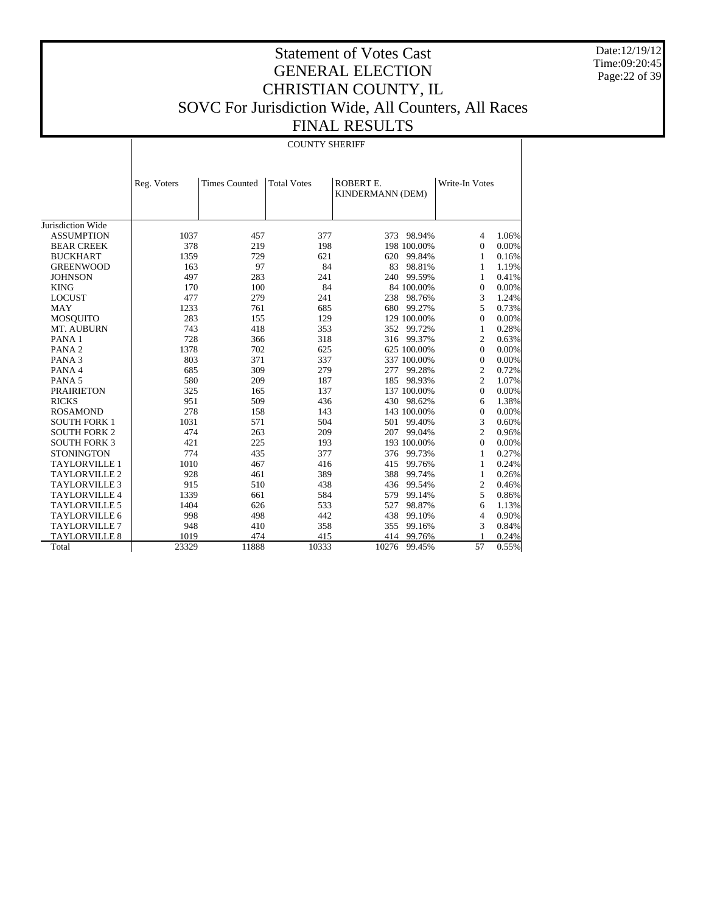# Statement of Votes Cast
# GENERAL ELECTION
# CHRISTIAN COUNTY, IL
# SOVC For Jurisdiction Wide, All Counters, All Races
# FINAL RESULTS

Date:12/19/12
Time:09:20:45

## COUNTY SHERIFF

| | Reg. Voters | Times Counted | Total Votes | ROBERT E. KINDERMANN (DEM) | | Write-In Votes | |
|---|---|---|---|---|---|---|---|
| Jurisdiction Wide | | | | | | | |
| ASSUMPTION | 1037 | 457 | 377 | 373 | 98.94% | 4 | 1.06% |
| BEAR CREEK | 378 | 219 | 198 | 198 | 100.00% | 0 | 0.00% |
| BUCKHART | 1359 | 729 | 621 | 620 | 99.84% | 1 | 0.16% |
| GREENWOOD | 163 | 97 | 84 | 83 | 98.81% | 1 | 1.19% |
| JOHNSON | 497 | 283 | 241 | 240 | 99.59% | 1 | 0.41% |
| KING | 170 | 100 | 84 | 84 | 100.00% | 0 | 0.00% |
| LOCUST | 477 | 279 | 241 | 238 | 98.76% | 3 | 1.24% |
| MAY | 1233 | 761 | 685 | 680 | 99.27% | 5 | 0.73% |
| MOSQUITO | 283 | 155 | 129 | 129 | 100.00% | 0 | 0.00% |
| MT. AUBURN | 743 | 418 | 353 | 352 | 99.72% | 1 | 0.28% |
| PANA 1 | 728 | 366 | 318 | 316 | 99.37% | 2 | 0.63% |
| PANA 2 | 1378 | 702 | 625 | 625 | 100.00% | 0 | 0.00% |
| PANA 3 | 803 | 371 | 337 | 337 | 100.00% | 0 | 0.00% |
| PANA 4 | 685 | 309 | 279 | 277 | 99.28% | 2 | 0.72% |
| PANA 5 | 580 | 209 | 187 | 185 | 98.93% | 2 | 1.07% |
| PRAIRIETON | 325 | 165 | 137 | 137 | 100.00% | 0 | 0.00% |
| RICKS | 951 | 509 | 436 | 430 | 98.62% | 6 | 1.38% |
| ROSAMOND | 278 | 158 | 143 | 143 | 100.00% | 0 | 0.00% |
| SOUTH FORK 1 | 1031 | 571 | 504 | 501 | 99.40% | 3 | 0.60% |
| SOUTH FORK 2 | 474 | 263 | 209 | 207 | 99.04% | 2 | 0.96% |
| SOUTH FORK 3 | 421 | 225 | 193 | 193 | 100.00% | 0 | 0.00% |
| STONINGTON | 774 | 435 | 377 | 376 | 99.73% | 1 | 0.27% |
| TAYLORVILLE 1 | 1010 | 467 | 416 | 415 | 99.76% | 1 | 0.24% |
| TAYLORVILLE 2 | 928 | 461 | 389 | 388 | 99.74% | 1 | 0.26% |
| TAYLORVILLE 3 | 915 | 510 | 438 | 436 | 99.54% | 2 | 0.46% |
| TAYLORVILLE 4 | 1339 | 661 | 584 | 579 | 99.14% | 5 | 0.86% |
| TAYLORVILLE 5 | 1404 | 626 | 533 | 527 | 98.87% | 6 | 1.13% |
| TAYLORVILLE 6 | 998 | 498 | 442 | 438 | 99.10% | 4 | 0.90% |
| TAYLORVILLE 7 | 948 | 410 | 358 | 355 | 99.16% | 3 | 0.84% |
| TAYLORVILLE 8 | 1019 | 474 | 415 | 414 | 99.76% | 1 | 0.24% |
| Total | 23329 | 11888 | 10333 | 10276 | 99.45% | 57 | 0.55% |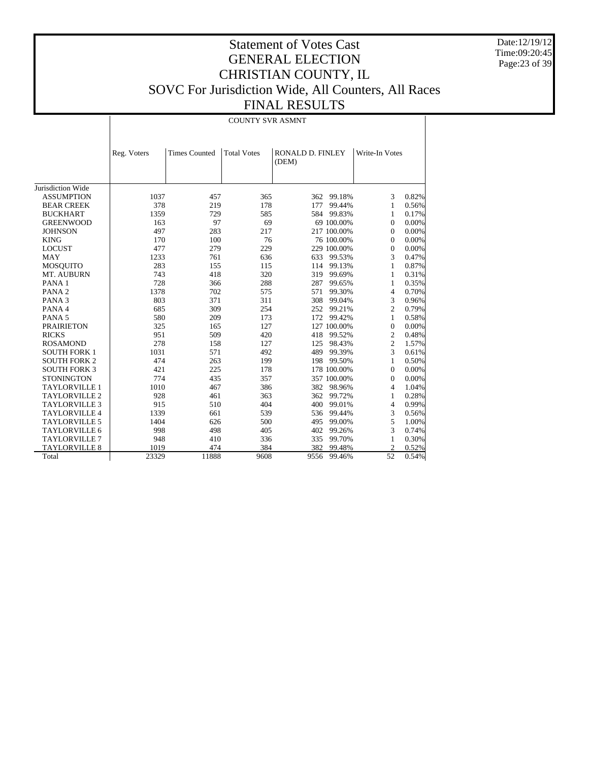# Statement of Votes Cast
# GENERAL ELECTION
# CHRISTIAN COUNTY, IL
# SOVC For Jurisdiction Wide, All Counters, All Races
# FINAL RESULTS

Date:12/19/12
Time:09:20:45

COUNTY SVR ASMNT

| | Reg. Voters | Times Counted | Total Votes | RONALD D. FINLEY (DEM) | | Write-In Votes | |
|---|---|---|---|---|---|---|---|
| Jurisdiction Wide | | | | | | | |
| ASSUMPTION | 1037 | 457 | 365 | 362 | 99.18% | 3 | 0.82% |
| BEAR CREEK | 378 | 219 | 178 | 177 | 99.44% | 1 | 0.56% |
| BUCKHART | 1359 | 729 | 585 | 584 | 99.83% | 1 | 0.17% |
| GREENWOOD | 163 | 97 | 69 | 69 | 100.00% | 0 | 0.00% |
| JOHNSON | 497 | 283 | 217 | 217 | 100.00% | 0 | 0.00% |
| KING | 170 | 100 | 76 | 76 | 100.00% | 0 | 0.00% |
| LOCUST | 477 | 279 | 229 | 229 | 100.00% | 0 | 0.00% |
| MAY | 1233 | 761 | 636 | 633 | 99.53% | 3 | 0.47% |
| MOSQUITO | 283 | 155 | 115 | 114 | 99.13% | 1 | 0.87% |
| MT. AUBURN | 743 | 418 | 320 | 319 | 99.69% | 1 | 0.31% |
| PANA 1 | 728 | 366 | 288 | 287 | 99.65% | 1 | 0.35% |
| PANA 2 | 1378 | 702 | 575 | 571 | 99.30% | 4 | 0.70% |
| PANA 3 | 803 | 371 | 311 | 308 | 99.04% | 3 | 0.96% |
| PANA 4 | 685 | 309 | 254 | 252 | 99.21% | 2 | 0.79% |
| PANA 5 | 580 | 209 | 173 | 172 | 99.42% | 1 | 0.58% |
| PRAIRIETON | 325 | 165 | 127 | 127 | 100.00% | 0 | 0.00% |
| RICKS | 951 | 509 | 420 | 418 | 99.52% | 2 | 0.48% |
| ROSAMOND | 278 | 158 | 127 | 125 | 98.43% | 2 | 1.57% |
| SOUTH FORK 1 | 1031 | 571 | 492 | 489 | 99.39% | 3 | 0.61% |
| SOUTH FORK 2 | 474 | 263 | 199 | 198 | 99.50% | 1 | 0.50% |
| SOUTH FORK 3 | 421 | 225 | 178 | 178 | 100.00% | 0 | 0.00% |
| STONINGTON | 774 | 435 | 357 | 357 | 100.00% | 0 | 0.00% |
| TAYLORVILLE 1 | 1010 | 467 | 386 | 382 | 98.96% | 4 | 1.04% |
| TAYLORVILLE 2 | 928 | 461 | 363 | 362 | 99.72% | 1 | 0.28% |
| TAYLORVILLE 3 | 915 | 510 | 404 | 400 | 99.01% | 4 | 0.99% |
| TAYLORVILLE 4 | 1339 | 661 | 539 | 536 | 99.44% | 3 | 0.56% |
| TAYLORVILLE 5 | 1404 | 626 | 500 | 495 | 99.00% | 5 | 1.00% |
| TAYLORVILLE 6 | 998 | 498 | 405 | 402 | 99.26% | 3 | 0.74% |
| TAYLORVILLE 7 | 948 | 410 | 336 | 335 | 99.70% | 1 | 0.30% |
| TAYLORVILLE 8 | 1019 | 474 | 384 | 382 | 99.48% | 2 | 0.52% |
| Total | 23329 | 11888 | 9608 | 9556 | 99.46% | 52 | 0.54% |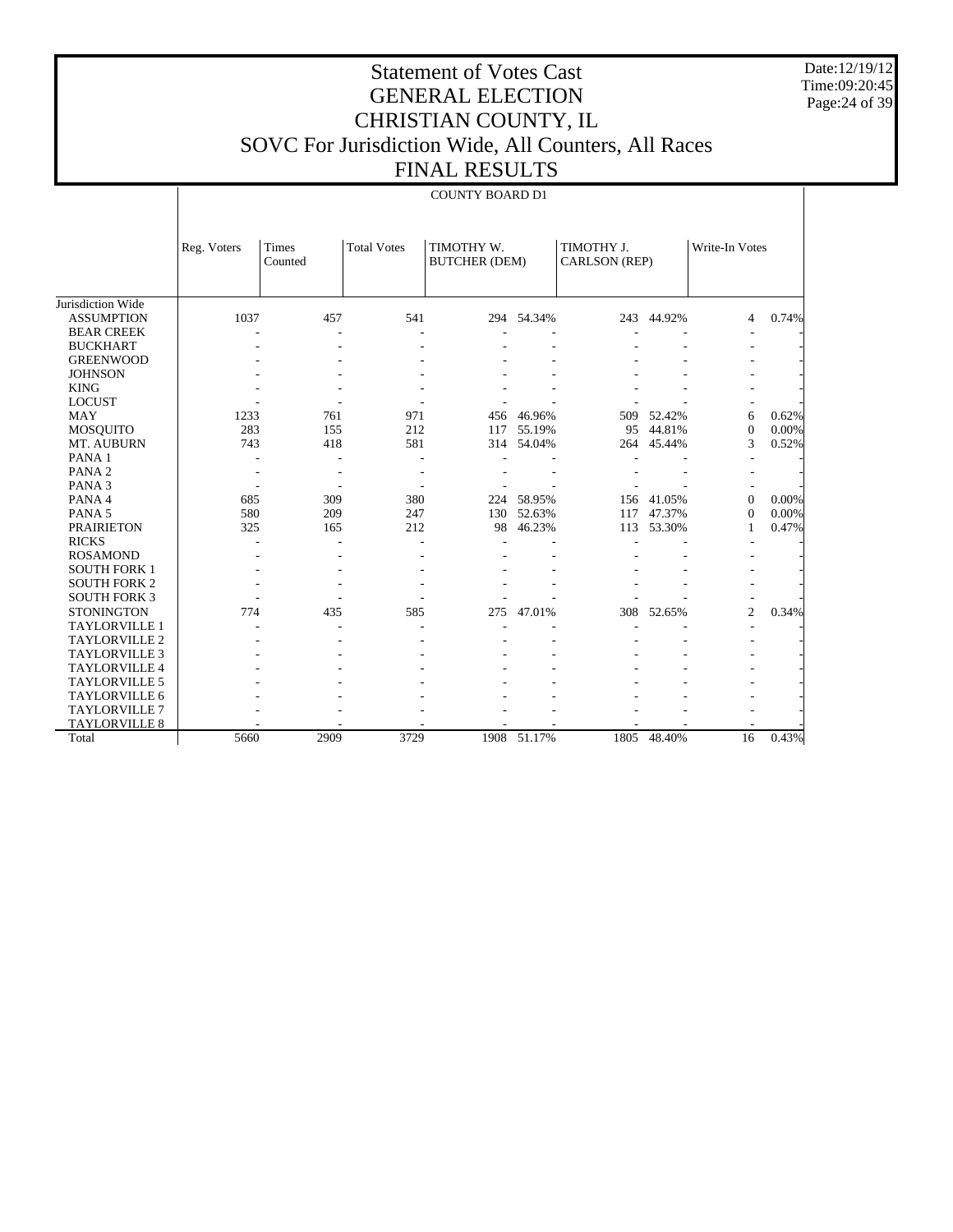# Statement of Votes Cast
# GENERAL ELECTION
# CHRISTIAN COUNTY, IL
# SOVC For Jurisdiction Wide, All Counters, All Races
# FINAL RESULTS

Date:12/19/12
Time:09:20:45

COUNTY BOARD D1

| | Reg. Voters | Times Counted | Total Votes | TIMOTHY W. BUTCHER (DEM) | | TIMOTHY J. CARLSON (REP) | | Write-In Votes | |
|---|---|---|---|---|---|---|---|---|---|
| Jurisdiction Wide | | | | | | | | | |
| ASSUMPTION | 1037 | 457 | 541 | 294 | 54.34% | 243 | 44.92% | 4 | 0.74% |
| BEAR CREEK | - | - | - | - | - | - | - | - | - |
| BUCKHART | - | - | - | - | - | - | - | - | - |
| GREENWOOD | - | - | - | - | - | - | - | - | - |
| JOHNSON | - | - | - | - | - | - | - | - | - |
| KING | - | - | - | - | - | - | - | - | - |
| LOCUST | - | - | - | - | - | - | - | - | - |
| MAY | 1233 | 761 | 971 | 456 | 46.96% | 509 | 52.42% | 6 | 0.62% |
| MOSQUITO | 283 | 155 | 212 | 117 | 55.19% | 95 | 44.81% | 0 | 0.00% |
| MT. AUBURN | 743 | 418 | 581 | 314 | 54.04% | 264 | 45.44% | 3 | 0.52% |
| PANA 1 | - | - | - | - | - | - | - | - | - |
| PANA 2 | - | - | - | - | - | - | - | - | - |
| PANA 3 | - | - | - | - | - | - | - | - | - |
| PANA 4 | 685 | 309 | 380 | 224 | 58.95% | 156 | 41.05% | 0 | 0.00% |
| PANA 5 | 580 | 209 | 247 | 130 | 52.63% | 117 | 47.37% | 0 | 0.00% |
| PRAIRIETON | 325 | 165 | 212 | 98 | 46.23% | 113 | 53.30% | 1 | 0.47% |
| RICKS | - | - | - | - | - | - | - | - | - |
| ROSAMOND | - | - | - | - | - | - | - | - | - |
| SOUTH FORK 1 | - | - | - | - | - | - | - | - | - |
| SOUTH FORK 2 | - | - | - | - | - | - | - | - | - |
| SOUTH FORK 3 | - | - | - | - | - | - | - | - | - |
| STONINGTON | 774 | 435 | 585 | 275 | 47.01% | 308 | 52.65% | 2 | 0.34% |
| TAYLORVILLE 1 | - | - | - | - | - | - | - | - | - |
| TAYLORVILLE 2 | - | - | - | - | - | - | - | - | - |
| TAYLORVILLE 3 | - | - | - | - | - | - | - | - | - |
| TAYLORVILLE 4 | - | - | - | - | - | - | - | - | - |
| TAYLORVILLE 5 | - | - | - | - | - | - | - | - | - |
| TAYLORVILLE 6 | - | - | - | - | - | - | - | - | - |
| TAYLORVILLE 7 | - | - | - | - | - | - | - | - | - |
| TAYLORVILLE 8 | - | - | - | - | - | - | - | - | - |
| Total | 5660 | 2909 | 3729 | 1908 | 51.17% | 1805 | 48.40% | 16 | 0.43% |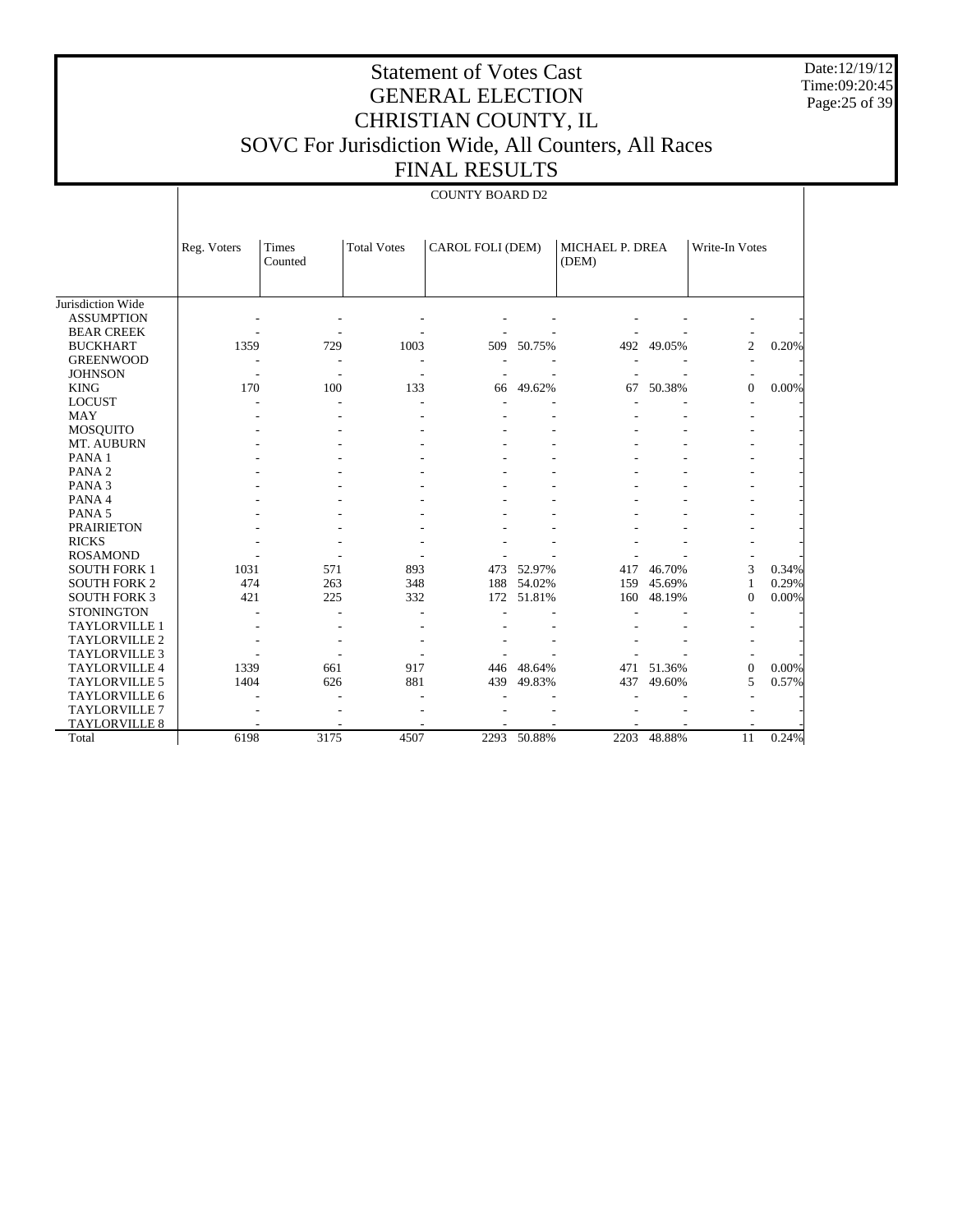# Statement of Votes Cast
# GENERAL ELECTION
# CHRISTIAN COUNTY, IL
# SOVC For Jurisdiction Wide, All Counters, All Races
# FINAL RESULTS

Date:12/19/12
Time:09:20:45

COUNTY BOARD D2

| | Reg. Voters | Times Counted | Total Votes | CAROL FOLI (DEM) | | MICHAEL P. DREA (DEM) | | Write-In Votes | |
|---|---|---|---|---|---|---|---|---|---|
| Jurisdiction Wide | | | | | | | | | |
| ASSUMPTION | - | - | - | - | - | - | - | - | - |
| BEAR CREEK | - | - | - | - | - | - | - | - | - |
| BUCKHART | 1359 | 729 | 1003 | 509 | 50.75% | 492 | 49.05% | 2 | 0.20% |
| GREENWOOD | - | - | - | - | - | - | - | - | - |
| JOHNSON | - | - | - | - | - | - | - | - | - |
| KING | 170 | 100 | 133 | 66 | 49.62% | 67 | 50.38% | 0 | 0.00% |
| LOCUST | - | - | - | - | - | - | - | - | - |
| MAY | - | - | - | - | - | - | - | - | - |
| MOSQUITO | - | - | - | - | - | - | - | - | - |
| MT. AUBURN | - | - | - | - | - | - | - | - | - |
| PANA 1 | - | - | - | - | - | - | - | - | - |
| PANA 2 | - | - | - | - | - | - | - | - | - |
| PANA 3 | - | - | - | - | - | - | - | - | - |
| PANA 4 | - | - | - | - | - | - | - | - | - |
| PANA 5 | - | - | - | - | - | - | - | - | - |
| PRAIRIETON | - | - | - | - | - | - | - | - | - |
| RICKS | - | - | - | - | - | - | - | - | - |
| ROSAMOND | - | - | - | - | - | - | - | - | - |
| SOUTH FORK 1 | 1031 | 571 | 893 | 473 | 52.97% | 417 | 46.70% | 3 | 0.34% |
| SOUTH FORK 2 | 474 | 263 | 348 | 188 | 54.02% | 159 | 45.69% | 1 | 0.29% |
| SOUTH FORK 3 | 421 | 225 | 332 | 172 | 51.81% | 160 | 48.19% | 0 | 0.00% |
| STONINGTON | - | - | - | - | - | - | - | - | - |
| TAYLORVILLE 1 | - | - | - | - | - | - | - | - | - |
| TAYLORVILLE 2 | - | - | - | - | - | - | - | - | - |
| TAYLORVILLE 3 | - | - | - | - | - | - | - | - | - |
| TAYLORVILLE 4 | 1339 | 661 | 917 | 446 | 48.64% | 471 | 51.36% | 0 | 0.00% |
| TAYLORVILLE 5 | 1404 | 626 | 881 | 439 | 49.83% | 437 | 49.60% | 5 | 0.57% |
| TAYLORVILLE 6 | - | - | - | - | - | - | - | - | - |
| TAYLORVILLE 7 | - | - | - | - | - | - | - | - | - |
| TAYLORVILLE 8 | - | - | - | - | - | - | - | - | - |
| Total | 6198 | 3175 | 4507 | 2293 | 50.88% | 2203 | 48.88% | 11 | 0.24% |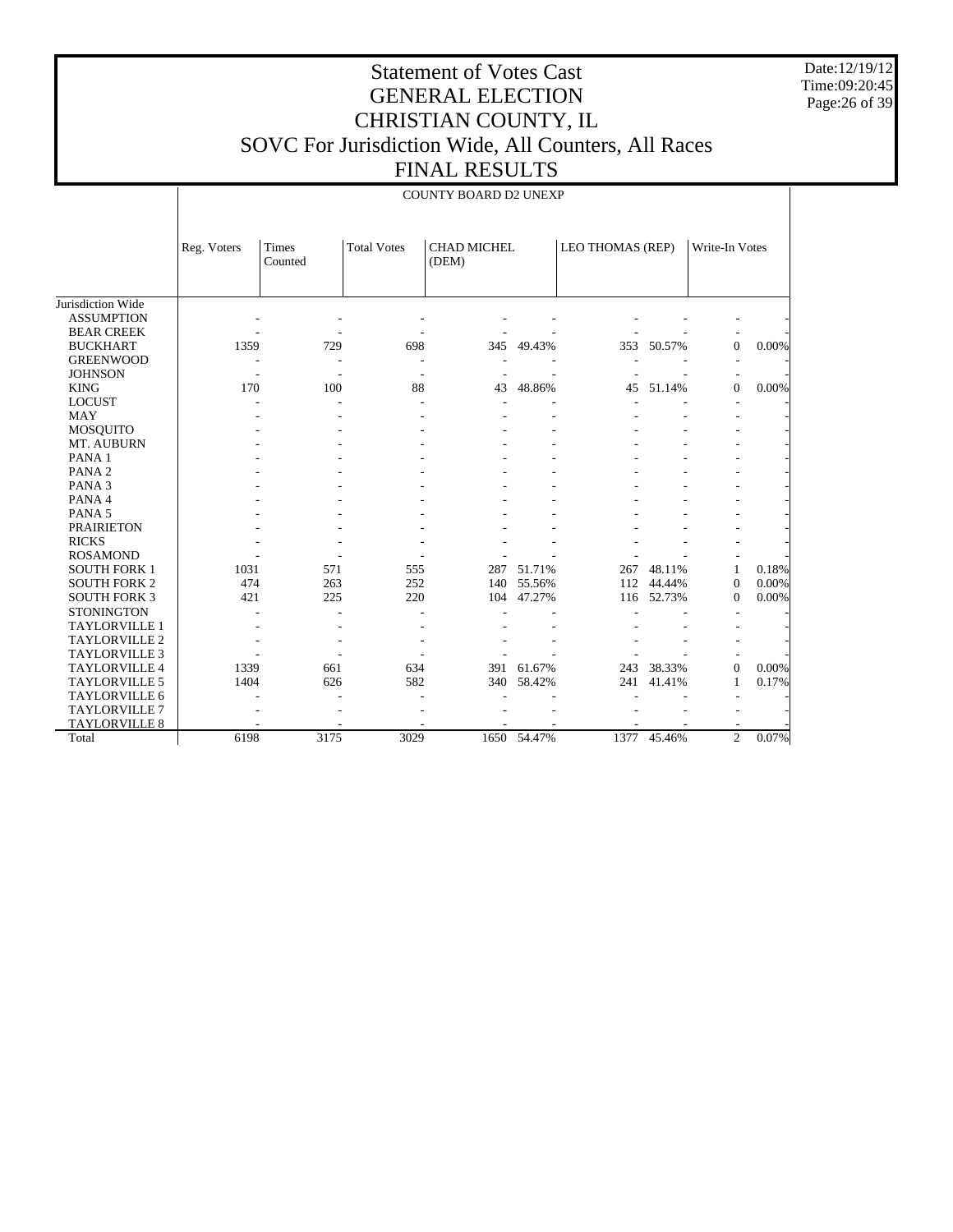# Statement of Votes Cast
# GENERAL ELECTION
# CHRISTIAN COUNTY, IL
# SOVC For Jurisdiction Wide, All Counters, All Races
# FINAL RESULTS

Date:12/19/12
Time:09:20:45

| | COUNTY BOARD D2 UNEXP | | | | | | | | |
|---|---|---|---|---|---|---|---|---|---|
| | Reg. Voters | Times Counted | Total Votes | CHAD MICHEL (DEM) | | LEO THOMAS (REP) | | Write-In Votes | |
| Jurisdiction Wide | | | | | | | | | |
| ASSUMPTION | - | - | - | - | - | - | - | - | - |
| BEAR CREEK | - | - | - | - | - | - | - | - | - |
| BUCKHART | 1359 | 729 | 698 | 345 | 49.43% | 353 | 50.57% | 0 | 0.00% |
| GREENWOOD | - | - | - | - | - | - | - | - | - |
| JOHNSON | - | - | - | - | - | - | - | - | - |
| KING | 170 | 100 | 88 | 43 | 48.86% | 45 | 51.14% | 0 | 0.00% |
| LOCUST | - | - | - | - | - | - | - | - | - |
| MAY | - | - | - | - | - | - | - | - | - |
| MOSQUITO | - | - | - | - | - | - | - | - | - |
| MT. AUBURN | - | - | - | - | - | - | - | - | - |
| PANA 1 | - | - | - | - | - | - | - | - | - |
| PANA 2 | - | - | - | - | - | - | - | - | - |
| PANA 3 | - | - | - | - | - | - | - | - | - |
| PANA 4 | - | - | - | - | - | - | - | - | - |
| PANA 5 | - | - | - | - | - | - | - | - | - |
| PRAIRIETON | - | - | - | - | - | - | - | - | - |
| RICKS | - | - | - | - | - | - | - | - | - |
| ROSAMOND | - | - | - | - | - | - | - | - | - |
| SOUTH FORK 1 | 1031 | 571 | 555 | 287 | 51.71% | 267 | 48.11% | 1 | 0.18% |
| SOUTH FORK 2 | 474 | 263 | 252 | 140 | 55.56% | 112 | 44.44% | 0 | 0.00% |
| SOUTH FORK 3 | 421 | 225 | 220 | 104 | 47.27% | 116 | 52.73% | 0 | 0.00% |
| STONINGTON | - | - | - | - | - | - | - | - | - |
| TAYLORVILLE 1 | - | - | - | - | - | - | - | - | - |
| TAYLORVILLE 2 | - | - | - | - | - | - | - | - | - |
| TAYLORVILLE 3 | - | - | - | - | - | - | - | - | - |
| TAYLORVILLE 4 | 1339 | 661 | 634 | 391 | 61.67% | 243 | 38.33% | 0 | 0.00% |
| TAYLORVILLE 5 | 1404 | 626 | 582 | 340 | 58.42% | 241 | 41.41% | 1 | 0.17% |
| TAYLORVILLE 6 | - | - | - | - | - | - | - | - | - |
| TAYLORVILLE 7 | - | - | - | - | - | - | - | - | - |
| TAYLORVILLE 8 | - | - | - | - | - | - | - | - | - |
| Total | 6198 | 3175 | 3029 | 1650 | 54.47% | 1377 | 45.46% | 2 | 0.07% |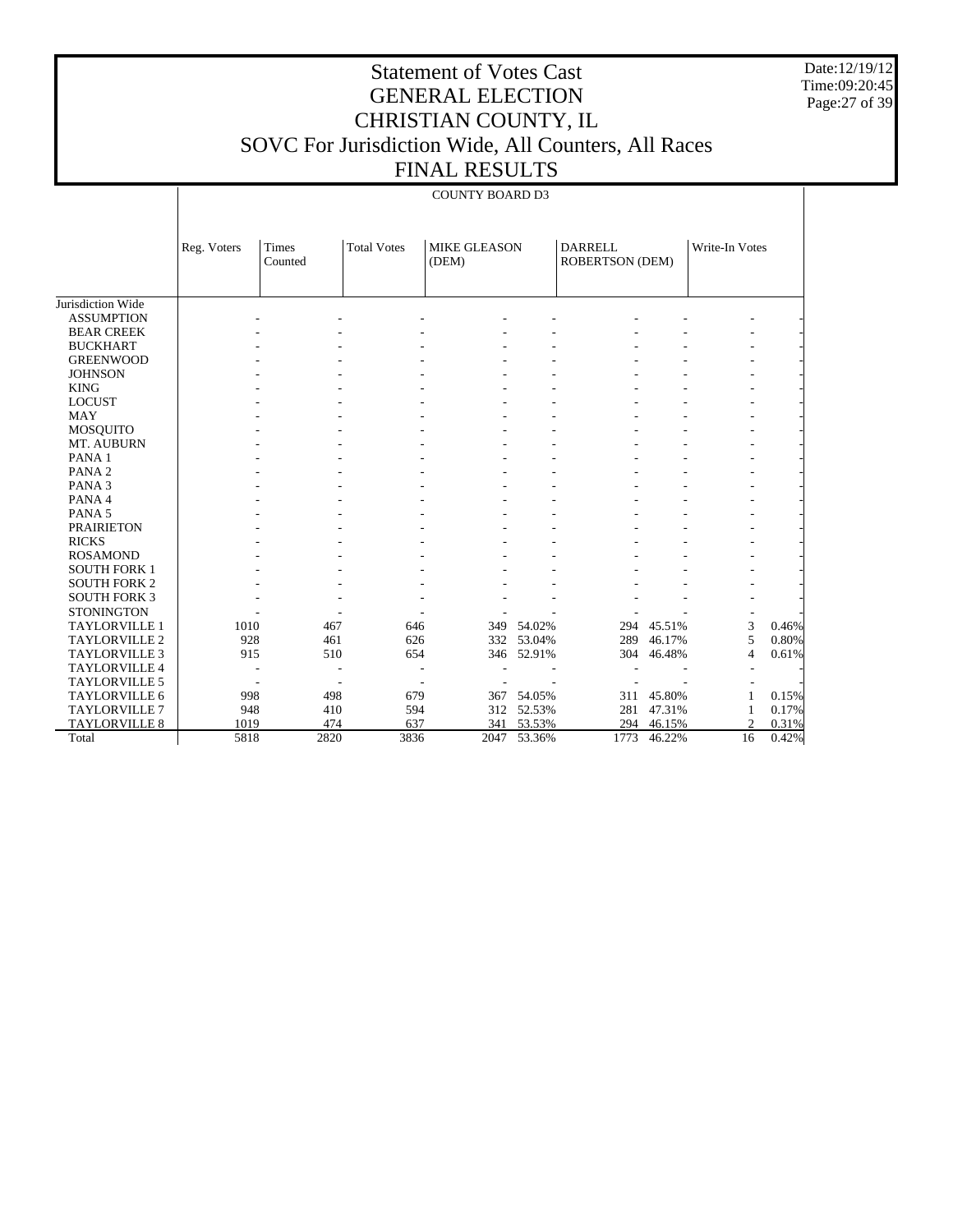# Statement of Votes Cast
# GENERAL ELECTION
# CHRISTIAN COUNTY, IL
# SOVC For Jurisdiction Wide, All Counters, All Races
# FINAL RESULTS

Date:12/19/12
Time:09:20:45

| | COUNTY BOARD D3 | | | | | | | | |
|---|---|---|---|---|---|---|---|---|---|
| | Reg. Voters | Times Counted | Total Votes | MIKE GLEASON (DEM) | | DARRELL ROBERTSON (DEM) | | Write-In Votes | |
| Jurisdiction Wide | | | | | | | | | |
| ASSUMPTION | - | - | - | - | - | - | - | - | - |
| BEAR CREEK | - | - | - | - | - | - | - | - | - |
| BUCKHART | - | - | - | - | - | - | - | - | - |
| GREENWOOD | - | - | - | - | - | - | - | - | - |
| JOHNSON | - | - | - | - | - | - | - | - | - |
| KING | - | - | - | - | - | - | - | - | - |
| LOCUST | - | - | - | - | - | - | - | - | - |
| MAY | - | - | - | - | - | - | - | - | - |
| MOSQUITO | - | - | - | - | - | - | - | - | - |
| MT. AUBURN | - | - | - | - | - | - | - | - | - |
| PANA 1 | - | - | - | - | - | - | - | - | - |
| PANA 2 | - | - | - | - | - | - | - | - | - |
| PANA 3 | - | - | - | - | - | - | - | - | - |
| PANA 4 | - | - | - | - | - | - | - | - | - |
| PANA 5 | - | - | - | - | - | - | - | - | - |
| PRAIRIETON | - | - | - | - | - | - | - | - | - |
| RICKS | - | - | - | - | - | - | - | - | - |
| ROSAMOND | - | - | - | - | - | - | - | - | - |
| SOUTH FORK 1 | - | - | - | - | - | - | - | - | - |
| SOUTH FORK 2 | - | - | - | - | - | - | - | - | - |
| SOUTH FORK 3 | - | - | - | - | - | - | - | - | - |
| STONINGTON | - | - | - | - | - | - | - | - | - |
| TAYLORVILLE 1 | 1010 | 467 | 646 | 349 | 54.02% | 294 | 45.51% | 3 | 0.46% |
| TAYLORVILLE 2 | 928 | 461 | 626 | 332 | 53.04% | 289 | 46.17% | 5 | 0.80% |
| TAYLORVILLE 3 | 915 | 510 | 654 | 346 | 52.91% | 304 | 46.48% | 4 | 0.61% |
| TAYLORVILLE 4 | - | - | - | - | - | - | - | - | - |
| TAYLORVILLE 5 | - | - | - | - | - | - | - | - | - |
| TAYLORVILLE 6 | 998 | 498 | 679 | 367 | 54.05% | 311 | 45.80% | 1 | 0.15% |
| TAYLORVILLE 7 | 948 | 410 | 594 | 312 | 52.53% | 281 | 47.31% | 1 | 0.17% |
| TAYLORVILLE 8 | 1019 | 474 | 637 | 341 | 53.53% | 294 | 46.15% | 2 | 0.31% |
| Total | 5818 | 2820 | 3836 | 2047 | 53.36% | 1773 | 46.22% | 16 | 0.42% |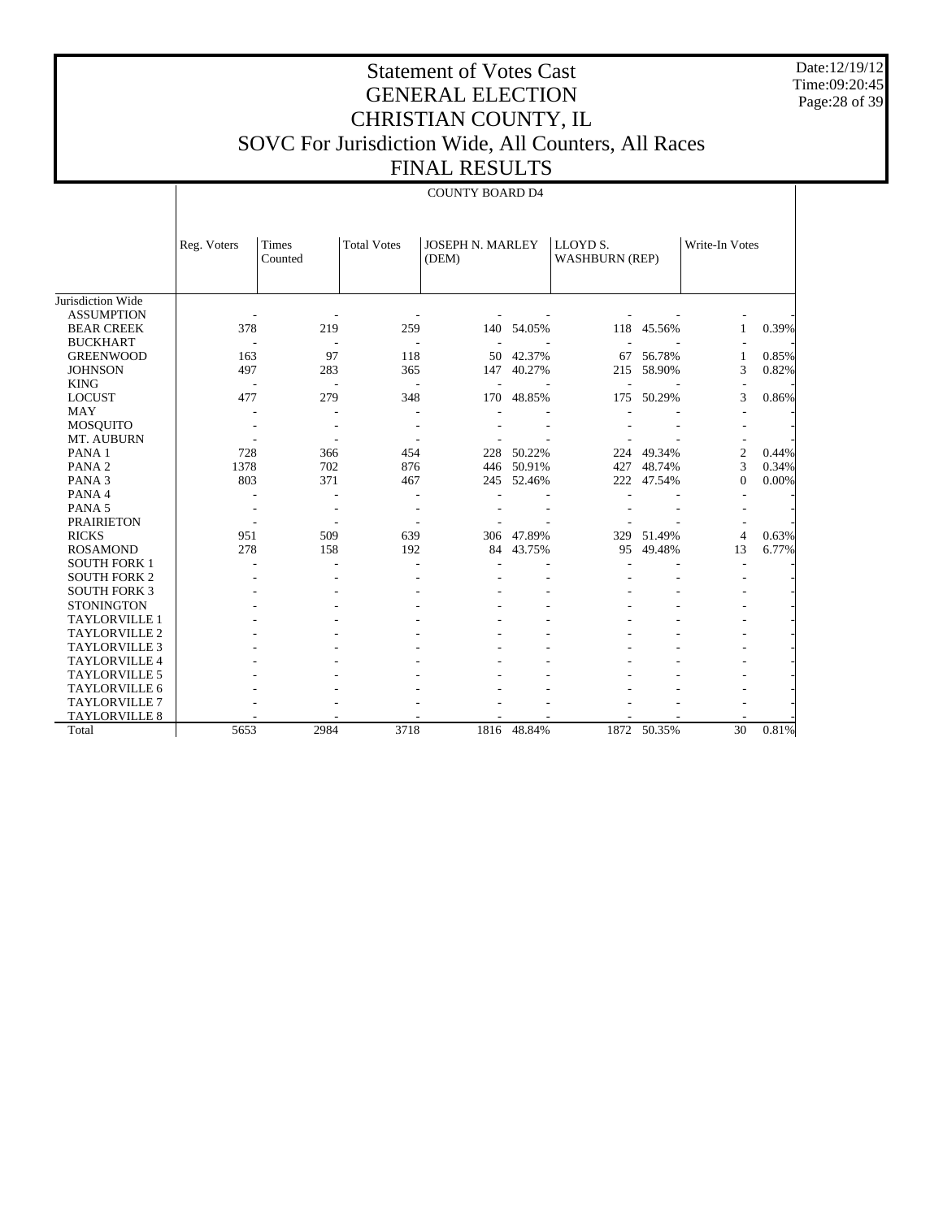# Statement of Votes Cast
# GENERAL ELECTION
# CHRISTIAN COUNTY, IL
# SOVC For Jurisdiction Wide, All Counters, All Races
# FINAL RESULTS

Date:12/19/12
Time:09:20:45

COUNTY BOARD D4

| | Reg. Voters | Times Counted | Total Votes | JOSEPH N. MARLEY (DEM) | | LLOYD S. WASHBURN (REP) | | Write-In Votes | |
|---|---|---|---|---|---|---|---|---|---|
| Jurisdiction Wide | | | | | | | | | |
| ASSUMPTION | - | - | - | - | - | - | - | - | - |
| BEAR CREEK | 378 | 219 | 259 | 140 | 54.05% | 118 | 45.56% | 1 | 0.39% |
| BUCKHART | - | - | - | - | - | - | - | - | - |
| GREENWOOD | 163 | 97 | 118 | 50 | 42.37% | 67 | 56.78% | 1 | 0.85% |
| JOHNSON | 497 | 283 | 365 | 147 | 40.27% | 215 | 58.90% | 3 | 0.82% |
| KING | - | - | - | - | - | - | - | - | - |
| LOCUST | 477 | 279 | 348 | 170 | 48.85% | 175 | 50.29% | 3 | 0.86% |
| MAY | - | - | - | - | - | - | - | - | - |
| MOSQUITO | - | - | - | - | - | - | - | - | - |
| MT. AUBURN | - | - | - | - | - | - | - | - | - |
| PANA 1 | 728 | 366 | 454 | 228 | 50.22% | 224 | 49.34% | 2 | 0.44% |
| PANA 2 | 1378 | 702 | 876 | 446 | 50.91% | 427 | 48.74% | 3 | 0.34% |
| PANA 3 | 803 | 371 | 467 | 245 | 52.46% | 222 | 47.54% | 0 | 0.00% |
| PANA 4 | - | - | - | - | - | - | - | - | - |
| PANA 5 | - | - | - | - | - | - | - | - | - |
| PRAIRIETON | - | - | - | - | - | - | - | - | - |
| RICKS | 951 | 509 | 639 | 306 | 47.89% | 329 | 51.49% | 4 | 0.63% |
| ROSAMOND | 278 | 158 | 192 | 84 | 43.75% | 95 | 49.48% | 13 | 6.77% |
| SOUTH FORK 1 | - | - | - | - | - | - | - | - | - |
| SOUTH FORK 2 | - | - | - | - | - | - | - | - | - |
| SOUTH FORK 3 | - | - | - | - | - | - | - | - | - |
| STONINGTON | - | - | - | - | - | - | - | - | - |
| TAYLORVILLE 1 | - | - | - | - | - | - | - | - | - |
| TAYLORVILLE 2 | - | - | - | - | - | - | - | - | - |
| TAYLORVILLE 3 | - | - | - | - | - | - | - | - | - |
| TAYLORVILLE 4 | - | - | - | - | - | - | - | - | - |
| TAYLORVILLE 5 | - | - | - | - | - | - | - | - | - |
| TAYLORVILLE 6 | - | - | - | - | - | - | - | - | - |
| TAYLORVILLE 7 | - | - | - | - | - | - | - | - | - |
| TAYLORVILLE 8 | - | - | - | - | - | - | - | - | - |
| Total | 5653 | 2984 | 3718 | 1816 | 48.84% | 1872 | 50.35% | 30 | 0.81% |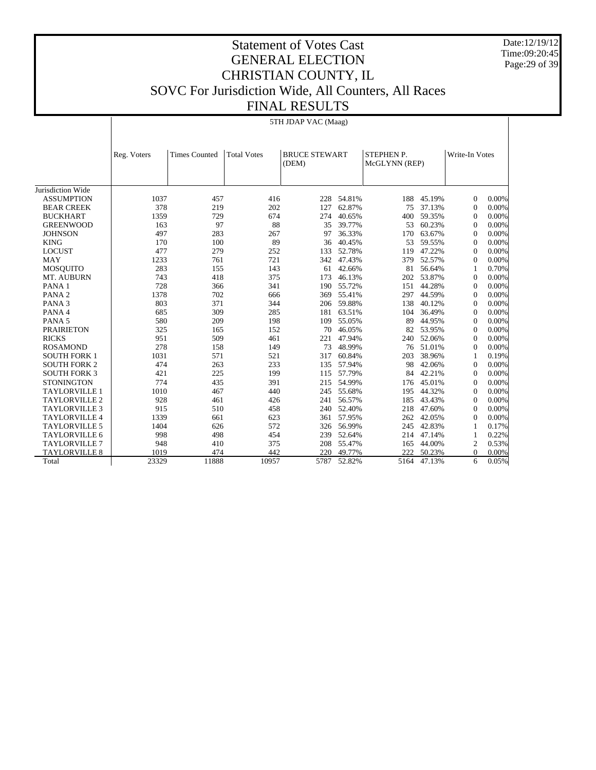# Statement of Votes Cast
# GENERAL ELECTION
# CHRISTIAN COUNTY, IL
# SOVC For Jurisdiction Wide, All Counters, All Races
# FINAL RESULTS

Date:12/19/12
Time:09:20:45

5TH JDAP VAC (Maag)

| | Reg. Voters | Times Counted | Total Votes | BRUCE STEWART (DEM) | | STEPHEN P. McGLYNN (REP) | | Write-In Votes | |
|---|---|---|---|---|---|---|---|---|---|
| Jurisdiction Wide | | | | | | | | | |
| ASSUMPTION | 1037 | 457 | 416 | 228 | 54.81% | 188 | 45.19% | 0 | 0.00% |
| BEAR CREEK | 378 | 219 | 202 | 127 | 62.87% | 75 | 37.13% | 0 | 0.00% |
| BUCKHART | 1359 | 729 | 674 | 274 | 40.65% | 400 | 59.35% | 0 | 0.00% |
| GREENWOOD | 163 | 97 | 88 | 35 | 39.77% | 53 | 60.23% | 0 | 0.00% |
| JOHNSON | 497 | 283 | 267 | 97 | 36.33% | 170 | 63.67% | 0 | 0.00% |
| KING | 170 | 100 | 89 | 36 | 40.45% | 53 | 59.55% | 0 | 0.00% |
| LOCUST | 477 | 279 | 252 | 133 | 52.78% | 119 | 47.22% | 0 | 0.00% |
| MAY | 1233 | 761 | 721 | 342 | 47.43% | 379 | 52.57% | 0 | 0.00% |
| MOSQUITO | 283 | 155 | 143 | 61 | 42.66% | 81 | 56.64% | 1 | 0.70% |
| MT. AUBURN | 743 | 418 | 375 | 173 | 46.13% | 202 | 53.87% | 0 | 0.00% |
| PANA 1 | 728 | 366 | 341 | 190 | 55.72% | 151 | 44.28% | 0 | 0.00% |
| PANA 2 | 1378 | 702 | 666 | 369 | 55.41% | 297 | 44.59% | 0 | 0.00% |
| PANA 3 | 803 | 371 | 344 | 206 | 59.88% | 138 | 40.12% | 0 | 0.00% |
| PANA 4 | 685 | 309 | 285 | 181 | 63.51% | 104 | 36.49% | 0 | 0.00% |
| PANA 5 | 580 | 209 | 198 | 109 | 55.05% | 89 | 44.95% | 0 | 0.00% |
| PRAIRIETON | 325 | 165 | 152 | 70 | 46.05% | 82 | 53.95% | 0 | 0.00% |
| RICKS | 951 | 509 | 461 | 221 | 47.94% | 240 | 52.06% | 0 | 0.00% |
| ROSAMOND | 278 | 158 | 149 | 73 | 48.99% | 76 | 51.01% | 0 | 0.00% |
| SOUTH FORK 1 | 1031 | 571 | 521 | 317 | 60.84% | 203 | 38.96% | 1 | 0.19% |
| SOUTH FORK 2 | 474 | 263 | 233 | 135 | 57.94% | 98 | 42.06% | 0 | 0.00% |
| SOUTH FORK 3 | 421 | 225 | 199 | 115 | 57.79% | 84 | 42.21% | 0 | 0.00% |
| STONINGTON | 774 | 435 | 391 | 215 | 54.99% | 176 | 45.01% | 0 | 0.00% |
| TAYLORVILLE 1 | 1010 | 467 | 440 | 245 | 55.68% | 195 | 44.32% | 0 | 0.00% |
| TAYLORVILLE 2 | 928 | 461 | 426 | 241 | 56.57% | 185 | 43.43% | 0 | 0.00% |
| TAYLORVILLE 3 | 915 | 510 | 458 | 240 | 52.40% | 218 | 47.60% | 0 | 0.00% |
| TAYLORVILLE 4 | 1339 | 661 | 623 | 361 | 57.95% | 262 | 42.05% | 0 | 0.00% |
| TAYLORVILLE 5 | 1404 | 626 | 572 | 326 | 56.99% | 245 | 42.83% | 1 | 0.17% |
| TAYLORVILLE 6 | 998 | 498 | 454 | 239 | 52.64% | 214 | 47.14% | 1 | 0.22% |
| TAYLORVILLE 7 | 948 | 410 | 375 | 208 | 55.47% | 165 | 44.00% | 2 | 0.53% |
| TAYLORVILLE 8 | 1019 | 474 | 442 | 220 | 49.77% | 222 | 50.23% | 0 | 0.00% |
| Total | 23329 | 11888 | 10957 | 5787 | 52.82% | 5164 | 47.13% | 6 | 0.05% |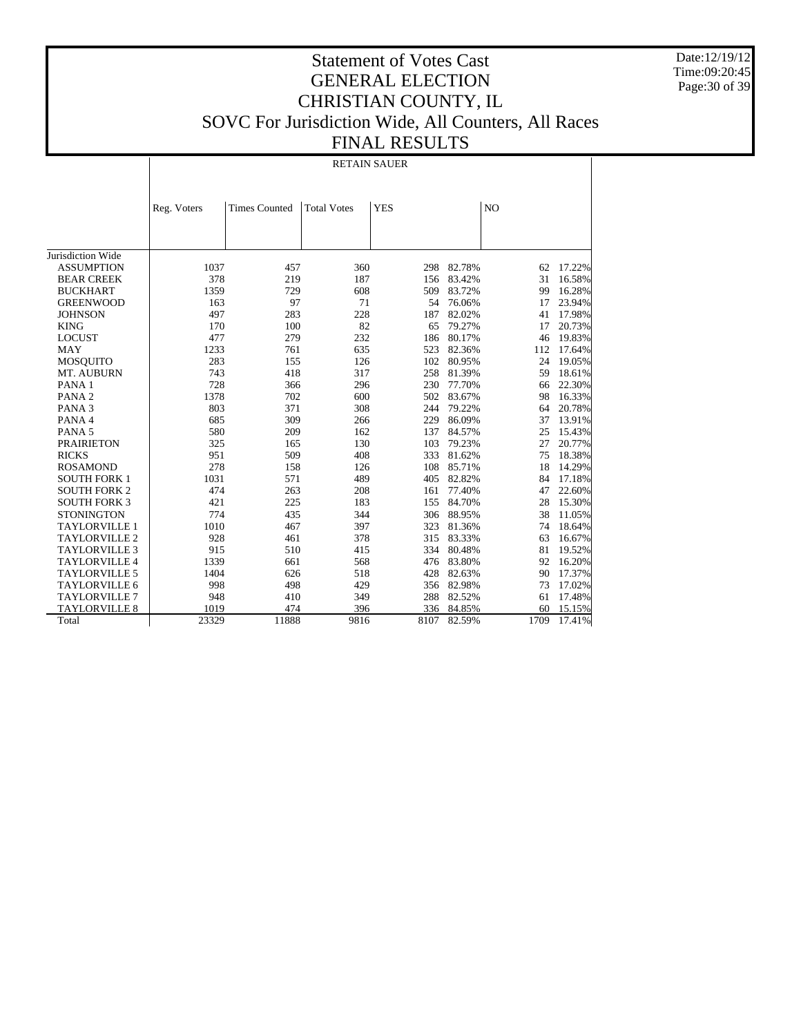# Statement of Votes Cast
## GENERAL ELECTION
## CHRISTIAN COUNTY, IL
## SOVC For Jurisdiction Wide, All Counters, All Races
## FINAL RESULTS

Date:12/19/12
Time:09:20:45

RETAIN SAUER

| | Reg. Voters | Times Counted | Total Votes | YES | | NO | |
|---|---|---|---|---|---|---|---|
| Jurisdiction Wide | | | | | | | |
| ASSUMPTION | 1037 | 457 | 360 | 298 | 82.78% | 62 | 17.22% |
| BEAR CREEK | 378 | 219 | 187 | 156 | 83.42% | 31 | 16.58% |
| BUCKHART | 1359 | 729 | 608 | 509 | 83.72% | 99 | 16.28% |
| GREENWOOD | 163 | 97 | 71 | 54 | 76.06% | 17 | 23.94% |
| JOHNSON | 497 | 283 | 228 | 187 | 82.02% | 41 | 17.98% |
| KING | 170 | 100 | 82 | 65 | 79.27% | 17 | 20.73% |
| LOCUST | 477 | 279 | 232 | 186 | 80.17% | 46 | 19.83% |
| MAY | 1233 | 761 | 635 | 523 | 82.36% | 112 | 17.64% |
| MOSQUITO | 283 | 155 | 126 | 102 | 80.95% | 24 | 19.05% |
| MT. AUBURN | 743 | 418 | 317 | 258 | 81.39% | 59 | 18.61% |
| PANA 1 | 728 | 366 | 296 | 230 | 77.70% | 66 | 22.30% |
| PANA 2 | 1378 | 702 | 600 | 502 | 83.67% | 98 | 16.33% |
| PANA 3 | 803 | 371 | 308 | 244 | 79.22% | 64 | 20.78% |
| PANA 4 | 685 | 309 | 266 | 229 | 86.09% | 37 | 13.91% |
| PANA 5 | 580 | 209 | 162 | 137 | 84.57% | 25 | 15.43% |
| PRAIRIETON | 325 | 165 | 130 | 103 | 79.23% | 27 | 20.77% |
| RICKS | 951 | 509 | 408 | 333 | 81.62% | 75 | 18.38% |
| ROSAMOND | 278 | 158 | 126 | 108 | 85.71% | 18 | 14.29% |
| SOUTH FORK 1 | 1031 | 571 | 489 | 405 | 82.82% | 84 | 17.18% |
| SOUTH FORK 2 | 474 | 263 | 208 | 161 | 77.40% | 47 | 22.60% |
| SOUTH FORK 3 | 421 | 225 | 183 | 155 | 84.70% | 28 | 15.30% |
| STONINGTON | 774 | 435 | 344 | 306 | 88.95% | 38 | 11.05% |
| TAYLORVILLE 1 | 1010 | 467 | 397 | 323 | 81.36% | 74 | 18.64% |
| TAYLORVILLE 2 | 928 | 461 | 378 | 315 | 83.33% | 63 | 16.67% |
| TAYLORVILLE 3 | 915 | 510 | 415 | 334 | 80.48% | 81 | 19.52% |
| TAYLORVILLE 4 | 1339 | 661 | 568 | 476 | 83.80% | 92 | 16.20% |
| TAYLORVILLE 5 | 1404 | 626 | 518 | 428 | 82.63% | 90 | 17.37% |
| TAYLORVILLE 6 | 998 | 498 | 429 | 356 | 82.98% | 73 | 17.02% |
| TAYLORVILLE 7 | 948 | 410 | 349 | 288 | 82.52% | 61 | 17.48% |
| TAYLORVILLE 8 | 1019 | 474 | 396 | 336 | 84.85% | 60 | 15.15% |
| Total | 23329 | 11888 | 9816 | 8107 | 82.59% | 1709 | 17.41% |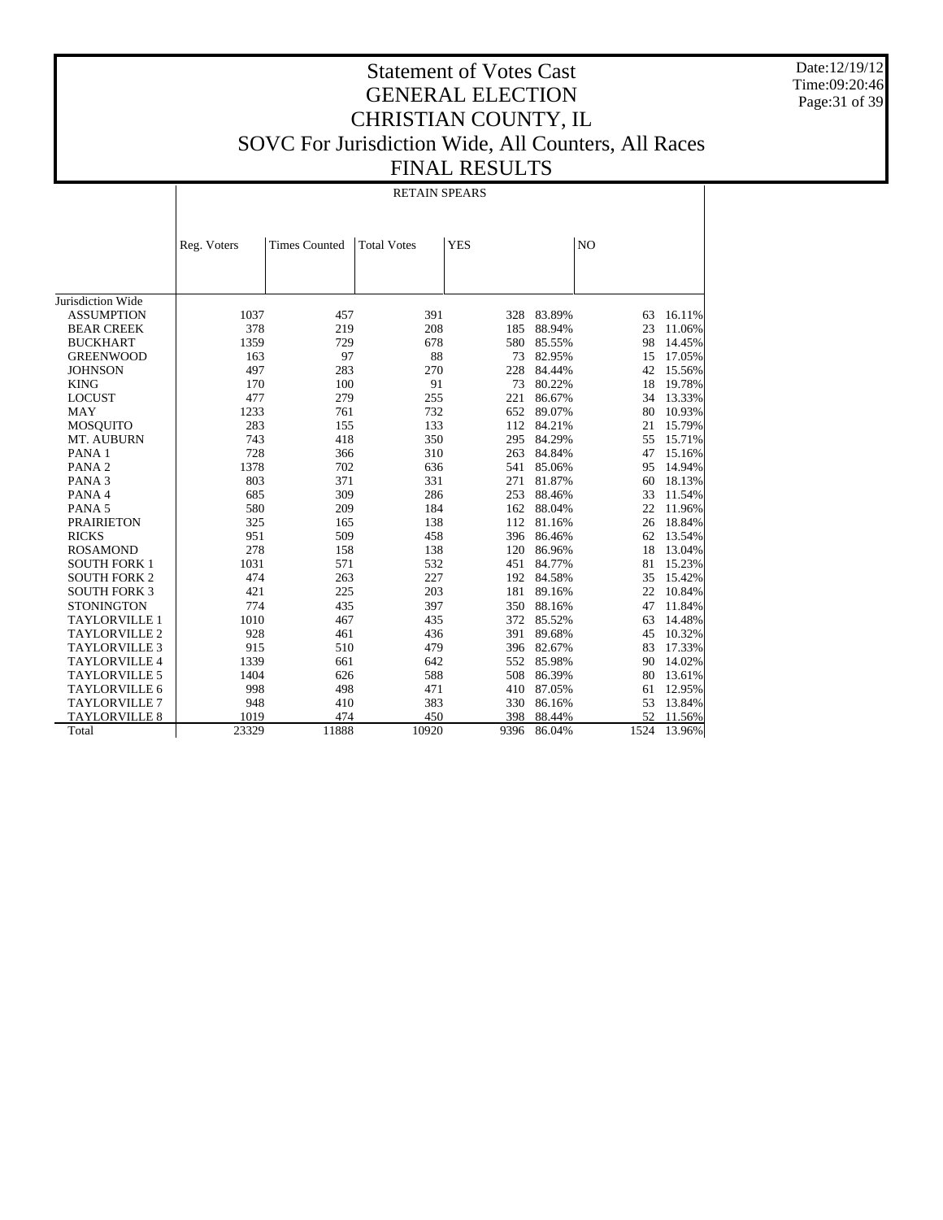# Statement of Votes Cast
# GENERAL ELECTION
# CHRISTIAN COUNTY, IL
# SOVC For Jurisdiction Wide, All Counters, All Races
# FINAL RESULTS

Date:12/19/12
Time:09:20:46

| | RETAIN SPEARS | | | | | | |
|---|---|---|---|---|---|---|---|
| | Reg. Voters | Times Counted | Total Votes | YES | | NO | |
| Jurisdiction Wide | | | | | | | |
| ASSUMPTION | 1037 | 457 | 391 | 328 | 83.89% | 63 | 16.11% |
| BEAR CREEK | 378 | 219 | 208 | 185 | 88.94% | 23 | 11.06% |
| BUCKHART | 1359 | 729 | 678 | 580 | 85.55% | 98 | 14.45% |
| GREENWOOD | 163 | 97 | 88 | 73 | 82.95% | 15 | 17.05% |
| JOHNSON | 497 | 283 | 270 | 228 | 84.44% | 42 | 15.56% |
| KING | 170 | 100 | 91 | 73 | 80.22% | 18 | 19.78% |
| LOCUST | 477 | 279 | 255 | 221 | 86.67% | 34 | 13.33% |
| MAY | 1233 | 761 | 732 | 652 | 89.07% | 80 | 10.93% |
| MOSQUITO | 283 | 155 | 133 | 112 | 84.21% | 21 | 15.79% |
| MT. AUBURN | 743 | 418 | 350 | 295 | 84.29% | 55 | 15.71% |
| PANA 1 | 728 | 366 | 310 | 263 | 84.84% | 47 | 15.16% |
| PANA 2 | 1378 | 702 | 636 | 541 | 85.06% | 95 | 14.94% |
| PANA 3 | 803 | 371 | 331 | 271 | 81.87% | 60 | 18.13% |
| PANA 4 | 685 | 309 | 286 | 253 | 88.46% | 33 | 11.54% |
| PANA 5 | 580 | 209 | 184 | 162 | 88.04% | 22 | 11.96% |
| PRAIRIETON | 325 | 165 | 138 | 112 | 81.16% | 26 | 18.84% |
| RICKS | 951 | 509 | 458 | 396 | 86.46% | 62 | 13.54% |
| ROSAMOND | 278 | 158 | 138 | 120 | 86.96% | 18 | 13.04% |
| SOUTH FORK 1 | 1031 | 571 | 532 | 451 | 84.77% | 81 | 15.23% |
| SOUTH FORK 2 | 474 | 263 | 227 | 192 | 84.58% | 35 | 15.42% |
| SOUTH FORK 3 | 421 | 225 | 203 | 181 | 89.16% | 22 | 10.84% |
| STONINGTON | 774 | 435 | 397 | 350 | 88.16% | 47 | 11.84% |
| TAYLORVILLE 1 | 1010 | 467 | 435 | 372 | 85.52% | 63 | 14.48% |
| TAYLORVILLE 2 | 928 | 461 | 436 | 391 | 89.68% | 45 | 10.32% |
| TAYLORVILLE 3 | 915 | 510 | 479 | 396 | 82.67% | 83 | 17.33% |
| TAYLORVILLE 4 | 1339 | 661 | 642 | 552 | 85.98% | 90 | 14.02% |
| TAYLORVILLE 5 | 1404 | 626 | 588 | 508 | 86.39% | 80 | 13.61% |
| TAYLORVILLE 6 | 998 | 498 | 471 | 410 | 87.05% | 61 | 12.95% |
| TAYLORVILLE 7 | 948 | 410 | 383 | 330 | 86.16% | 53 | 13.84% |
| TAYLORVILLE 8 | 1019 | 474 | 450 | 398 | 88.44% | 52 | 11.56% |
| Total | 23329 | 11888 | 10920 | 9396 | 86.04% | 1524 | 13.96% |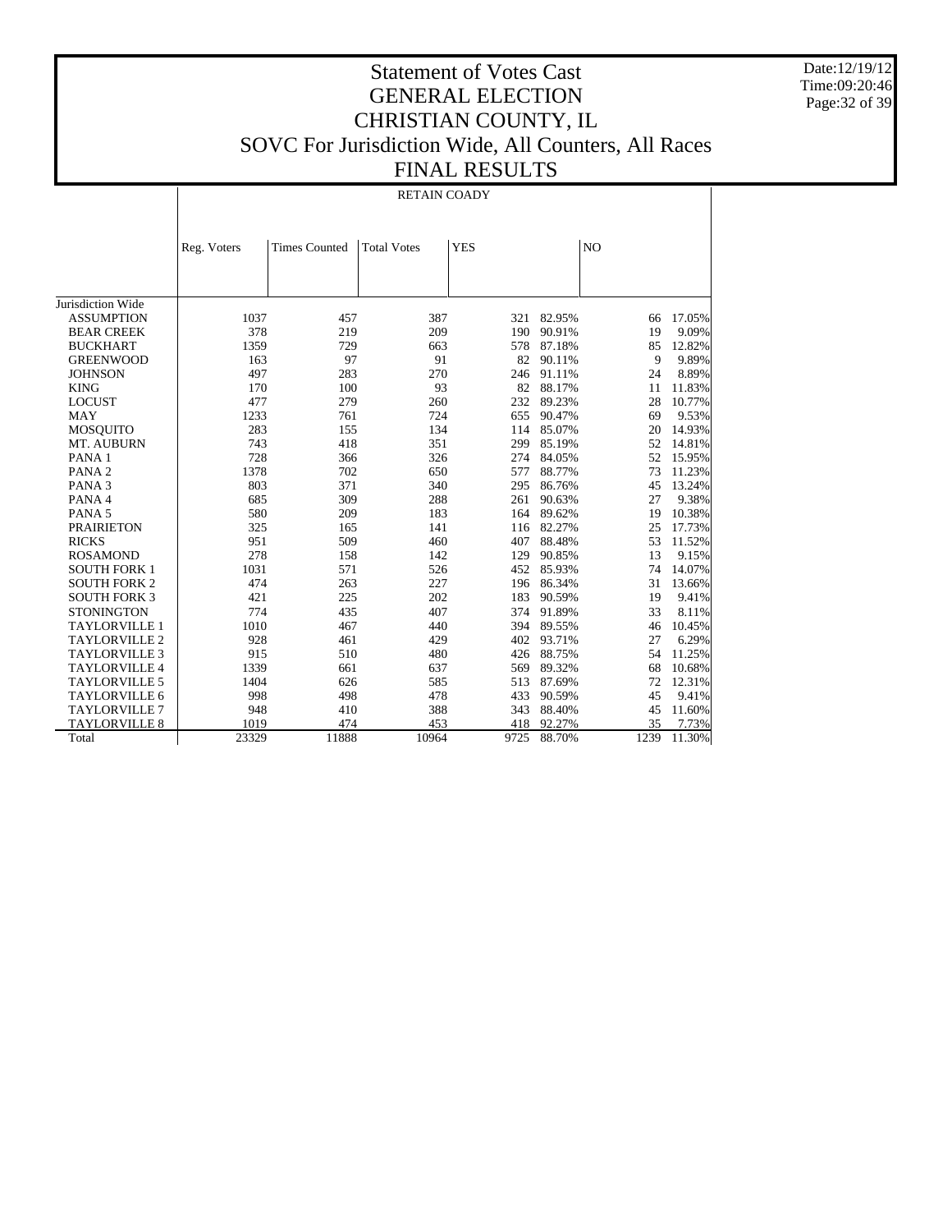# Statement of Votes Cast
# GENERAL ELECTION
# CHRISTIAN COUNTY, IL
# SOVC For Jurisdiction Wide, All Counters, All Races
# FINAL RESULTS

| | RETAIN COADY | | | | | | |
|---|---|---|---|---|---|---|---|
| | Reg. Voters | Times Counted | Total Votes | YES | | NO | |
| Jurisdiction Wide | | | | | | | |
| ASSUMPTION | 1037 | 457 | 387 | 321 | 82.95% | 66 | 17.05% |
| BEAR CREEK | 378 | 219 | 209 | 190 | 90.91% | 19 | 9.09% |
| BUCKHART | 1359 | 729 | 663 | 578 | 87.18% | 85 | 12.82% |
| GREENWOOD | 163 | 97 | 91 | 82 | 90.11% | 9 | 9.89% |
| JOHNSON | 497 | 283 | 270 | 246 | 91.11% | 24 | 8.89% |
| KING | 170 | 100 | 93 | 82 | 88.17% | 11 | 11.83% |
| LOCUST | 477 | 279 | 260 | 232 | 89.23% | 28 | 10.77% |
| MAY | 1233 | 761 | 724 | 655 | 90.47% | 69 | 9.53% |
| MOSQUITO | 283 | 155 | 134 | 114 | 85.07% | 20 | 14.93% |
| MT. AUBURN | 743 | 418 | 351 | 299 | 85.19% | 52 | 14.81% |
| PANA 1 | 728 | 366 | 326 | 274 | 84.05% | 52 | 15.95% |
| PANA 2 | 1378 | 702 | 650 | 577 | 88.77% | 73 | 11.23% |
| PANA 3 | 803 | 371 | 340 | 295 | 86.76% | 45 | 13.24% |
| PANA 4 | 685 | 309 | 288 | 261 | 90.63% | 27 | 9.38% |
| PANA 5 | 580 | 209 | 183 | 164 | 89.62% | 19 | 10.38% |
| PRAIRIETON | 325 | 165 | 141 | 116 | 82.27% | 25 | 17.73% |
| RICKS | 951 | 509 | 460 | 407 | 88.48% | 53 | 11.52% |
| ROSAMOND | 278 | 158 | 142 | 129 | 90.85% | 13 | 9.15% |
| SOUTH FORK 1 | 1031 | 571 | 526 | 452 | 85.93% | 74 | 14.07% |
| SOUTH FORK 2 | 474 | 263 | 227 | 196 | 86.34% | 31 | 13.66% |
| SOUTH FORK 3 | 421 | 225 | 202 | 183 | 90.59% | 19 | 9.41% |
| STONINGTON | 774 | 435 | 407 | 374 | 91.89% | 33 | 8.11% |
| TAYLORVILLE 1 | 1010 | 467 | 440 | 394 | 89.55% | 46 | 10.45% |
| TAYLORVILLE 2 | 928 | 461 | 429 | 402 | 93.71% | 27 | 6.29% |
| TAYLORVILLE 3 | 915 | 510 | 480 | 426 | 88.75% | 54 | 11.25% |
| TAYLORVILLE 4 | 1339 | 661 | 637 | 569 | 89.32% | 68 | 10.68% |
| TAYLORVILLE 5 | 1404 | 626 | 585 | 513 | 87.69% | 72 | 12.31% |
| TAYLORVILLE 6 | 998 | 498 | 478 | 433 | 90.59% | 45 | 9.41% |
| TAYLORVILLE 7 | 948 | 410 | 388 | 343 | 88.40% | 45 | 11.60% |
| TAYLORVILLE 8 | 1019 | 474 | 453 | 418 | 92.27% | 35 | 7.73% |
| Total | 23329 | 11888 | 10964 | 9725 | 88.70% | 1239 | 11.30% |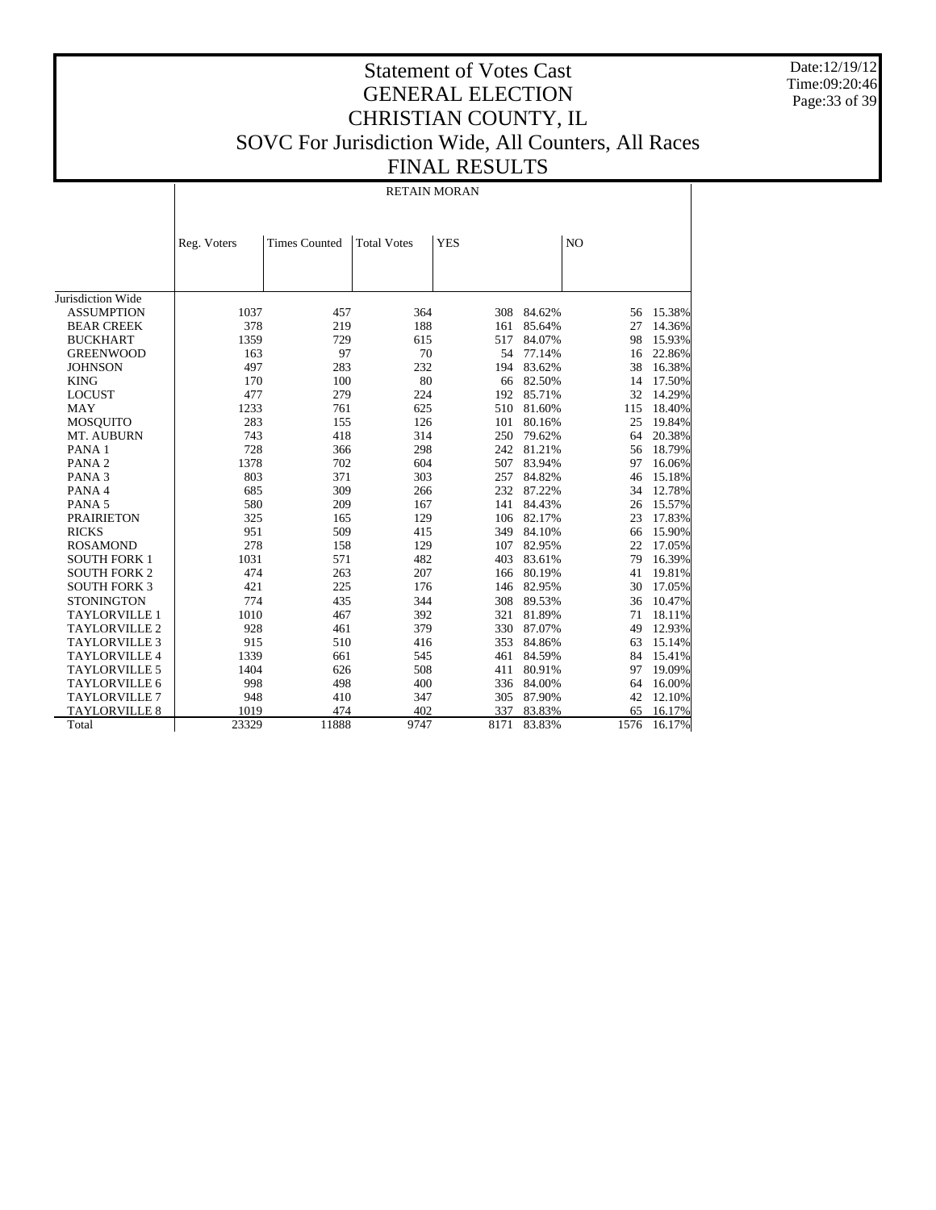# Statement of Votes Cast
# GENERAL ELECTION
# CHRISTIAN COUNTY, IL
# SOVC For Jurisdiction Wide, All Counters, All Races
# FINAL RESULTS

Date:12/19/12
Time:09:20:46

RETAIN MORAN

| | Reg. Voters | Times Counted | Total Votes | YES | | NO | |
|---|---|---|---|---|---|---|---|
| Jurisdiction Wide | | | | | | | |
| ASSUMPTION | 1037 | 457 | 364 | 308 | 84.62% | 56 | 15.38% |
| BEAR CREEK | 378 | 219 | 188 | 161 | 85.64% | 27 | 14.36% |
| BUCKHART | 1359 | 729 | 615 | 517 | 84.07% | 98 | 15.93% |
| GREENWOOD | 163 | 97 | 70 | 54 | 77.14% | 16 | 22.86% |
| JOHNSON | 497 | 283 | 232 | 194 | 83.62% | 38 | 16.38% |
| KING | 170 | 100 | 80 | 66 | 82.50% | 14 | 17.50% |
| LOCUST | 477 | 279 | 224 | 192 | 85.71% | 32 | 14.29% |
| MAY | 1233 | 761 | 625 | 510 | 81.60% | 115 | 18.40% |
| MOSQUITO | 283 | 155 | 126 | 101 | 80.16% | 25 | 19.84% |
| MT. AUBURN | 743 | 418 | 314 | 250 | 79.62% | 64 | 20.38% |
| PANA 1 | 728 | 366 | 298 | 242 | 81.21% | 56 | 18.79% |
| PANA 2 | 1378 | 702 | 604 | 507 | 83.94% | 97 | 16.06% |
| PANA 3 | 803 | 371 | 303 | 257 | 84.82% | 46 | 15.18% |
| PANA 4 | 685 | 309 | 266 | 232 | 87.22% | 34 | 12.78% |
| PANA 5 | 580 | 209 | 167 | 141 | 84.43% | 26 | 15.57% |
| PRAIRIETON | 325 | 165 | 129 | 106 | 82.17% | 23 | 17.83% |
| RICKS | 951 | 509 | 415 | 349 | 84.10% | 66 | 15.90% |
| ROSAMOND | 278 | 158 | 129 | 107 | 82.95% | 22 | 17.05% |
| SOUTH FORK 1 | 1031 | 571 | 482 | 403 | 83.61% | 79 | 16.39% |
| SOUTH FORK 2 | 474 | 263 | 207 | 166 | 80.19% | 41 | 19.81% |
| SOUTH FORK 3 | 421 | 225 | 176 | 146 | 82.95% | 30 | 17.05% |
| STONINGTON | 774 | 435 | 344 | 308 | 89.53% | 36 | 10.47% |
| TAYLORVILLE 1 | 1010 | 467 | 392 | 321 | 81.89% | 71 | 18.11% |
| TAYLORVILLE 2 | 928 | 461 | 379 | 330 | 87.07% | 49 | 12.93% |
| TAYLORVILLE 3 | 915 | 510 | 416 | 353 | 84.86% | 63 | 15.14% |
| TAYLORVILLE 4 | 1339 | 661 | 545 | 461 | 84.59% | 84 | 15.41% |
| TAYLORVILLE 5 | 1404 | 626 | 508 | 411 | 80.91% | 97 | 19.09% |
| TAYLORVILLE 6 | 998 | 498 | 400 | 336 | 84.00% | 64 | 16.00% |
| TAYLORVILLE 7 | 948 | 410 | 347 | 305 | 87.90% | 42 | 12.10% |
| TAYLORVILLE 8 | 1019 | 474 | 402 | 337 | 83.83% | 65 | 16.17% |
| Total | 23329 | 11888 | 9747 | 8171 | 83.83% | 1576 | 16.17% |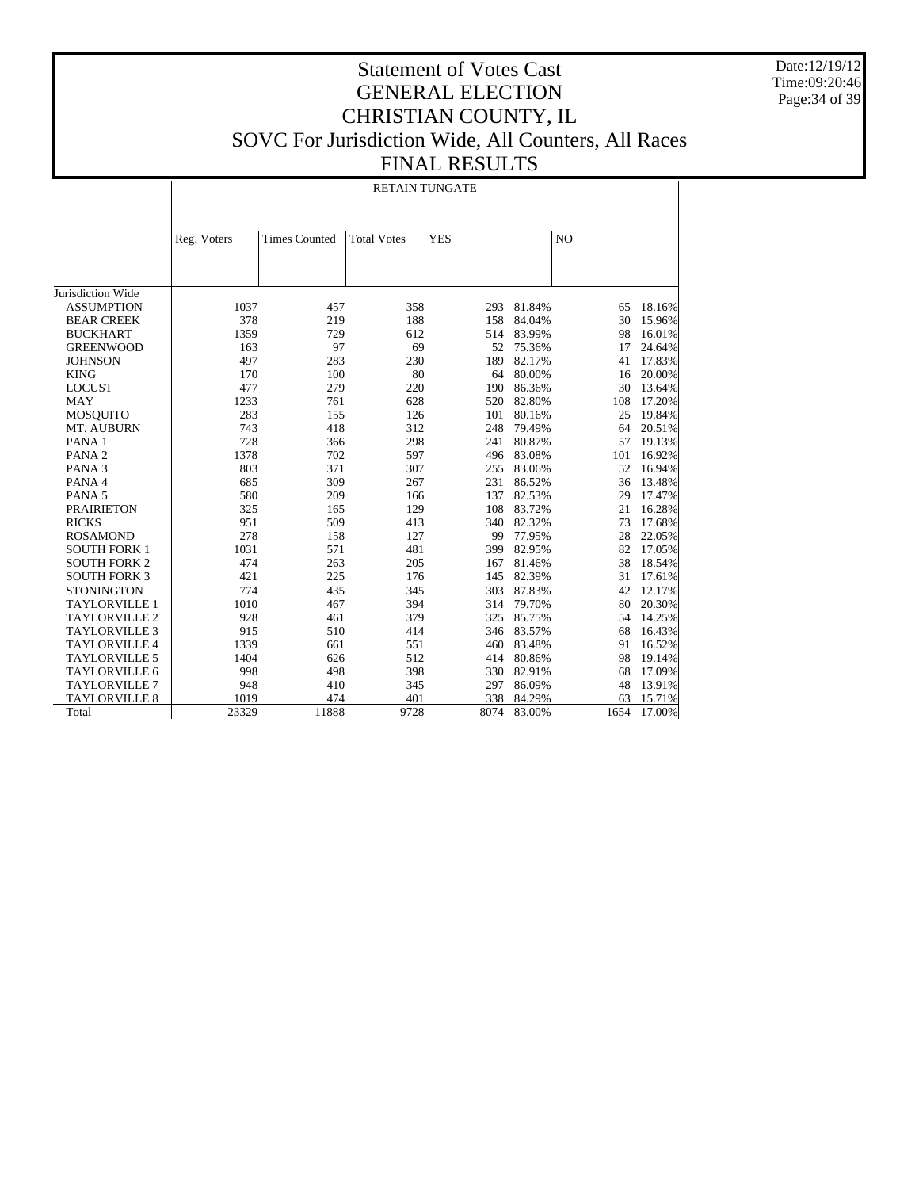# Statement of Votes Cast
# GENERAL ELECTION
# CHRISTIAN COUNTY, IL
# SOVC For Jurisdiction Wide, All Counters, All Races
# FINAL RESULTS

Date:12/19/12
Time:09:20:46

RETAIN TUNGATE

| | Reg. Voters | Times Counted | Total Votes | YES | | NO | |
|---|---|---|---|---|---|---|---|
| Jurisdiction Wide | | | | | | | |
| ASSUMPTION | 1037 | 457 | 358 | 293 | 81.84% | 65 | 18.16% |
| BEAR CREEK | 378 | 219 | 188 | 158 | 84.04% | 30 | 15.96% |
| BUCKHART | 1359 | 729 | 612 | 514 | 83.99% | 98 | 16.01% |
| GREENWOOD | 163 | 97 | 69 | 52 | 75.36% | 17 | 24.64% |
| JOHNSON | 497 | 283 | 230 | 189 | 82.17% | 41 | 17.83% |
| KING | 170 | 100 | 80 | 64 | 80.00% | 16 | 20.00% |
| LOCUST | 477 | 279 | 220 | 190 | 86.36% | 30 | 13.64% |
| MAY | 1233 | 761 | 628 | 520 | 82.80% | 108 | 17.20% |
| MOSQUITO | 283 | 155 | 126 | 101 | 80.16% | 25 | 19.84% |
| MT. AUBURN | 743 | 418 | 312 | 248 | 79.49% | 64 | 20.51% |
| PANA 1 | 728 | 366 | 298 | 241 | 80.87% | 57 | 19.13% |
| PANA 2 | 1378 | 702 | 597 | 496 | 83.08% | 101 | 16.92% |
| PANA 3 | 803 | 371 | 307 | 255 | 83.06% | 52 | 16.94% |
| PANA 4 | 685 | 309 | 267 | 231 | 86.52% | 36 | 13.48% |
| PANA 5 | 580 | 209 | 166 | 137 | 82.53% | 29 | 17.47% |
| PRAIRIETON | 325 | 165 | 129 | 108 | 83.72% | 21 | 16.28% |
| RICKS | 951 | 509 | 413 | 340 | 82.32% | 73 | 17.68% |
| ROSAMOND | 278 | 158 | 127 | 99 | 77.95% | 28 | 22.05% |
| SOUTH FORK 1 | 1031 | 571 | 481 | 399 | 82.95% | 82 | 17.05% |
| SOUTH FORK 2 | 474 | 263 | 205 | 167 | 81.46% | 38 | 18.54% |
| SOUTH FORK 3 | 421 | 225 | 176 | 145 | 82.39% | 31 | 17.61% |
| STONINGTON | 774 | 435 | 345 | 303 | 87.83% | 42 | 12.17% |
| TAYLORVILLE 1 | 1010 | 467 | 394 | 314 | 79.70% | 80 | 20.30% |
| TAYLORVILLE 2 | 928 | 461 | 379 | 325 | 85.75% | 54 | 14.25% |
| TAYLORVILLE 3 | 915 | 510 | 414 | 346 | 83.57% | 68 | 16.43% |
| TAYLORVILLE 4 | 1339 | 661 | 551 | 460 | 83.48% | 91 | 16.52% |
| TAYLORVILLE 5 | 1404 | 626 | 512 | 414 | 80.86% | 98 | 19.14% |
| TAYLORVILLE 6 | 998 | 498 | 398 | 330 | 82.91% | 68 | 17.09% |
| TAYLORVILLE 7 | 948 | 410 | 345 | 297 | 86.09% | 48 | 13.91% |
| TAYLORVILLE 8 | 1019 | 474 | 401 | 338 | 84.29% | 63 | 15.71% |
| Total | 23329 | 11888 | 9728 | 8074 | 83.00% | 1654 | 17.00% |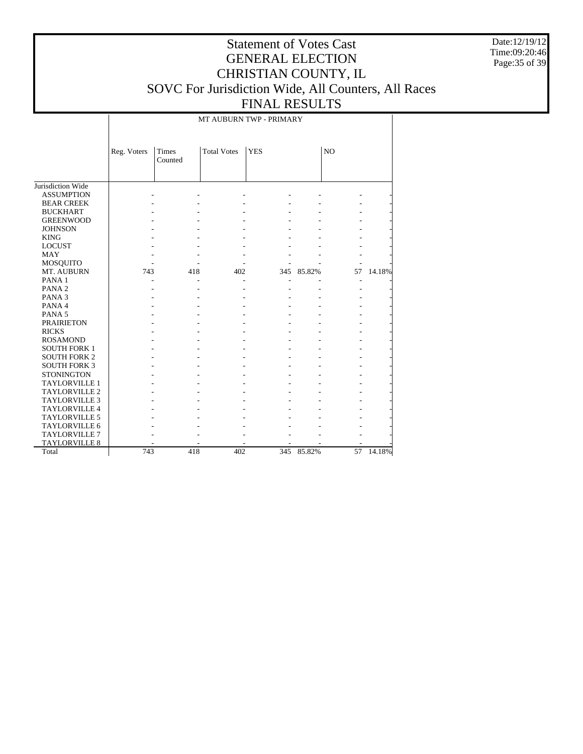# Statement of Votes Cast
# GENERAL ELECTION
# CHRISTIAN COUNTY, IL
# SOVC For Jurisdiction Wide, All Counters, All Races
# FINAL RESULTS

Date:12/19/12
Time:09:20:46

| | MT AUBURN TWP - PRIMARY | | | | | | |
|---|---|---|---|---|---|---|---|
| | Reg. Voters | Times Counted | Total Votes | YES | | NO | |
| Jurisdiction Wide | | | | | | | |
| ASSUMPTION | - | - | - | - | - | - | - |
| BEAR CREEK | - | - | - | - | - | - | - |
| BUCKHART | - | - | - | - | - | - | - |
| GREENWOOD | - | - | - | - | - | - | - |
| JOHNSON | - | - | - | - | - | - | - |
| KING | - | - | - | - | - | - | - |
| LOCUST | - | - | - | - | - | - | - |
| MAY | - | - | - | - | - | - | - |
| MOSQUITO | - | - | - | - | - | - | - |
| MT. AUBURN | 743 | 418 | 402 | 345 | 85.82% | 57 | 14.18% |
| PANA 1 | - | - | - | - | - | - | - |
| PANA 2 | - | - | - | - | - | - | - |
| PANA 3 | - | - | - | - | - | - | - |
| PANA 4 | - | - | - | - | - | - | - |
| PANA 5 | - | - | - | - | - | - | - |
| PRAIRIETON | - | - | - | - | - | - | - |
| RICKS | - | - | - | - | - | - | - |
| ROSAMOND | - | - | - | - | - | - | - |
| SOUTH FORK 1 | - | - | - | - | - | - | - |
| SOUTH FORK 2 | - | - | - | - | - | - | - |
| SOUTH FORK 3 | - | - | - | - | - | - | - |
| STONINGTON | - | - | - | - | - | - | - |
| TAYLORVILLE 1 | - | - | - | - | - | - | - |
| TAYLORVILLE 2 | - | - | - | - | - | - | - |
| TAYLORVILLE 3 | - | - | - | - | - | - | - |
| TAYLORVILLE 4 | - | - | - | - | - | - | - |
| TAYLORVILLE 5 | - | - | - | - | - | - | - |
| TAYLORVILLE 6 | - | - | - | - | - | - | - |
| TAYLORVILLE 7 | - | - | - | - | - | - | - |
| TAYLORVILLE 8 | - | - | - | - | - | - | - |
| Total | 743 | 418 | 402 | 345 | 85.82% | 57 | 14.18% |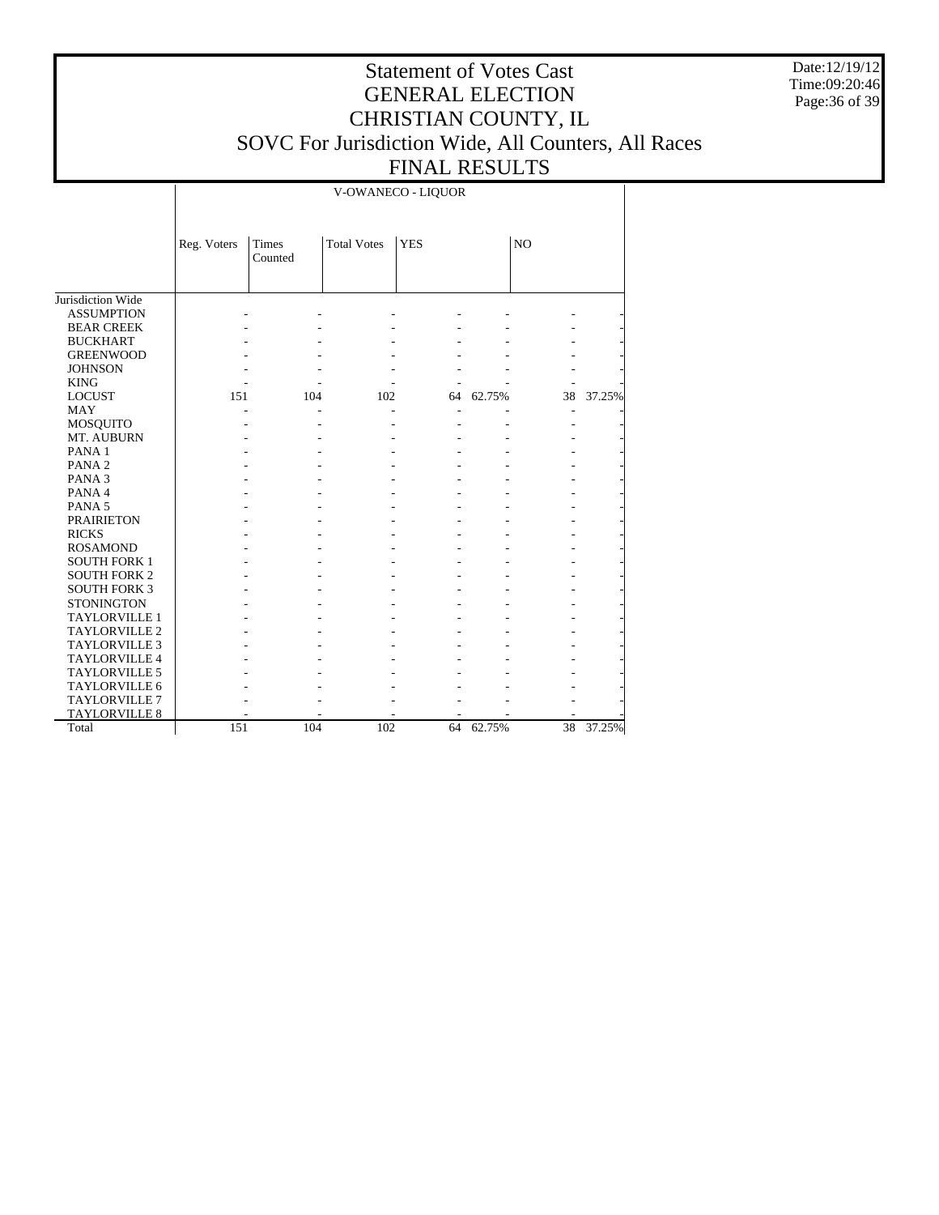# Statement of Votes Cast
# GENERAL ELECTION
# CHRISTIAN COUNTY, IL
# SOVC For Jurisdiction Wide, All Counters, All Races
# FINAL RESULTS

Date:12/19/12
Time:09:20:46

| | V-OWANECO - LIQUOR | | | | | | |
|---|---|---|---|---|---|---|---|
| | Reg. Voters | Times Counted | Total Votes | YES | | NO | |
| Jurisdiction Wide | | | | | | | |
| ASSUMPTION | - | - | - | - | - | - | - |
| BEAR CREEK | - | - | - | - | - | - | - |
| BUCKHART | - | - | - | - | - | - | - |
| GREENWOOD | - | - | - | - | - | - | - |
| JOHNSON | - | - | - | - | - | - | - |
| KING | - | - | - | - | - | - | - |
| LOCUST | 151 | 104 | 102 | 64 | 62.75% | 38 | 37.25% |
| MAY | - | - | - | - | - | - | - |
| MOSQUITO | - | - | - | - | - | - | - |
| MT. AUBURN | - | - | - | - | - | - | - |
| PANA 1 | - | - | - | - | - | - | - |
| PANA 2 | - | - | - | - | - | - | - |
| PANA 3 | - | - | - | - | - | - | - |
| PANA 4 | - | - | - | - | - | - | - |
| PANA 5 | - | - | - | - | - | - | - |
| PRAIRIETON | - | - | - | - | - | - | - |
| RICKS | - | - | - | - | - | - | - |
| ROSAMOND | - | - | - | - | - | - | - |
| SOUTH FORK 1 | - | - | - | - | - | - | - |
| SOUTH FORK 2 | - | - | - | - | - | - | - |
| SOUTH FORK 3 | - | - | - | - | - | - | - |
| STONINGTON | - | - | - | - | - | - | - |
| TAYLORVILLE 1 | - | - | - | - | - | - | - |
| TAYLORVILLE 2 | - | - | - | - | - | - | - |
| TAYLORVILLE 3 | - | - | - | - | - | - | - |
| TAYLORVILLE 4 | - | - | - | - | - | - | - |
| TAYLORVILLE 5 | - | - | - | - | - | - | - |
| TAYLORVILLE 6 | - | - | - | - | - | - | - |
| TAYLORVILLE 7 | - | - | - | - | - | - | - |
| TAYLORVILLE 8 | - | - | - | - | - | - | - |
| Total | 151 | 104 | 102 | 64 | 62.75% | 38 | 37.25% |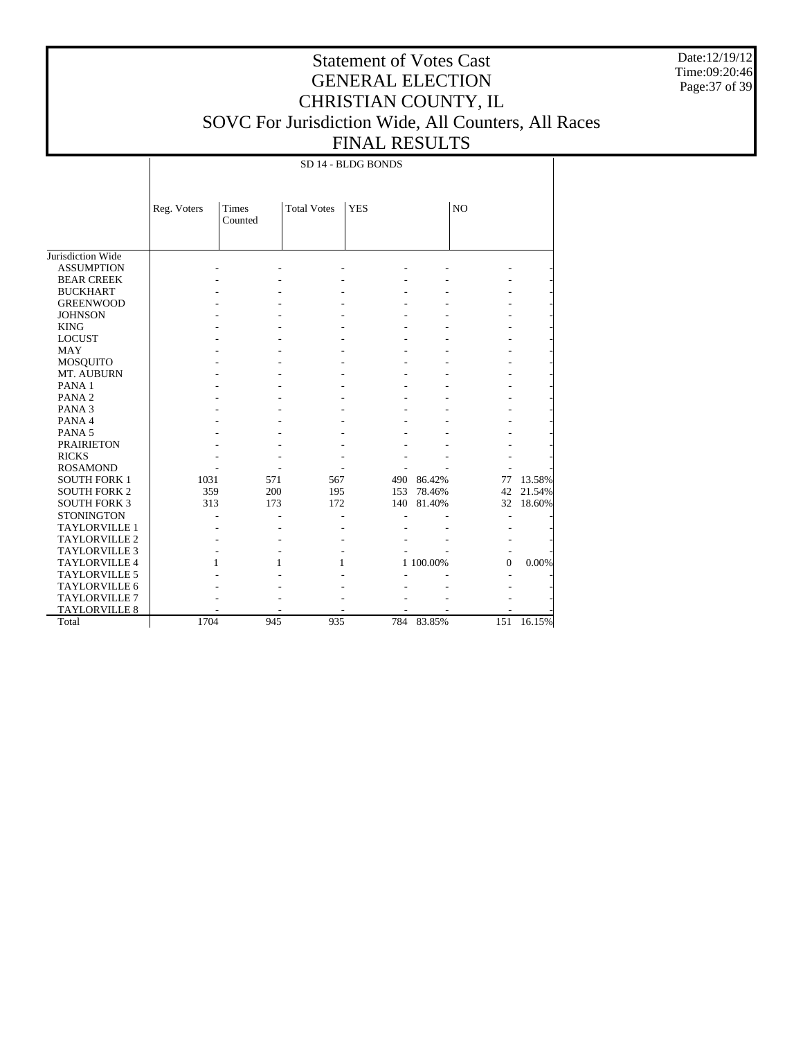# Statement of Votes Cast
# GENERAL ELECTION
# CHRISTIAN COUNTY, IL
# SOVC For Jurisdiction Wide, All Counters, All Races
# FINAL RESULTS

Date:12/19/12
Time:09:20:46

| | SD 14 - BLDG BONDS | | | | | | |
|---|---|---|---|---|---|---|---|
| | Reg. Voters | Times Counted | Total Votes | YES | | NO | |
| Jurisdiction Wide | | | | | | | |
| ASSUMPTION | - | - | - | - | - | - | - |
| BEAR CREEK | - | - | - | - | - | - | - |
| BUCKHART | - | - | - | - | - | - | - |
| GREENWOOD | - | - | - | - | - | - | - |
| JOHNSON | - | - | - | - | - | - | - |
| KING | - | - | - | - | - | - | - |
| LOCUST | - | - | - | - | - | - | - |
| MAY | - | - | - | - | - | - | - |
| MOSQUITO | - | - | - | - | - | - | - |
| MT. AUBURN | - | - | - | - | - | - | - |
| PANA 1 | - | - | - | - | - | - | - |
| PANA 2 | - | - | - | - | - | - | - |
| PANA 3 | - | - | - | - | - | - | - |
| PANA 4 | - | - | - | - | - | - | - |
| PANA 5 | - | - | - | - | - | - | - |
| PRAIRIETON | - | - | - | - | - | - | - |
| RICKS | - | - | - | - | - | - | - |
| ROSAMOND | - | - | - | - | - | - | - |
| SOUTH FORK 1 | 1031 | 571 | 567 | 490 | 86.42% | 77 | 13.58% |
| SOUTH FORK 2 | 359 | 200 | 195 | 153 | 78.46% | 42 | 21.54% |
| SOUTH FORK 3 | 313 | 173 | 172 | 140 | 81.40% | 32 | 18.60% |
| STONINGTON | - | - | - | - | - | - | - |
| TAYLORVILLE 1 | - | - | - | - | - | - | - |
| TAYLORVILLE 2 | - | - | - | - | - | - | - |
| TAYLORVILLE 3 | - | - | - | - | - | - | - |
| TAYLORVILLE 4 | 1 | 1 | 1 | 1 | 100.00% | 0 | 0.00% |
| TAYLORVILLE 5 | - | - | - | - | - | - | - |
| TAYLORVILLE 6 | - | - | - | - | - | - | - |
| TAYLORVILLE 7 | - | - | - | - | - | - | - |
| TAYLORVILLE 8 | - | - | - | - | - | - | - |
| Total | 1704 | 945 | 935 | 784 | 83.85% | 151 | 16.15% |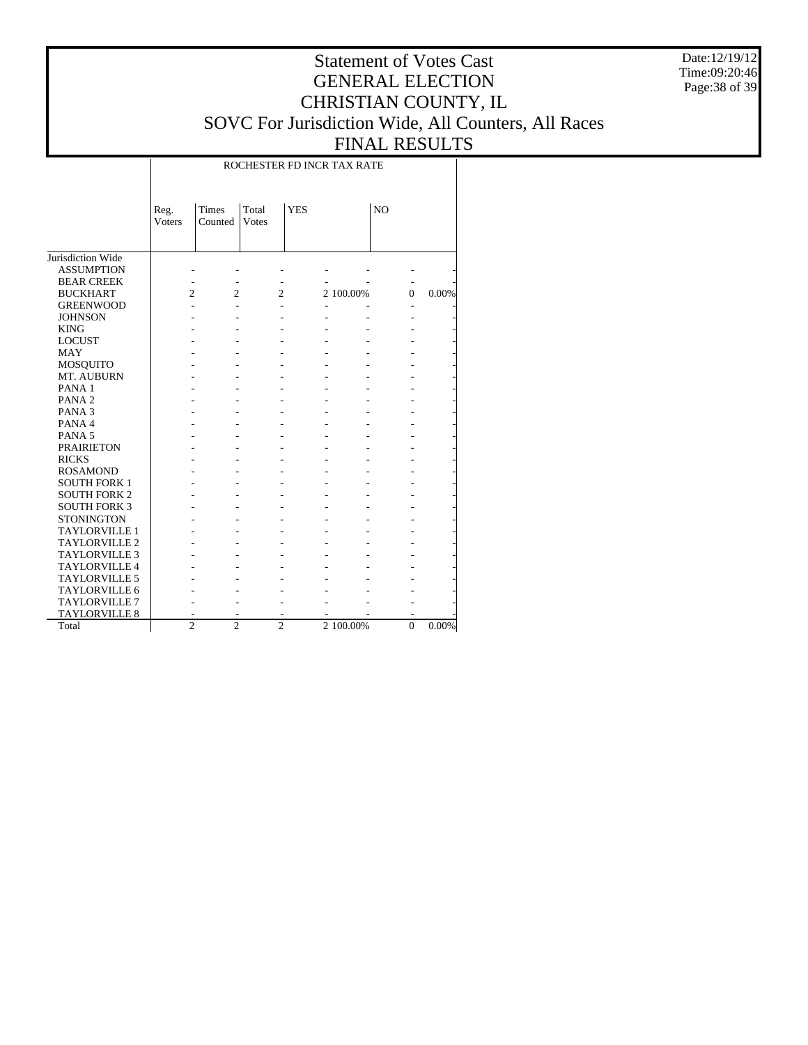# Statement of Votes Cast
# GENERAL ELECTION
# CHRISTIAN COUNTY, IL
# SOVC For Jurisdiction Wide, All Counters, All Races
# FINAL RESULTS

Date:12/19/12
Time:09:20:46

| | ROCHESTER FD INCR TAX RATE | | | | | | |
|---|---|---|---|---|---|---|---|
| | Reg. Voters | Times Counted | Total Votes | YES | | NO | |
| Jurisdiction Wide | | | | | | | |
| ASSUMPTION | - | - | - | - | - | - | - |
| BEAR CREEK | - | - | - | - | - | - | - |
| BUCKHART | 2 | 2 | 2 | 2 | 100.00% | 0 | 0.00% |
| GREENWOOD | - | - | - | - | - | - | - |
| JOHNSON | - | - | - | - | - | - | - |
| KING | - | - | - | - | - | - | - |
| LOCUST | - | - | - | - | - | - | - |
| MAY | - | - | - | - | - | - | - |
| MOSQUITO | - | - | - | - | - | - | - |
| MT. AUBURN | - | - | - | - | - | - | - |
| PANA 1 | - | - | - | - | - | - | - |
| PANA 2 | - | - | - | - | - | - | - |
| PANA 3 | - | - | - | - | - | - | - |
| PANA 4 | - | - | - | - | - | - | - |
| PANA 5 | - | - | - | - | - | - | - |
| PRAIRIETON | - | - | - | - | - | - | - |
| RICKS | - | - | - | - | - | - | - |
| ROSAMOND | - | - | - | - | - | - | - |
| SOUTH FORK 1 | - | - | - | - | - | - | - |
| SOUTH FORK 2 | - | - | - | - | - | - | - |
| SOUTH FORK 3 | - | - | - | - | - | - | - |
| STONINGTON | - | - | - | - | - | - | - |
| TAYLORVILLE 1 | - | - | - | - | - | - | - |
| TAYLORVILLE 2 | - | - | - | - | - | - | - |
| TAYLORVILLE 3 | - | - | - | - | - | - | - |
| TAYLORVILLE 4 | - | - | - | - | - | - | - |
| TAYLORVILLE 5 | - | - | - | - | - | - | - |
| TAYLORVILLE 6 | - | - | - | - | - | - | - |
| TAYLORVILLE 7 | - | - | - | - | - | - | - |
| TAYLORVILLE 8 | - | - | - | - | - | - | - |
| Total | 2 | 2 | 2 | 2 | 100.00% | 0 | 0.00% |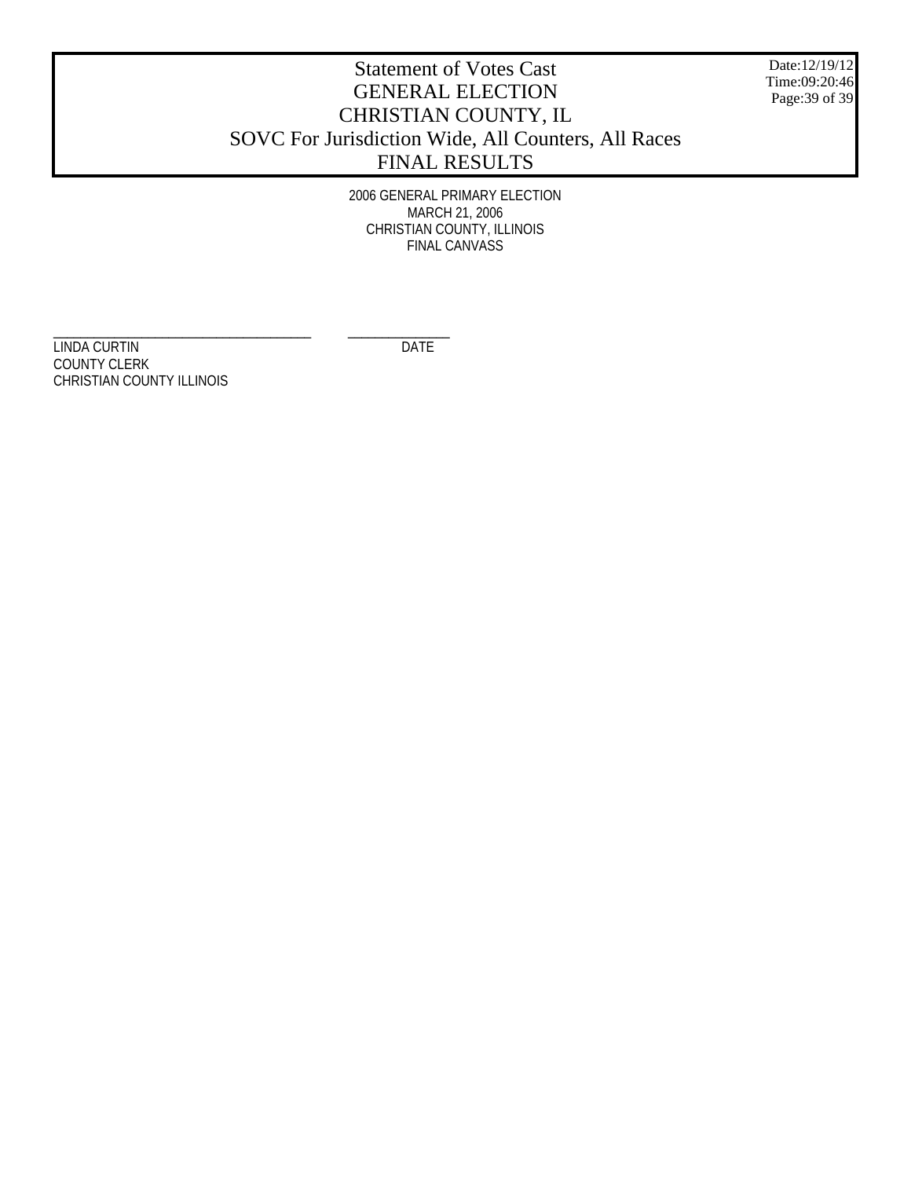2006 GENERAL PRIMARY ELECTION
MARCH 21, 2006
CHRISTIAN COUNTY, ILLINOIS
FINAL CANVASS

_______________________________________ _______________

LINDA CURTIN DATE
COUNTY CLERK
CHRISTIAN COUNTY ILLINOIS